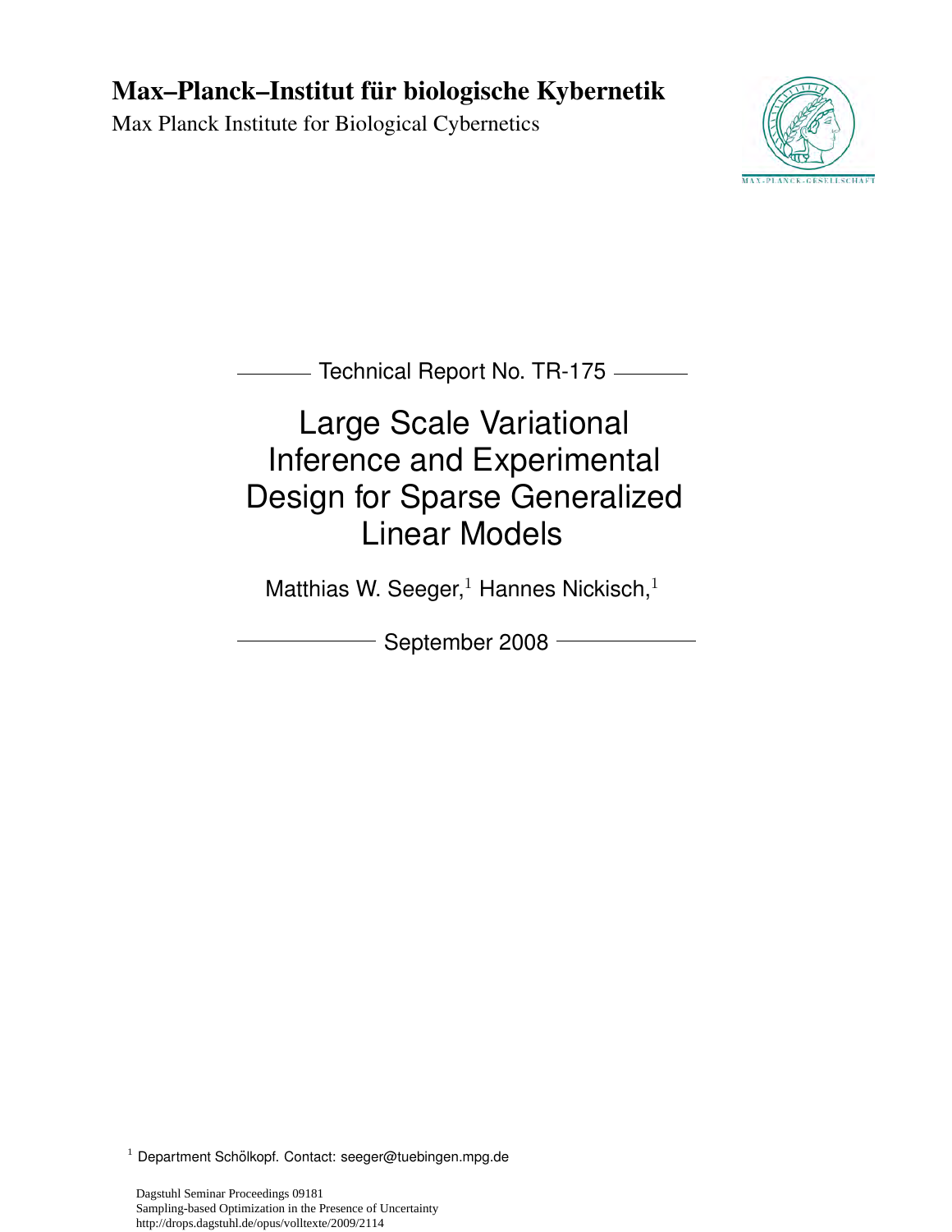**Max–Planck–Institut für biologische Kybernetik**

Max Planck Institute for Biological Cybernetics

Technical Report No. TR-175

# Large Scale Variational Inference and Experimental Design for Sparse Generalized Linear Models

Matthias W. Seeger,[1] Hannes Nickisch,[1]

September 2008

[1] Department Schölkopf. Contact: seeger@tuebingen.mpg.de

Dagstuhl Seminar Proceedings 09181
Sampling-based Optimization in the Presence of Uncertainty
http://drops.dagstuhl.de/opus/volltexte/2009/2114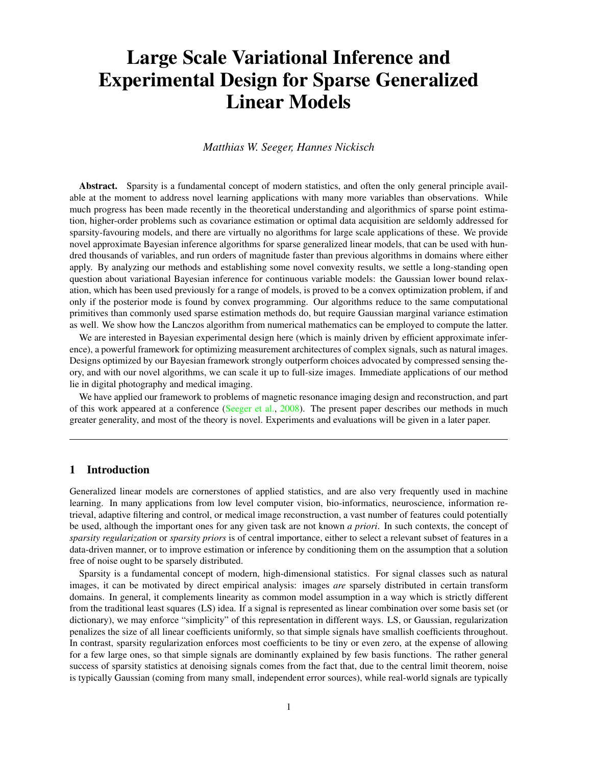# Large Scale Variational Inference and Experimental Design for Sparse Generalized Linear Models

*Matthias W. Seeger, Hannes Nickisch*

**Abstract.** Sparsity is a fundamental concept of modern statistics, and often the only general principle available at the moment to address novel learning applications with many more variables than observations. While much progress has been made recently in the theoretical understanding and algorithmics of sparse point estimation, higher-order problems such as covariance estimation or optimal data acquisition are seldomly addressed for sparsity-favouring models, and there are virtually no algorithms for large scale applications of these. We provide novel approximate Bayesian inference algorithms for sparse generalized linear models, that can be used with hundred thousands of variables, and run orders of magnitude faster than previous algorithms in domains where either apply. By analyzing our methods and establishing some novel convexity results, we settle a long-standing open question about variational Bayesian inference for continuous variable models: the Gaussian lower bound relaxation, which has been used previously for a range of models, is proved to be a convex optimization problem, if and only if the posterior mode is found by convex programming. Our algorithms reduce to the same computational primitives than commonly used sparse estimation methods do, but require Gaussian marginal variance estimation as well. We show how the Lanczos algorithm from numerical mathematics can be employed to compute the latter.

We are interested in Bayesian experimental design here (which is mainly driven by efficient approximate inference), a powerful framework for optimizing measurement architectures of complex signals, such as natural images. Designs optimized by our Bayesian framework strongly outperform choices advocated by compressed sensing theory, and with our novel algorithms, we can scale it up to full-size images. Immediate applications of our method lie in digital photography and medical imaging.

We have applied our framework to problems of magnetic resonance imaging design and reconstruction, and part of this work appeared at a conference (Seeger et al., 2008). The present paper describes our methods in much greater generality, and most of the theory is novel. Experiments and evaluations will be given in a later paper.

---

## 1 Introduction

Generalized linear models are cornerstones of applied statistics, and are also very frequently used in machine learning. In many applications from low level computer vision, bio-informatics, neuroscience, information retrieval, adaptive filtering and control, or medical image reconstruction, a vast number of features could potentially be used, although the important ones for any given task are not known *a priori*. In such contexts, the concept of *sparsity regularization* or *sparsity priors* is of central importance, either to select a relevant subset of features in a data-driven manner, or to improve estimation or inference by conditioning them on the assumption that a solution free of noise ought to be sparsely distributed.

Sparsity is a fundamental concept of modern, high-dimensional statistics. For signal classes such as natural images, it can be motivated by direct empirical analysis: images *are* sparsely distributed in certain transform domains. In general, it complements linearity as common model assumption in a way which is strictly different from the traditional least squares (LS) idea. If a signal is represented as linear combination over some basis set (or dictionary), we may enforce "simplicity" of this representation in different ways. LS, or Gaussian, regularization penalizes the size of all linear coefficients uniformly, so that simple signals have smallish coefficients throughout. In contrast, sparsity regularization enforces most coefficients to be tiny or even zero, at the expense of allowing for a few large ones, so that simple signals are dominantly explained by few basis functions. The rather general success of sparsity statistics at denoising signals comes from the fact that, due to the central limit theorem, noise is typically Gaussian (coming from many small, independent error sources), while real-world signals are typically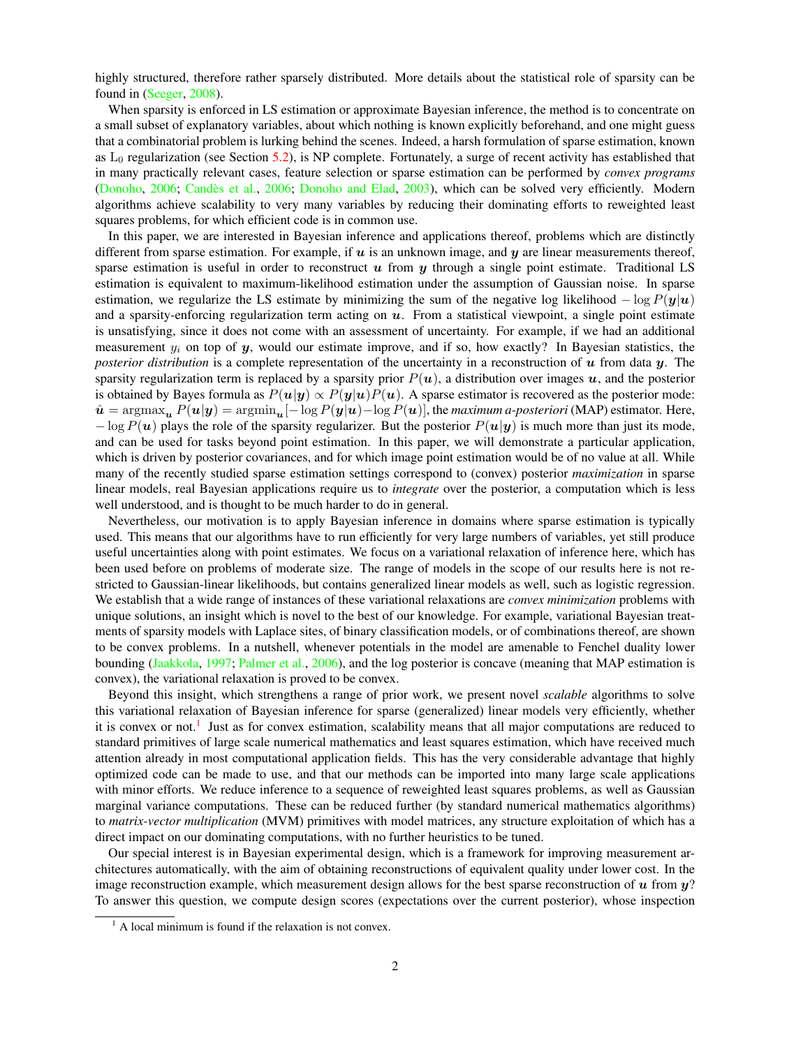highly structured, therefore rather sparsely distributed. More details about the statistical role of sparsity can be found in (Seeger, 2008).

When sparsity is enforced in LS estimation or approximate Bayesian inference, the method is to concentrate on a small subset of explanatory variables, about which nothing is known explicitly beforehand, and one might guess that a combinatorial problem is lurking behind the scenes. Indeed, a harsh formulation of sparse estimation, known as $L_0$ regularization (see Section 5.2), is NP complete. Fortunately, a surge of recent activity has established that in many practically relevant cases, feature selection or sparse estimation can be performed by *convex programs* (Donoho, 2006; Candès et al., 2006; Donoho and Elad, 2003), which can be solved very efficiently. Modern algorithms achieve scalability to very many variables by reducing their dominating efforts to reweighted least squares problems, for which efficient code is in common use.

In this paper, we are interested in Bayesian inference and applications thereof, problems which are distinctly different from sparse estimation. For example, if $\boldsymbol{u}$ is an unknown image, and $\boldsymbol{y}$ are linear measurements thereof, sparse estimation is useful in order to reconstruct $\boldsymbol{u}$ from $\boldsymbol{y}$ through a single point estimate. Traditional LS estimation is equivalent to maximum-likelihood estimation under the assumption of Gaussian noise. In sparse estimation, we regularize the LS estimate by minimizing the sum of the negative log likelihood $-\log P(\boldsymbol{y}|\boldsymbol{u})$ and a sparsity-enforcing regularization term acting on $\boldsymbol{u}$. From a statistical viewpoint, a single point estimate is unsatisfying, since it does not come with an assessment of uncertainty. For example, if we had an additional measurement $y_i$ on top of $\boldsymbol{y}$, would our estimate improve, and if so, how exactly? In Bayesian statistics, the *posterior distribution* is a complete representation of the uncertainty in a reconstruction of $\boldsymbol{u}$ from data $\boldsymbol{y}$. The sparsity regularization term is replaced by a sparsity prior $P(\boldsymbol{u})$, a distribution over images $\boldsymbol{u}$, and the posterior is obtained by Bayes formula as $P(\boldsymbol{u}|\boldsymbol{y}) \propto P(\boldsymbol{y}|\boldsymbol{u})P(\boldsymbol{u})$. A sparse estimator is recovered as the posterior mode: $\hat{\boldsymbol{u}} = \operatorname{argmax}_{\boldsymbol{u}} P(\boldsymbol{u}|\boldsymbol{y}) = \operatorname{argmin}_{\boldsymbol{u}}[-\log P(\boldsymbol{y}|\boldsymbol{u}) - \log P(\boldsymbol{u})]$, the *maximum a-posteriori* (MAP) estimator. Here, $-\log P(\boldsymbol{u})$ plays the role of the sparsity regularizer. But the posterior $P(\boldsymbol{u}|\boldsymbol{y})$ is much more than just its mode, and can be used for tasks beyond point estimation. In this paper, we will demonstrate a particular application, which is driven by posterior covariances, and for which image point estimation would be of no value at all. While many of the recently studied sparse estimation settings correspond to (convex) posterior *maximization* in sparse linear models, real Bayesian applications require us to *integrate* over the posterior, a computation which is less well understood, and is thought to be much harder to do in general.

Nevertheless, our motivation is to apply Bayesian inference in domains where sparse estimation is typically used. This means that our algorithms have to run efficiently for very large numbers of variables, yet still produce useful uncertainties along with point estimates. We focus on a variational relaxation of inference here, which has been used before on problems of moderate size. The range of models in the scope of our results here is not restricted to Gaussian-linear likelihoods, but contains generalized linear models as well, such as logistic regression. We establish that a wide range of instances of these variational relaxations are *convex minimization* problems with unique solutions, an insight which is novel to the best of our knowledge. For example, variational Bayesian treatments of sparsity models with Laplace sites, of binary classification models, or of combinations thereof, are shown to be convex problems. In a nutshell, whenever potentials in the model are amenable to Fenchel duality lower bounding (Jaakkola, 1997; Palmer et al., 2006), and the log posterior is concave (meaning that MAP estimation is convex), the variational relaxation is proved to be convex.

Beyond this insight, which strengthens a range of prior work, we present novel *scalable* algorithms to solve this variational relaxation of Bayesian inference for sparse (generalized) linear models very efficiently, whether it is convex or not.[1] Just as for convex estimation, scalability means that all major computations are reduced to standard primitives of large scale numerical mathematics and least squares estimation, which have received much attention already in most computational application fields. This has the very considerable advantage that highly optimized code can be made to use, and that our methods can be imported into many large scale applications with minor efforts. We reduce inference to a sequence of reweighted least squares problems, as well as Gaussian marginal variance computations. These can be reduced further (by standard numerical mathematics algorithms) to *matrix-vector multiplication* (MVM) primitives with model matrices, any structure exploitation of which has a direct impact on our dominating computations, with no further heuristics to be tuned.

Our special interest is in Bayesian experimental design, which is a framework for improving measurement architectures automatically, with the aim of obtaining reconstructions of equivalent quality under lower cost. In the image reconstruction example, which measurement design allows for the best sparse reconstruction of $\boldsymbol{u}$ from $\boldsymbol{y}$? To answer this question, we compute design scores (expectations over the current posterior), whose inspection

[1] A local minimum is found if the relaxation is not convex.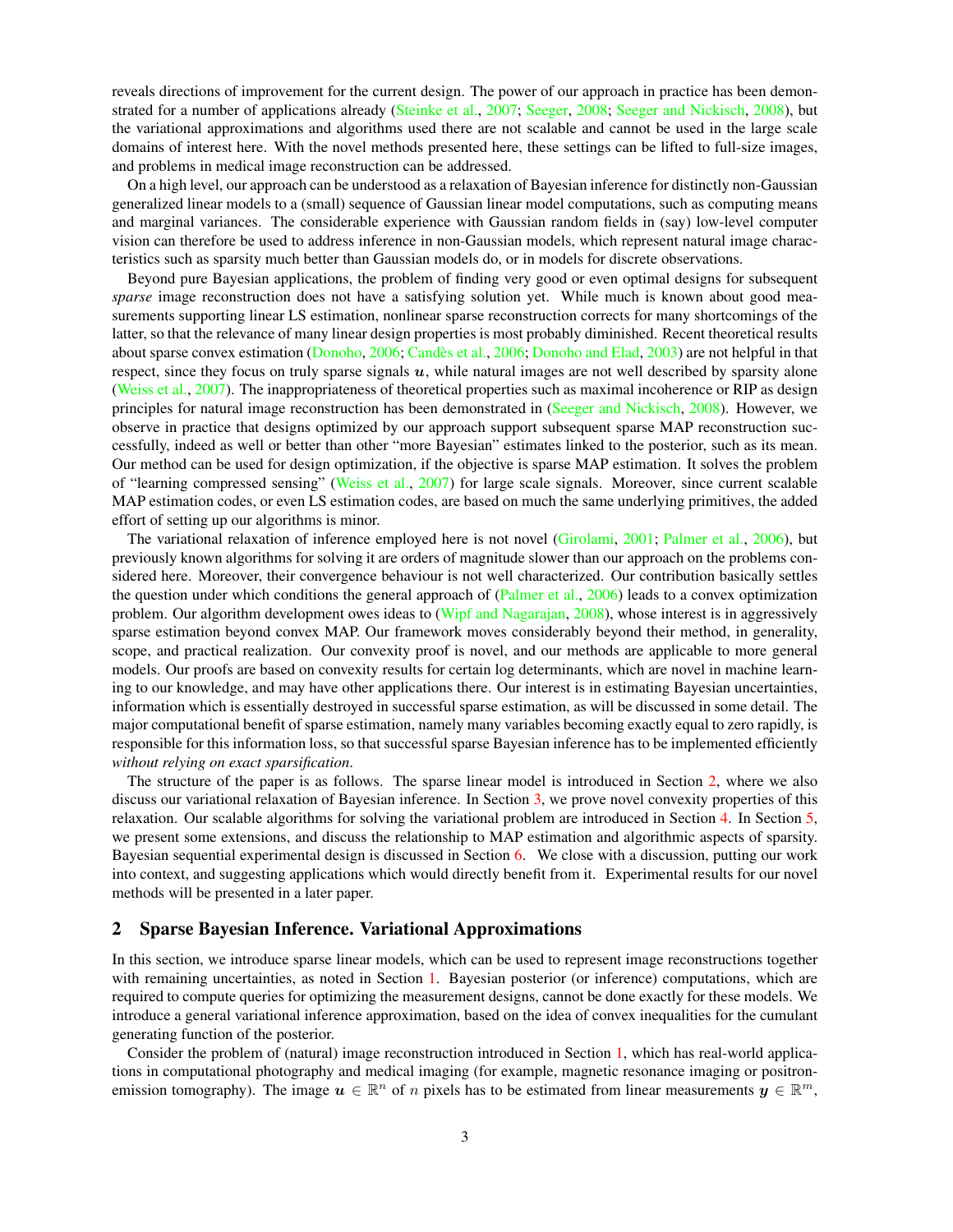reveals directions of improvement for the current design. The power of our approach in practice has been demonstrated for a number of applications already (Steinke et al., 2007; Seeger, 2008; Seeger and Nickisch, 2008), but the variational approximations and algorithms used there are not scalable and cannot be used in the large scale domains of interest here. With the novel methods presented here, these settings can be lifted to full-size images, and problems in medical image reconstruction can be addressed.

On a high level, our approach can be understood as a relaxation of Bayesian inference for distinctly non-Gaussian generalized linear models to a (small) sequence of Gaussian linear model computations, such as computing means and marginal variances. The considerable experience with Gaussian random fields in (say) low-level computer vision can therefore be used to address inference in non-Gaussian models, which represent natural image characteristics such as sparsity much better than Gaussian models do, or in models for discrete observations.

Beyond pure Bayesian applications, the problem of finding very good or even optimal designs for subsequent *sparse* image reconstruction does not have a satisfying solution yet. While much is known about good measurements supporting linear LS estimation, nonlinear sparse reconstruction corrects for many shortcomings of the latter, so that the relevance of many linear design properties is most probably diminished. Recent theoretical results about sparse convex estimation (Donoho, 2006; Candès et al., 2006; Donoho and Elad, 2003) are not helpful in that respect, since they focus on truly sparse signals $\boldsymbol{u}$, while natural images are not well described by sparsity alone (Weiss et al., 2007). The inappropriateness of theoretical properties such as maximal incoherence or RIP as design principles for natural image reconstruction has been demonstrated in (Seeger and Nickisch, 2008). However, we observe in practice that designs optimized by our approach support subsequent sparse MAP reconstruction successfully, indeed as well or better than other "more Bayesian" estimates linked to the posterior, such as its mean. Our method can be used for design optimization, if the objective is sparse MAP estimation. It solves the problem of "learning compressed sensing" (Weiss et al., 2007) for large scale signals. Moreover, since current scalable MAP estimation codes, or even LS estimation codes, are based on much the same underlying primitives, the added effort of setting up our algorithms is minor.

The variational relaxation of inference employed here is not novel (Girolami, 2001; Palmer et al., 2006), but previously known algorithms for solving it are orders of magnitude slower than our approach on the problems considered here. Moreover, their convergence behaviour is not well characterized. Our contribution basically settles the question under which conditions the general approach of (Palmer et al., 2006) leads to a convex optimization problem. Our algorithm development owes ideas to (Wipf and Nagarajan, 2008), whose interest is in aggressively sparse estimation beyond convex MAP. Our framework moves considerably beyond their method, in generality, scope, and practical realization. Our convexity proof is novel, and our methods are applicable to more general models. Our proofs are based on convexity results for certain log determinants, which are novel in machine learning to our knowledge, and may have other applications there. Our interest is in estimating Bayesian uncertainties, information which is essentially destroyed in successful sparse estimation, as will be discussed in some detail. The major computational benefit of sparse estimation, namely many variables becoming exactly equal to zero rapidly, is responsible for this information loss, so that successful sparse Bayesian inference has to be implemented efficiently *without relying on exact sparsification*.

The structure of the paper is as follows. The sparse linear model is introduced in Section 2, where we also discuss our variational relaxation of Bayesian inference. In Section 3, we prove novel convexity properties of this relaxation. Our scalable algorithms for solving the variational problem are introduced in Section 4. In Section 5, we present some extensions, and discuss the relationship to MAP estimation and algorithmic aspects of sparsity. Bayesian sequential experimental design is discussed in Section 6. We close with a discussion, putting our work into context, and suggesting applications which would directly benefit from it. Experimental results for our novel methods will be presented in a later paper.

## 2 Sparse Bayesian Inference. Variational Approximations

In this section, we introduce sparse linear models, which can be used to represent image reconstructions together with remaining uncertainties, as noted in Section 1. Bayesian posterior (or inference) computations, which are required to compute queries for optimizing the measurement designs, cannot be done exactly for these models. We introduce a general variational inference approximation, based on the idea of convex inequalities for the cumulant generating function of the posterior.

Consider the problem of (natural) image reconstruction introduced in Section 1, which has real-world applications in computational photography and medical imaging (for example, magnetic resonance imaging or positron-emission tomography). The image $\boldsymbol{u} \in \mathbb{R}^n$ of $n$ pixels has to be estimated from linear measurements $\boldsymbol{y} \in \mathbb{R}^m$,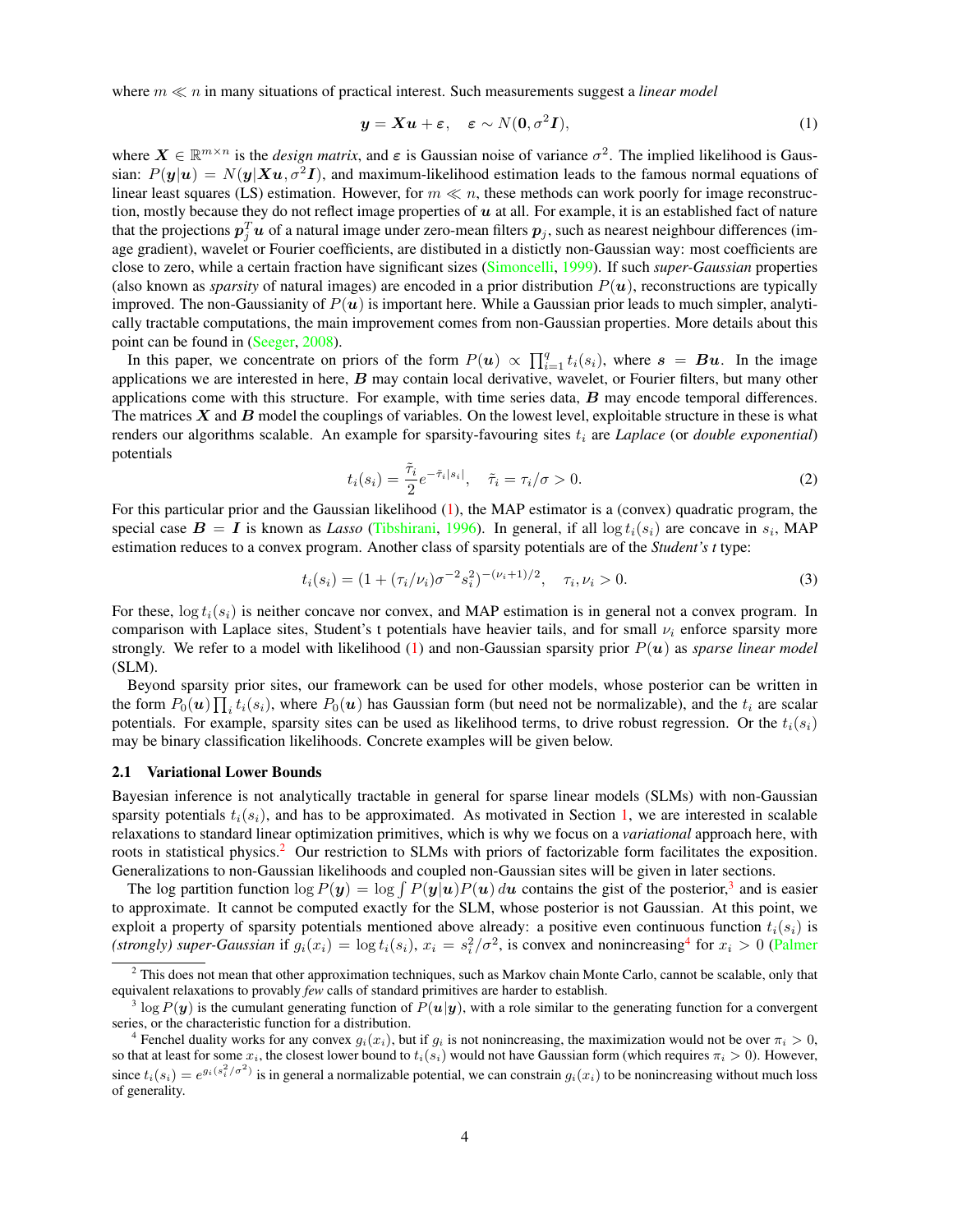where $m \ll n$ in many situations of practical interest. Such measurements suggest a *linear model*

$$\boldsymbol{y} = \boldsymbol{X}\boldsymbol{u} + \boldsymbol{\varepsilon}, \quad \boldsymbol{\varepsilon} \sim N(\boldsymbol{0}, \sigma^2 \boldsymbol{I}), \tag{1}$$

where $\boldsymbol{X} \in \mathbb{R}^{m \times n}$ is the *design matrix*, and $\boldsymbol{\varepsilon}$ is Gaussian noise of variance $\sigma^2$. The implied likelihood is Gaussian: $P(\boldsymbol{y}|\boldsymbol{u}) = N(\boldsymbol{y}|\boldsymbol{X}\boldsymbol{u}, \sigma^2 \boldsymbol{I})$, and maximum-likelihood estimation leads to the famous normal equations of linear least squares (LS) estimation. However, for $m \ll n$, these methods can work poorly for image reconstruction, mostly because they do not reflect image properties of $\boldsymbol{u}$ at all. For example, it is an established fact of nature that the projections $\boldsymbol{p}_j^T \boldsymbol{u}$ of a natural image under zero-mean filters $\boldsymbol{p}_j$, such as nearest neighbour differences (image gradient), wavelet or Fourier coefficients, are distibuted in a distictly non-Gaussian way: most coefficients are close to zero, while a certain fraction have significant sizes (Simoncelli, 1999). If such *super-Gaussian* properties (also known as *sparsity* of natural images) are encoded in a prior distribution $P(\boldsymbol{u})$, reconstructions are typically improved. The non-Gaussianity of $P(\boldsymbol{u})$ is important here. While a Gaussian prior leads to much simpler, analytically tractable computations, the main improvement comes from non-Gaussian properties. More details about this point can be found in (Seeger, 2008).

In this paper, we concentrate on priors of the form $P(\boldsymbol{u}) \propto \prod_{i=1}^q t_i(s_i)$, where $\boldsymbol{s} = \boldsymbol{B}\boldsymbol{u}$. In the image applications we are interested in here, $\boldsymbol{B}$ may contain local derivative, wavelet, or Fourier filters, but many other applications come with this structure. For example, with time series data, $\boldsymbol{B}$ may encode temporal differences. The matrices $\boldsymbol{X}$ and $\boldsymbol{B}$ model the couplings of variables. On the lowest level, exploitable structure in these is what renders our algorithms scalable. An example for sparsity-favouring sites $t_i$ are *Laplace* (or *double exponential*) potentials

$$t_i(s_i) = \frac{\tilde{\tau}_i}{2} e^{-\tilde{\tau}_i |s_i|}, \quad \tilde{\tau}_i = \tau_i/\sigma > 0. \tag{2}$$

For this particular prior and the Gaussian likelihood (1), the MAP estimator is a (convex) quadratic program, the special case $\boldsymbol{B} = \boldsymbol{I}$ is known as *Lasso* (Tibshirani, 1996). In general, if all $\log t_i(s_i)$ are concave in $s_i$, MAP estimation reduces to a convex program. Another class of sparsity potentials are of the *Student's t* type:

$$t_i(s_i) = (1 + (\tau_i/\nu_i)\sigma^{-2} s_i^2)^{-(\nu_i+1)/2}, \quad \tau_i, \nu_i > 0. \tag{3}$$

For these, $\log t_i(s_i)$ is neither concave nor convex, and MAP estimation is in general not a convex program. In comparison with Laplace sites, Student's t potentials have heavier tails, and for small $\nu_i$ enforce sparsity more strongly. We refer to a model with likelihood (1) and non-Gaussian sparsity prior $P(\boldsymbol{u})$ as *sparse linear model* (SLM).

Beyond sparsity prior sites, our framework can be used for other models, whose posterior can be written in the form $P_0(\boldsymbol{u}) \prod_i t_i(s_i)$, where $P_0(\boldsymbol{u})$ has Gaussian form (but need not be normalizable), and the $t_i$ are scalar potentials. For example, sparsity sites can be used as likelihood terms, to drive robust regression. Or the $t_i(s_i)$ may be binary classification likelihoods. Concrete examples will be given below.

### 2.1 Variational Lower Bounds

Bayesian inference is not analytically tractable in general for sparse linear models (SLMs) with non-Gaussian sparsity potentials $t_i(s_i)$, and has to be approximated. As motivated in Section 1, we are interested in scalable relaxations to standard linear optimization primitives, which is why we focus on a *variational* approach here, with roots in statistical physics.[2] Our restriction to SLMs with priors of factorizable form facilitates the exposition. Generalizations to non-Gaussian likelihoods and coupled non-Gaussian sites will be given in later sections.

The log partition function $\log P(\boldsymbol{y}) = \log \int P(\boldsymbol{y}|\boldsymbol{u}) P(\boldsymbol{u})\, d\boldsymbol{u}$ contains the gist of the posterior,[3] and is easier to approximate. It cannot be computed exactly for the SLM, whose posterior is not Gaussian. At this point, we exploit a property of sparsity potentials mentioned above already: a positive even continuous function $t_i(s_i)$ is *(strongly) super-Gaussian* if $g_i(x_i) = \log t_i(s_i)$, $x_i = s_i^2/\sigma^2$, is convex and nonincreasing[4] for $x_i > 0$ (Palmer

[2] This does not mean that other approximation techniques, such as Markov chain Monte Carlo, cannot be scalable, only that equivalent relaxations to provably *few* calls of standard primitives are harder to establish.

[3] $\log P(\boldsymbol{y})$ is the cumulant generating function of $P(\boldsymbol{u}|\boldsymbol{y})$, with a role similar to the generating function for a convergent series, or the characteristic function for a distribution.

[4] Fenchel duality works for any convex $g_i(x_i)$, but if $g_i$ is not nonincreasing, the maximization would not be over $\pi_i > 0$, so that at least for some $x_i$, the closest lower bound to $t_i(s_i)$ would not have Gaussian form (which requires $\pi_i > 0$). However, since $t_i(s_i) = e^{g_i(s_i^2/\sigma^2)}$ is in general a normalizable potential, we can constrain $g_i(x_i)$ to be nonincreasing without much loss of generality.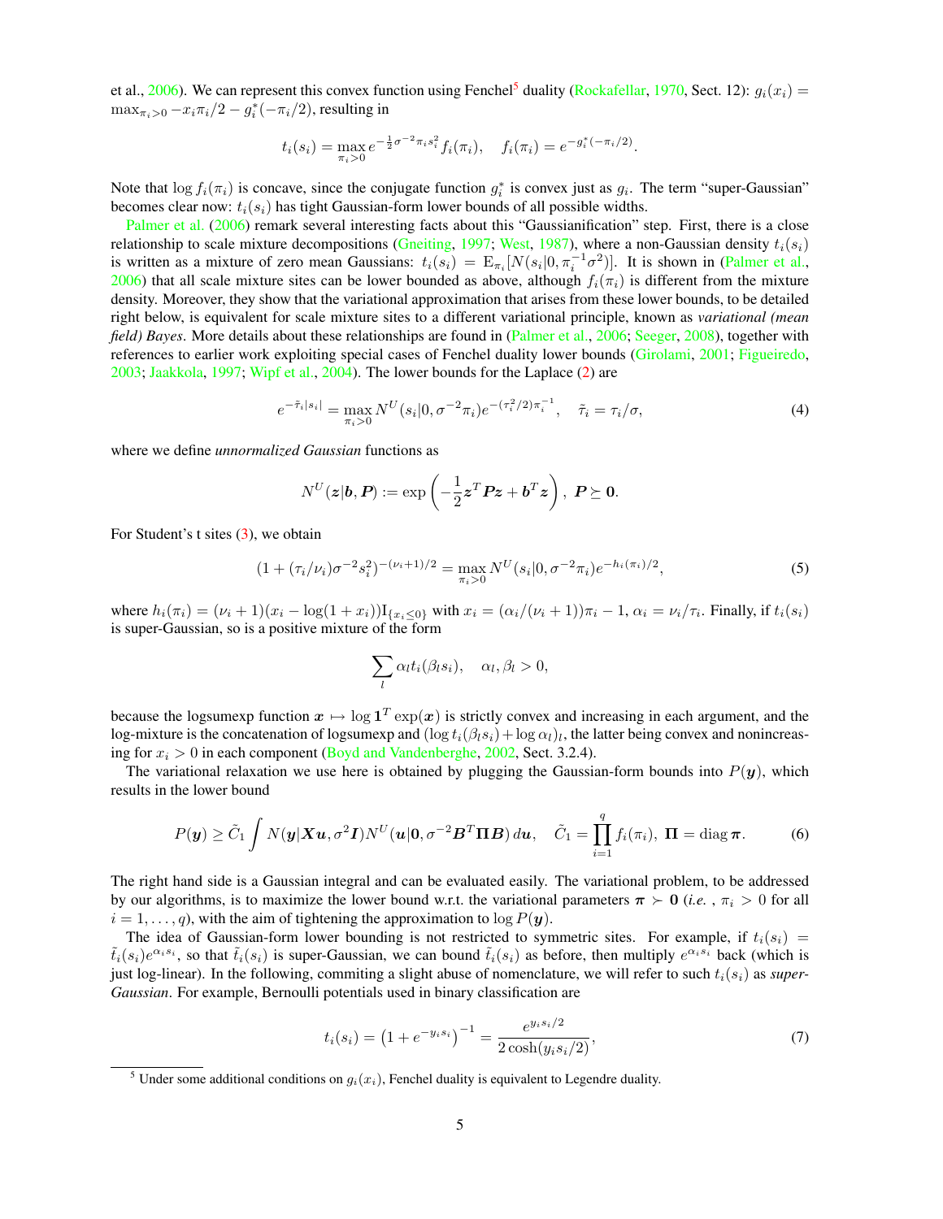et al., 2006). We can represent this convex function using Fenchel[5] duality (Rockafellar, 1970, Sect. 12): $g_i(x_i) = \max_{\pi_i > 0} -x_i\pi_i/2 - g_i^*(-\pi_i/2)$, resulting in

$$t_i(s_i) = \max_{\pi_i > 0} e^{-\frac{1}{2}\sigma^{-2}\pi_i s_i^2} f_i(\pi_i), \quad f_i(\pi_i) = e^{-g_i^*(-\pi_i/2)}.$$

Note that $\log f_i(\pi_i)$ is concave, since the conjugate function $g_i^*$ is convex just as $g_i$. The term "super-Gaussian" becomes clear now: $t_i(s_i)$ has tight Gaussian-form lower bounds of all possible widths.

Palmer et al. (2006) remark several interesting facts about this "Gaussianification" step. First, there is a close relationship to scale mixture decompositions (Gneiting, 1997; West, 1987), where a non-Gaussian density $t_i(s_i)$ is written as a mixture of zero mean Gaussians: $t_i(s_i) = \mathrm{E}_{\pi_i}[N(s_i|0, \pi_i^{-1}\sigma^2)]$. It is shown in (Palmer et al., 2006) that all scale mixture sites can be lower bounded as above, although $f_i(\pi_i)$ is different from the mixture density. Moreover, they show that the variational approximation that arises from these lower bounds, to be detailed right below, is equivalent for scale mixture sites to a different variational principle, known as ***variational (mean field) Bayes***. More details about these relationships are found in (Palmer et al., 2006; Seeger, 2008), together with references to earlier work exploiting special cases of Fenchel duality lower bounds (Girolami, 2001; Figueiredo, 2003; Jaakkola, 1997; Wipf et al., 2004). The lower bounds for the Laplace (2) are

$$e^{-\tilde{\tau}_i|s_i|} = \max_{\pi_i > 0} N^U(s_i|0, \sigma^{-2}\pi_i) e^{-(\tau_i^2/2)\pi_i^{-1}}, \quad \tilde{\tau}_i = \tau_i/\sigma, \tag{4}$$

where we define *unnormalized Gaussian* functions as

$$N^U(\boldsymbol{z}|\boldsymbol{b}, \boldsymbol{P}) := \exp\left(-\frac{1}{2}\boldsymbol{z}^T\boldsymbol{P}\boldsymbol{z} + \boldsymbol{b}^T\boldsymbol{z}\right), \ \boldsymbol{P} \succeq \boldsymbol{0}.$$

For Student's t sites (3), we obtain

$$(1 + (\tau_i/\nu_i)\sigma^{-2}s_i^2)^{-(\nu_i+1)/2} = \max_{\pi_i > 0} N^U(s_i|0, \sigma^{-2}\pi_i) e^{-h_i(\pi_i)/2}, \tag{5}$$

where $h_i(\pi_i) = (\nu_i + 1)(x_i - \log(1 + x_i))\mathrm{I}_{\{x_i \le 0\}}$ with $x_i = (\alpha_i/(\nu_i + 1))\pi_i - 1$, $\alpha_i = \nu_i/\tau_i$. Finally, if $t_i(s_i)$ is super-Gaussian, so is a positive mixture of the form

$$\sum_l \alpha_l t_i(\beta_l s_i), \quad \alpha_l, \beta_l > 0,$$

because the logsumexp function $\boldsymbol{x} \mapsto \log \boldsymbol{1}^T \exp(\boldsymbol{x})$ is strictly convex and increasing in each argument, and the log-mixture is the concatenation of logsumexp and $(\log t_i(\beta_l s_i) + \log \alpha_l)_l$, the latter being convex and nonincreasing for $x_i > 0$ in each component (Boyd and Vandenberghe, 2002, Sect. 3.2.4).

The variational relaxation we use here is obtained by plugging the Gaussian-form bounds into $P(\boldsymbol{y})$, which results in the lower bound

$$P(\boldsymbol{y}) \ge \tilde{C}_1 \int N(\boldsymbol{y}|\boldsymbol{X}\boldsymbol{u}, \sigma^2\boldsymbol{I}) N^U(\boldsymbol{u}|\boldsymbol{0}, \sigma^{-2}\boldsymbol{B}^T\boldsymbol{\Pi}\boldsymbol{B})\, d\boldsymbol{u}, \quad \tilde{C}_1 = \prod_{i=1}^{q} f_i(\pi_i), \ \boldsymbol{\Pi} = \operatorname{diag}\boldsymbol{\pi}. \tag{6}$$

The right hand side is a Gaussian integral and can be evaluated easily. The variational problem, to be addressed by our algorithms, is to maximize the lower bound w.r.t. the variational parameters $\boldsymbol{\pi} \succ \boldsymbol{0}$ (*i.e.* , $\pi_i > 0$ for all $i = 1, \dots, q$), with the aim of tightening the approximation to $\log P(\boldsymbol{y})$.

The idea of Gaussian-form lower bounding is not restricted to symmetric sites. For example, if $t_i(s_i) = \tilde{t}_i(s_i)e^{\alpha_i s_i}$, so that $\tilde{t}_i(s_i)$ is super-Gaussian, we can bound $\tilde{t}_i(s_i)$ as before, then multiply $e^{\alpha_i s_i}$ back (which is just log-linear). In the following, commiting a slight abuse of nomenclature, we will refer to such $t_i(s_i)$ as *super-Gaussian*. For example, Bernoulli potentials used in binary classification are

$$t_i(s_i) = \left(1 + e^{-y_i s_i}\right)^{-1} = \frac{e^{y_i s_i/2}}{2\cosh(y_i s_i/2)}, \tag{7}$$

[5] Under some additional conditions on $g_i(x_i)$, Fenchel duality is equivalent to Legendre duality.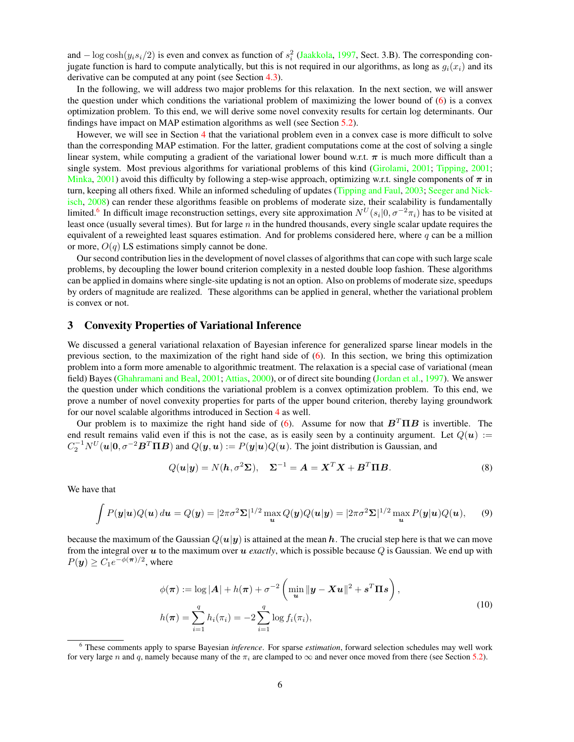and $-\log\cosh(y_i s_i/2)$ is even and convex as function of $s_i^2$ (Jaakkola, 1997, Sect. 3.B). The corresponding conjugate function is hard to compute analytically, but this is not required in our algorithms, as long as $g_i(x_i)$ and its derivative can be computed at any point (see Section 4.3).

In the following, we will address two major problems for this relaxation. In the next section, we will answer the question under which conditions the variational problem of maximizing the lower bound of (6) is a convex optimization problem. To this end, we will derive some novel convexity results for certain log determinants. Our findings have impact on MAP estimation algorithms as well (see Section 5.2).

However, we will see in Section 4 that the variational problem even in a convex case is more difficult to solve than the corresponding MAP estimation. For the latter, gradient computations come at the cost of solving a single linear system, while computing a gradient of the variational lower bound w.r.t. $\boldsymbol{\pi}$ is much more difficult than a single system. Most previous algorithms for variational problems of this kind (Girolami, 2001; Tipping, 2001; Minka, 2001) avoid this difficulty by following a step-wise approach, optimizing w.r.t. single components of $\boldsymbol{\pi}$ in turn, keeping all others fixed. While an informed scheduling of updates (Tipping and Faul, 2003; Seeger and Nickisch, 2008) can render these algorithms feasible on problems of moderate size, their scalability is fundamentally limited.[6] In difficult image reconstruction settings, every site approximation $N^U(s_i|0,\sigma^{-2}\pi_i)$ has to be visited at least once (usually several times). But for large $n$ in the hundred thousands, every single scalar update requires the equivalent of a reweighted least squares estimation. And for problems considered here, where $q$ can be a million or more, $O(q)$ LS estimations simply cannot be done.

Our second contribution lies in the development of novel classes of algorithms that can cope with such large scale problems, by decoupling the lower bound criterion complexity in a nested double loop fashion. These algorithms can be applied in domains where single-site updating is not an option. Also on problems of moderate size, speedups by orders of magnitude are realized. These algorithms can be applied in general, whether the variational problem is convex or not.

## 3 Convexity Properties of Variational Inference

We discussed a general variational relaxation of Bayesian inference for generalized sparse linear models in the previous section, to the maximization of the right hand side of (6). In this section, we bring this optimization problem into a form more amenable to algorithmic treatment. The relaxation is a special case of variational (mean field) Bayes (Ghahramani and Beal, 2001; Attias, 2000), or of direct site bounding (Jordan et al., 1997). We answer the question under which conditions the variational problem is a convex optimization problem. To this end, we prove a number of novel convexity properties for parts of the upper bound criterion, thereby laying groundwork for our novel scalable algorithms introduced in Section 4 as well.

Our problem is to maximize the right hand side of (6). Assume for now that $\boldsymbol{B}^T\boldsymbol{\Pi}\boldsymbol{B}$ is invertible. The end result remains valid even if this is not the case, as is easily seen by a continuity argument. Let $Q(\boldsymbol{u}) := C_2^{-1}N^U(\boldsymbol{u}|\boldsymbol{0},\sigma^{-2}\boldsymbol{B}^T\boldsymbol{\Pi}\boldsymbol{B})$ and $Q(\boldsymbol{y},\boldsymbol{u}) := P(\boldsymbol{y}|\boldsymbol{u})Q(\boldsymbol{u})$. The joint distribution is Gaussian, and

$$Q(\boldsymbol{u}|\boldsymbol{y}) = N(\boldsymbol{h},\sigma^2\boldsymbol{\Sigma}), \quad \boldsymbol{\Sigma}^{-1} = \boldsymbol{A} = \boldsymbol{X}^T\boldsymbol{X} + \boldsymbol{B}^T\boldsymbol{\Pi}\boldsymbol{B}. \tag{8}$$

We have that

$$\int P(\boldsymbol{y}|\boldsymbol{u})Q(\boldsymbol{u})\,d\boldsymbol{u} = Q(\boldsymbol{y}) = |2\pi\sigma^2\boldsymbol{\Sigma}|^{1/2}\max_{\boldsymbol{u}} Q(\boldsymbol{y})Q(\boldsymbol{u}|\boldsymbol{y}) = |2\pi\sigma^2\boldsymbol{\Sigma}|^{1/2}\max_{\boldsymbol{u}} P(\boldsymbol{y}|\boldsymbol{u})Q(\boldsymbol{u}), \tag{9}$$

because the maximum of the Gaussian $Q(\boldsymbol{u}|\boldsymbol{y})$ is attained at the mean $\boldsymbol{h}$. The crucial step here is that we can move from the integral over $\boldsymbol{u}$ to the maximum over $\boldsymbol{u}$ *exactly*, which is possible because $Q$ is Gaussian. We end up with $P(\boldsymbol{y}) \geq C_1 e^{-\phi(\boldsymbol{\pi})/2}$, where

$$\begin{aligned}
\phi(\boldsymbol{\pi}) &:= \log|\boldsymbol{A}| + h(\boldsymbol{\pi}) + \sigma^{-2}\left(\min_{\boldsymbol{u}}\|\boldsymbol{y}-\boldsymbol{X}\boldsymbol{u}\|^2 + \boldsymbol{s}^T\boldsymbol{\Pi}\boldsymbol{s}\right), \\
h(\boldsymbol{\pi}) &= \sum_{i=1}^q h_i(\pi_i) = -2\sum_{i=1}^q \log f_i(\pi_i),
\end{aligned} \tag{10}$$

---

[6] These comments apply to sparse Bayesian *inference*. For sparse *estimation*, forward selection schedules may well work for very large $n$ and $q$, namely because many of the $\pi_i$ are clamped to $\infty$ and never once moved from there (see Section 5.2).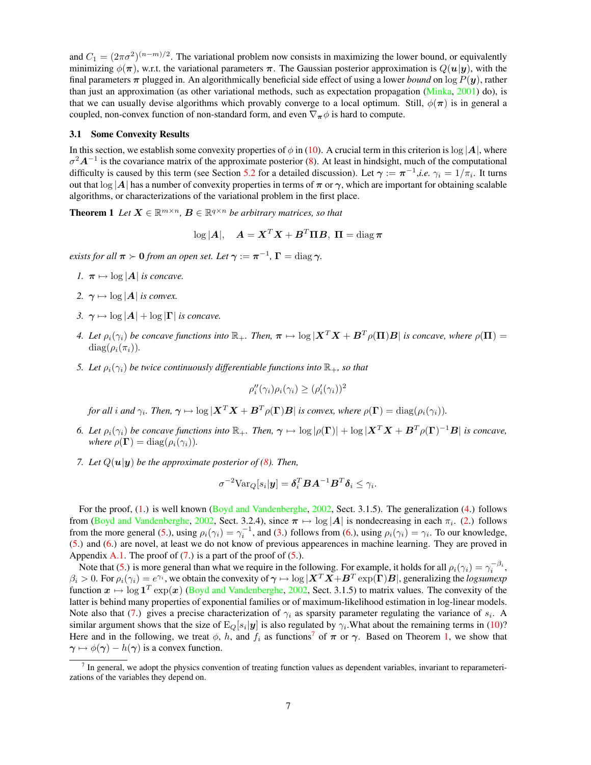and $C_1 = (2\pi\sigma^2)^{(n-m)/2}$. The variational problem now consists in maximizing the lower bound, or equivalently minimizing $\phi(\boldsymbol{\pi})$, w.r.t. the variational parameters $\boldsymbol{\pi}$. The Gaussian posterior approximation is $Q(\boldsymbol{u}|\boldsymbol{y})$, with the final parameters $\boldsymbol{\pi}$ plugged in. An algorithmically beneficial side effect of using a lower *bound* on $\log P(\boldsymbol{y})$, rather than just an approximation (as other variational methods, such as expectation propagation (Minka, 2001) do), is that we can usually devise algorithms which provably converge to a local optimum. Still, $\phi(\boldsymbol{\pi})$ is in general a coupled, non-convex function of non-standard form, and even $\nabla_{\boldsymbol{\pi}}\phi$ is hard to compute.

### 3.1 Some Convexity Results

In this section, we establish some convexity properties of $\phi$ in (10). A crucial term in this criterion is $\log|\boldsymbol{A}|$, where $\sigma^2\boldsymbol{A}^{-1}$ is the covariance matrix of the approximate posterior (8). At least in hindsight, much of the computational difficulty is caused by this term (see Section 5.2 for a detailed discussion). Let $\boldsymbol{\gamma} := \boldsymbol{\pi}^{-1}$,*i.e.* $\gamma_i = 1/\pi_i$. It turns out that $\log|\boldsymbol{A}|$ has a number of convexity properties in terms of $\boldsymbol{\pi}$ or $\boldsymbol{\gamma}$, which are important for obtaining scalable algorithms, or characterizations of the variational problem in the first place.

**Theorem 1** *Let $\boldsymbol{X} \in \mathbb{R}^{m\times n}$, $\boldsymbol{B} \in \mathbb{R}^{q\times n}$ be arbitrary matrices, so that*

$$\log|\boldsymbol{A}|, \quad \boldsymbol{A} = \boldsymbol{X}^T\boldsymbol{X} + \boldsymbol{B}^T\boldsymbol{\Pi}\boldsymbol{B},\ \boldsymbol{\Pi} = \operatorname{diag}\boldsymbol{\pi}$$

*exists for all $\boldsymbol{\pi} \succ \boldsymbol{0}$ from an open set. Let $\boldsymbol{\gamma} := \boldsymbol{\pi}^{-1}$, $\boldsymbol{\Gamma} = \operatorname{diag}\boldsymbol{\gamma}$.*

1. *$\boldsymbol{\pi} \mapsto \log|\boldsymbol{A}|$ is concave.*
2. *$\boldsymbol{\gamma} \mapsto \log|\boldsymbol{A}|$ is convex.*
3. *$\boldsymbol{\gamma} \mapsto \log|\boldsymbol{A}| + \log|\boldsymbol{\Gamma}|$ is concave.*
4. *Let $\rho_i(\gamma_i)$ be concave functions into $\mathbb{R}_+$. Then, $\boldsymbol{\pi} \mapsto \log|\boldsymbol{X}^T\boldsymbol{X} + \boldsymbol{B}^T\rho(\boldsymbol{\Pi})\boldsymbol{B}|$ is concave, where $\rho(\boldsymbol{\Pi}) = \operatorname{diag}(\rho_i(\pi_i))$.*
5. *Let $\rho_i(\gamma_i)$ be twice continuously differentiable functions into $\mathbb{R}_+$, so that*

   $$\rho_i''(\gamma_i)\rho_i(\gamma_i) \geq (\rho_i'(\gamma_i))^2$$

   *for all $i$ and $\gamma_i$. Then, $\boldsymbol{\gamma} \mapsto \log|\boldsymbol{X}^T\boldsymbol{X} + \boldsymbol{B}^T\rho(\boldsymbol{\Gamma})\boldsymbol{B}|$ is convex, where $\rho(\boldsymbol{\Gamma}) = \operatorname{diag}(\rho_i(\gamma_i))$.*
6. *Let $\rho_i(\gamma_i)$ be concave functions into $\mathbb{R}_+$. Then, $\boldsymbol{\gamma} \mapsto \log|\rho(\boldsymbol{\Gamma})| + \log|\boldsymbol{X}^T\boldsymbol{X} + \boldsymbol{B}^T\rho(\boldsymbol{\Gamma})^{-1}\boldsymbol{B}|$ is concave, where $\rho(\boldsymbol{\Gamma}) = \operatorname{diag}(\rho_i(\gamma_i))$.*
7. *Let $Q(\boldsymbol{u}|\boldsymbol{y})$ be the approximate posterior of (8). Then,*

   $$\sigma^{-2}\mathrm{Var}_Q[s_i|\boldsymbol{y}] = \boldsymbol{\delta}_i^T\boldsymbol{B}\boldsymbol{A}^{-1}\boldsymbol{B}^T\boldsymbol{\delta}_i \leq \gamma_i.$$

For the proof, (1.) is well known (Boyd and Vandenberghe, 2002, Sect. 3.1.5). The generalization (4.) follows from (Boyd and Vandenberghe, 2002, Sect. 3.2.4), since $\boldsymbol{\pi} \mapsto \log|\boldsymbol{A}|$ is nondecreasing in each $\pi_i$. (2.) follows from the more general (5.), using $\rho_i(\gamma_i) = \gamma_i^{-1}$, and (3.) follows from (6.), using $\rho_i(\gamma_i) = \gamma_i$. To our knowledge, (5.) and (6.) are novel, at least we do not know of previous appearences in machine learning. They are proved in Appendix A.1. The proof of (7.) is a part of the proof of (5.).

Note that (5.) is more general than what we require in the following. For example, it holds for all $\rho_i(\gamma_i) = \gamma_i^{-\beta_i}$, $\beta_i > 0$. For $\rho_i(\gamma_i) = e^{\gamma_i}$, we obtain the convexity of $\boldsymbol{\gamma} \mapsto \log|\boldsymbol{X}^T\boldsymbol{X} + \boldsymbol{B}^T\exp(\boldsymbol{\Gamma})\boldsymbol{B}|$, generalizing the *logsumexp* function $\boldsymbol{x} \mapsto \log\boldsymbol{1}^T\exp(\boldsymbol{x})$ (Boyd and Vandenberghe, 2002, Sect. 3.1.5) to matrix values. The convexity of the latter is behind many properties of exponential families or of maximum-likelihood estimation in log-linear models. Note also that (7.) gives a precise characterization of $\gamma_i$ as sparsity parameter regulating the variance of $s_i$. A similar argument shows that the size of $\mathrm{E}_Q[s_i|\boldsymbol{y}]$ is also regulated by $\gamma_i$.What about the remaining terms in (10)? Here and in the following, we treat $\phi$, $h$, and $f_i$ as functions[7] of $\boldsymbol{\pi}$ or $\boldsymbol{\gamma}$. Based on Theorem 1, we show that $\boldsymbol{\gamma} \mapsto \phi(\boldsymbol{\gamma}) - h(\boldsymbol{\gamma})$ is a convex function.

[7] In general, we adopt the physics convention of treating function values as dependent variables, invariant to reparameterizations of the variables they depend on.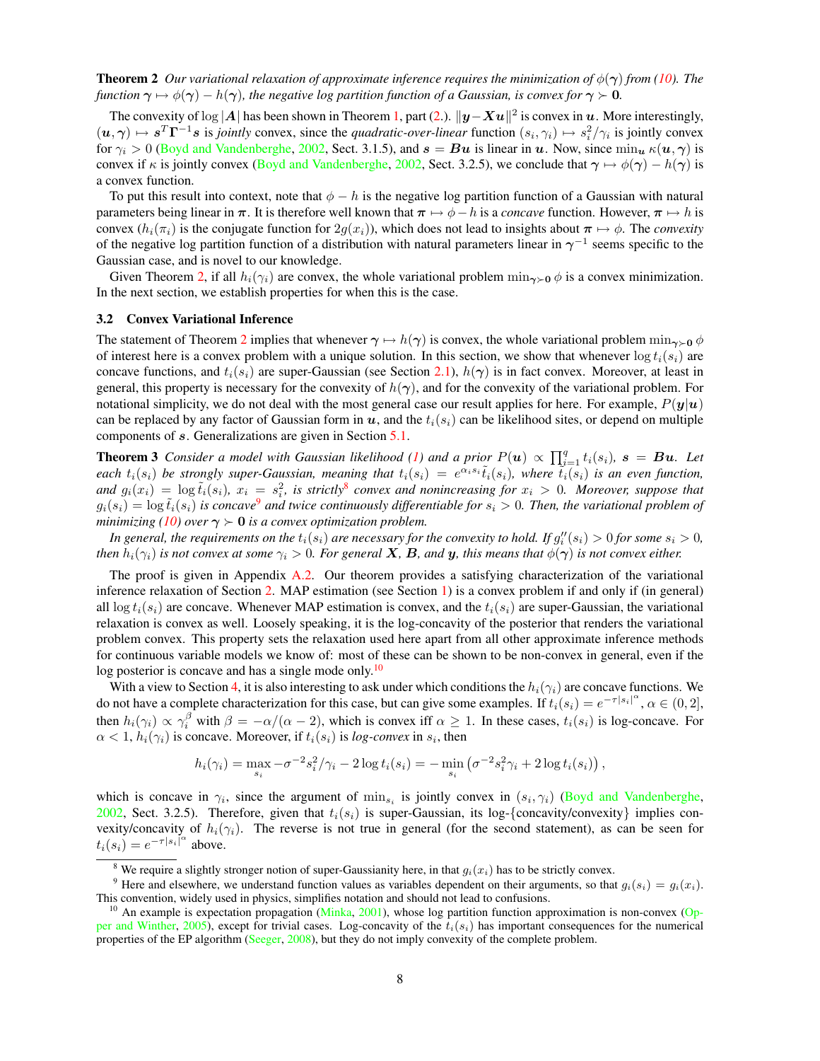**Theorem 2** *Our variational relaxation of approximate inference requires the minimization of $\phi(\boldsymbol{\gamma})$ from (10). The function $\boldsymbol{\gamma} \mapsto \phi(\boldsymbol{\gamma}) - h(\boldsymbol{\gamma})$, the negative log partition function of a Gaussian, is convex for $\boldsymbol{\gamma} \succ \mathbf{0}$.*

The convexity of $\log|\boldsymbol{A}|$ has been shown in Theorem 1, part (2.). $\|\boldsymbol{y} - \boldsymbol{X}\boldsymbol{u}\|^2$ is convex in $\boldsymbol{u}$. More interestingly, $(\boldsymbol{u}, \boldsymbol{\gamma}) \mapsto \boldsymbol{s}^T \boldsymbol{\Gamma}^{-1} \boldsymbol{s}$ is *jointly* convex, since the *quadratic-over-linear* function $(s_i, \gamma_i) \mapsto s_i^2/\gamma_i$ is jointly convex for $\gamma_i > 0$ (Boyd and Vandenberghe, 2002, Sect. 3.1.5), and $\boldsymbol{s} = \boldsymbol{B}\boldsymbol{u}$ is linear in $\boldsymbol{u}$. Now, since $\min_{\boldsymbol{u}} \kappa(\boldsymbol{u}, \boldsymbol{\gamma})$ is convex if $\kappa$ is jointly convex (Boyd and Vandenberghe, 2002, Sect. 3.2.5), we conclude that $\boldsymbol{\gamma} \mapsto \phi(\boldsymbol{\gamma}) - h(\boldsymbol{\gamma})$ is a convex function.

To put this result into context, note that $\phi - h$ is the negative log partition function of a Gaussian with natural parameters being linear in $\boldsymbol{\pi}$. It is therefore well known that $\boldsymbol{\pi} \mapsto \phi - h$ is a *concave* function. However, $\boldsymbol{\pi} \mapsto h$ is convex ($h_i(\pi_i)$ is the conjugate function for $2g(x_i)$), which does not lead to insights about $\boldsymbol{\pi} \mapsto \phi$. The *convexity* of the negative log partition function of a distribution with natural parameters linear in $\boldsymbol{\gamma}^{-1}$ seems specific to the Gaussian case, and is novel to our knowledge.

Given Theorem 2, if all $h_i(\gamma_i)$ are convex, the whole variational problem $\min_{\boldsymbol{\gamma} \succ \mathbf{0}} \phi$ is a convex minimization. In the next section, we establish properties for when this is the case.

### 3.2 Convex Variational Inference

The statement of Theorem 2 implies that whenever $\boldsymbol{\gamma} \mapsto h(\boldsymbol{\gamma})$ is convex, the whole variational problem $\min_{\boldsymbol{\gamma} \succ \mathbf{0}} \phi$ of interest here is a convex problem with a unique solution. In this section, we show that whenever $\log t_i(s_i)$ are concave functions, and $t_i(s_i)$ are super-Gaussian (see Section 2.1), $h(\boldsymbol{\gamma})$ is in fact convex. Moreover, at least in general, this property is necessary for the convexity of $h(\boldsymbol{\gamma})$, and for the convexity of the variational problem. For notational simplicity, we do not deal with the most general case our result applies for here. For example, $P(\boldsymbol{y}|\boldsymbol{u})$ can be replaced by any factor of Gaussian form in $\boldsymbol{u}$, and the $t_i(s_i)$ can be likelihood sites, or depend on multiple components of $\boldsymbol{s}$. Generalizations are given in Section 5.1.

**Theorem 3** *Consider a model with Gaussian likelihood (1) and a prior $P(\boldsymbol{u}) \propto \prod_{i=1}^{q} t_i(s_i)$, $\boldsymbol{s} = \boldsymbol{B}\boldsymbol{u}$. Let each $t_i(s_i)$ be strongly super-Gaussian, meaning that $t_i(s_i) = e^{\alpha_i s_i} \tilde{t}_i(s_i)$, where $\tilde{t}_i(s_i)$ is an even function, and $g_i(x_i) = \log \tilde{t}_i(s_i)$, $x_i = s_i^2$, is strictly[8] convex and nonincreasing for $x_i > 0$. Moreover, suppose that $g_i(s_i) = \log \tilde{t}_i(s_i)$ is concave[9] and twice continuously differentiable for $s_i > 0$. Then, the variational problem of minimizing (10) over $\boldsymbol{\gamma} \succ \mathbf{0}$ is a convex optimization problem.*

*In general, the requirements on the $t_i(s_i)$ are necessary for the convexity to hold. If $g_i''(s_i) > 0$ for some $s_i > 0$, then $h_i(\gamma_i)$ is not convex at some $\gamma_i > 0$. For general $\boldsymbol{X}$, $\boldsymbol{B}$, and $\boldsymbol{y}$, this means that $\phi(\boldsymbol{\gamma})$ is not convex either.*

The proof is given in Appendix A.2. Our theorem provides a satisfying characterization of the variational inference relaxation of Section 2. MAP estimation (see Section 1) is a convex problem if and only if (in general) all $\log t_i(s_i)$ are concave. Whenever MAP estimation is convex, and the $t_i(s_i)$ are super-Gaussian, the variational relaxation is convex as well. Loosely speaking, it is the log-concavity of the posterior that renders the variational problem convex. This property sets the relaxation used here apart from all other approximate inference methods for continuous variable models we know of: most of these can be shown to be non-convex in general, even if the log posterior is concave and has a single mode only.[10]

With a view to Section 4, it is also interesting to ask under which conditions the $h_i(\gamma_i)$ are concave functions. We do not have a complete characterization for this case, but can give some examples. If $t_i(s_i) = e^{-\tau|s_i|^\alpha}$, $\alpha \in (0, 2]$, then $h_i(\gamma_i) \propto \gamma_i^\beta$ with $\beta = -\alpha/(\alpha - 2)$, which is convex iff $\alpha \geq 1$. In these cases, $t_i(s_i)$ is log-concave. For $\alpha < 1$, $h_i(\gamma_i)$ is concave. Moreover, if $t_i(s_i)$ is *log-convex* in $s_i$, then

$$h_i(\gamma_i) = \max_{s_i} -\sigma^{-2} s_i^2/\gamma_i - 2\log t_i(s_i) = -\min_{s_i} \left( \sigma^{-2} s_i^2 \gamma_i + 2\log t_i(s_i) \right),$$

which is concave in $\gamma_i$, since the argument of $\min_{s_i}$ is jointly convex in $(s_i, \gamma_i)$ (Boyd and Vandenberghe, 2002, Sect. 3.2.5). Therefore, given that $t_i(s_i)$ is super-Gaussian, its log-{concavity/convexity} implies convexity/concavity of $h_i(\gamma_i)$. The reverse is not true in general (for the second statement), as can be seen for $t_i(s_i) = e^{-\tau|s_i|^\alpha}$ above.

---

[8] We require a slightly stronger notion of super-Gaussianity here, in that $g_i(x_i)$ has to be strictly convex.

[9] Here and elsewhere, we understand function values as variables dependent on their arguments, so that $g_i(s_i) = g_i(x_i)$. This convention, widely used in physics, simplifies notation and should not lead to confusions.

[10] An example is expectation propagation (Minka, 2001), whose log partition function approximation is non-convex (Opper and Winther, 2005), except for trivial cases. Log-concavity of the $t_i(s_i)$ has important consequences for the numerical properties of the EP algorithm (Seeger, 2008), but they do not imply convexity of the complete problem.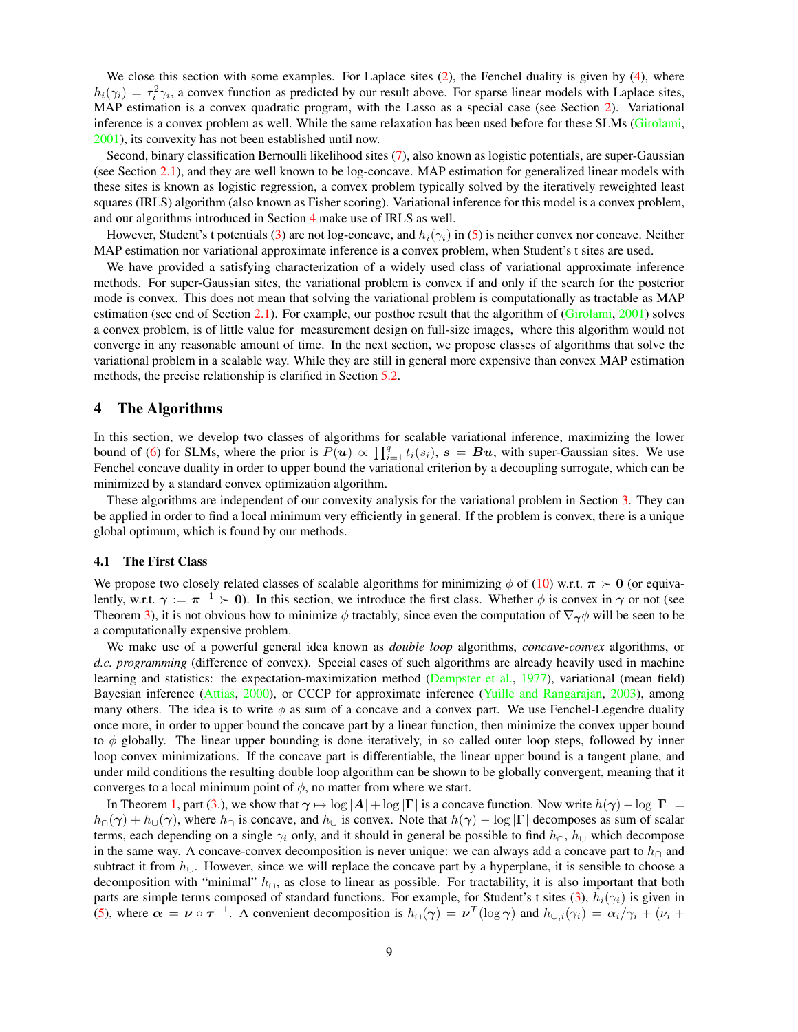We close this section with some examples. For Laplace sites (2), the Fenchel duality is given by (4), where $h_i(\gamma_i) = \tau_i^2\gamma_i$, a convex function as predicted by our result above. For sparse linear models with Laplace sites, MAP estimation is a convex quadratic program, with the Lasso as a special case (see Section 2). Variational inference is a convex problem as well. While the same relaxation has been used before for these SLMs (Girolami, 2001), its convexity has not been established until now.

Second, binary classification Bernoulli likelihood sites (7), also known as logistic potentials, are super-Gaussian (see Section 2.1), and they are well known to be log-concave. MAP estimation for generalized linear models with these sites is known as logistic regression, a convex problem typically solved by the iteratively reweighted least squares (IRLS) algorithm (also known as Fisher scoring). Variational inference for this model is a convex problem, and our algorithms introduced in Section 4 make use of IRLS as well.

However, Student's t potentials (3) are not log-concave, and $h_i(\gamma_i)$ in (5) is neither convex nor concave. Neither MAP estimation nor variational approximate inference is a convex problem, when Student's t sites are used.

We have provided a satisfying characterization of a widely used class of variational approximate inference methods. For super-Gaussian sites, the variational problem is convex if and only if the search for the posterior mode is convex. This does not mean that solving the variational problem is computationally as tractable as MAP estimation (see end of Section 2.1). For example, our posthoc result that the algorithm of (Girolami, 2001) solves a convex problem, is of little value for measurement design on full-size images, where this algorithm would not converge in any reasonable amount of time. In the next section, we propose classes of algorithms that solve the variational problem in a scalable way. While they are still in general more expensive than convex MAP estimation methods, the precise relationship is clarified in Section 5.2.

## 4 The Algorithms

In this section, we develop two classes of algorithms for scalable variational inference, maximizing the lower bound of (6) for SLMs, where the prior is $P(\boldsymbol{u}) \propto \prod_{i=1}^{q} t_i(s_i)$, $\boldsymbol{s} = \boldsymbol{B}\boldsymbol{u}$, with super-Gaussian sites. We use Fenchel concave duality in order to upper bound the variational criterion by a decoupling surrogate, which can be minimized by a standard convex optimization algorithm.

These algorithms are independent of our convexity analysis for the variational problem in Section 3. They can be applied in order to find a local minimum very efficiently in general. If the problem is convex, there is a unique global optimum, which is found by our methods.

### 4.1 The First Class

We propose two closely related classes of scalable algorithms for minimizing $\phi$ of (10) w.r.t. $\boldsymbol{\pi} \succ \boldsymbol{0}$ (or equivalently, w.r.t. $\boldsymbol{\gamma} := \boldsymbol{\pi}^{-1} \succ \boldsymbol{0}$). In this section, we introduce the first class. Whether $\phi$ is convex in $\boldsymbol{\gamma}$ or not (see Theorem 3), it is not obvious how to minimize $\phi$ tractably, since even the computation of $\nabla_{\boldsymbol{\gamma}}\phi$ will be seen to be a computationally expensive problem.

We make use of a powerful general idea known as *double loop* algorithms, *concave-convex* algorithms, or *d.c. programming* (difference of convex). Special cases of such algorithms are already heavily used in machine learning and statistics: the expectation-maximization method (Dempster et al., 1977), variational (mean field) Bayesian inference (Attias, 2000), or CCCP for approximate inference (Yuille and Rangarajan, 2003), among many others. The idea is to write $\phi$ as sum of a concave and a convex part. We use Fenchel-Legendre duality once more, in order to upper bound the concave part by a linear function, then minimize the convex upper bound to $\phi$ globally. The linear upper bounding is done iteratively, in so called outer loop steps, followed by inner loop convex minimizations. If the concave part is differentiable, the linear upper bound is a tangent plane, and under mild conditions the resulting double loop algorithm can be shown to be globally convergent, meaning that it converges to a local minimum point of $\phi$, no matter from where we start.

In Theorem 1, part (3.), we show that $\boldsymbol{\gamma} \mapsto \log|\boldsymbol{A}| + \log|\boldsymbol{\Gamma}|$ is a concave function. Now write $h(\boldsymbol{\gamma}) - \log|\boldsymbol{\Gamma}| = h_{\cap}(\boldsymbol{\gamma}) + h_{\cup}(\boldsymbol{\gamma})$, where $h_{\cap}$ is concave, and $h_{\cup}$ is convex. Note that $h(\boldsymbol{\gamma}) - \log|\boldsymbol{\Gamma}|$ decomposes as sum of scalar terms, each depending on a single $\gamma_i$ only, and it should in general be possible to find $h_{\cap}$, $h_{\cup}$ which decompose in the same way. A concave-convex decomposition is never unique: we can always add a concave part to $h_{\cap}$ and subtract it from $h_{\cup}$. However, since we will replace the concave part by a hyperplane, it is sensible to choose a decomposition with "minimal" $h_{\cap}$, as close to linear as possible. For tractability, it is also important that both parts are simple terms composed of standard functions. For example, for Student's t sites (3), $h_i(\gamma_i)$ is given in (5), where $\boldsymbol{\alpha} = \boldsymbol{\nu} \circ \boldsymbol{\tau}^{-1}$. A convenient decomposition is $h_{\cap}(\boldsymbol{\gamma}) = \boldsymbol{\nu}^T(\log\boldsymbol{\gamma})$ and $h_{\cup,i}(\gamma_i) = \alpha_i/\gamma_i + (\nu_i +$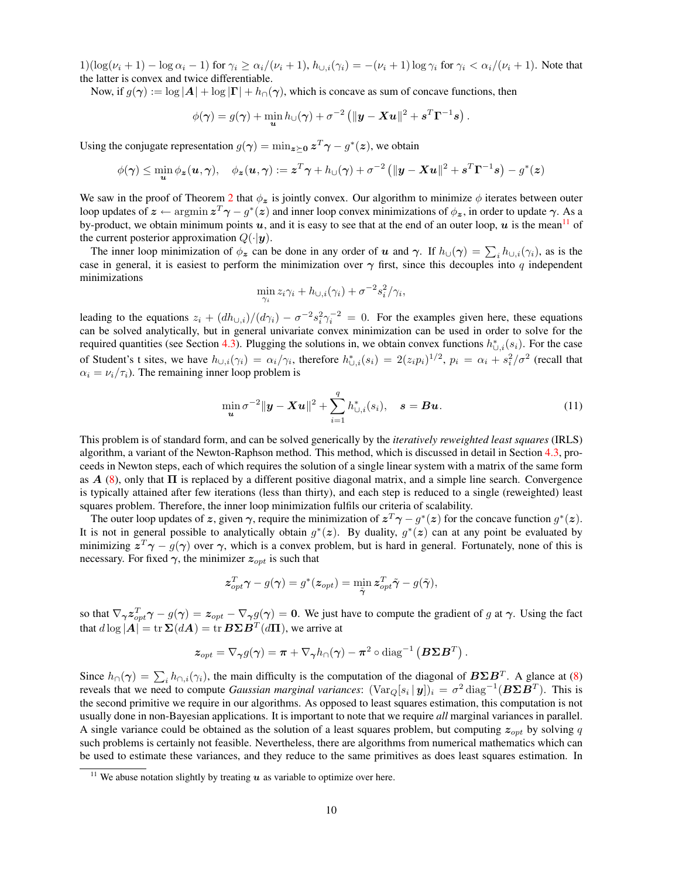1)(log($\nu_i + 1$) − log $\alpha_i$ − 1) for $\gamma_i \geq \alpha_i/(\nu_i+1)$, $h_{\cup,i}(\gamma_i) = -(\nu_i+1)\log\gamma_i$ for $\gamma_i < \alpha_i/(\nu_i+1)$. Note that the latter is convex and twice differentiable.

Now, if $g(\boldsymbol{\gamma}) := \log|\boldsymbol{A}| + \log|\boldsymbol{\Gamma}| + h_\cap(\boldsymbol{\gamma})$, which is concave as sum of concave functions, then

$$\phi(\boldsymbol{\gamma}) = g(\boldsymbol{\gamma}) + \min_{\boldsymbol{u}} h_\cup(\boldsymbol{\gamma}) + \sigma^{-2}\left(\|\boldsymbol{y} - \boldsymbol{X}\boldsymbol{u}\|^2 + \boldsymbol{s}^T\boldsymbol{\Gamma}^{-1}\boldsymbol{s}\right).$$

Using the conjugate representation $g(\boldsymbol{\gamma}) = \min_{\boldsymbol{z}\succeq\boldsymbol{0}} \boldsymbol{z}^T\boldsymbol{\gamma} - g^*(\boldsymbol{z})$, we obtain

$$\phi(\boldsymbol{\gamma}) \leq \min_{\boldsymbol{u}} \phi_{\boldsymbol{z}}(\boldsymbol{u},\boldsymbol{\gamma}), \quad \phi_{\boldsymbol{z}}(\boldsymbol{u},\boldsymbol{\gamma}) := \boldsymbol{z}^T\boldsymbol{\gamma} + h_\cup(\boldsymbol{\gamma}) + \sigma^{-2}\left(\|\boldsymbol{y} - \boldsymbol{X}\boldsymbol{u}\|^2 + \boldsymbol{s}^T\boldsymbol{\Gamma}^{-1}\boldsymbol{s}\right) - g^*(\boldsymbol{z})$$

We saw in the proof of Theorem 2 that $\phi_{\boldsymbol{z}}$ is jointly convex. Our algorithm to minimize $\phi$ iterates between outer loop updates of $\boldsymbol{z} \leftarrow \operatorname{argmin} \boldsymbol{z}^T\boldsymbol{\gamma} - g^*(\boldsymbol{z})$ and inner loop convex minimizations of $\phi_{\boldsymbol{z}}$, in order to update $\boldsymbol{\gamma}$. As a by-product, we obtain minimum points $\boldsymbol{u}$, and it is easy to see that at the end of an outer loop, $\boldsymbol{u}$ is the mean[11] of the current posterior approximation $Q(\cdot|\boldsymbol{y})$.

The inner loop minimization of $\phi_{\boldsymbol{z}}$ can be done in any order of $\boldsymbol{u}$ and $\boldsymbol{\gamma}$. If $h_\cup(\boldsymbol{\gamma}) = \sum_i h_{\cup,i}(\gamma_i)$, as is the case in general, it is easiest to perform the minimization over $\boldsymbol{\gamma}$ first, since this decouples into $q$ independent minimizations

$$\min_{\gamma_i} z_i\gamma_i + h_{\cup,i}(\gamma_i) + \sigma^{-2}s_i^2/\gamma_i,$$

leading to the equations $z_i + (dh_{\cup,i})/(d\gamma_i) - \sigma^{-2}s_i^2\gamma_i^{-2} = 0$. For the examples given here, these equations can be solved analytically, but in general univariate convex minimization can be used in order to solve for the required quantities (see Section 4.3). Plugging the solutions in, we obtain convex functions $h^*_{\cup,i}(s_i)$. For the case of Student's t sites, we have $h_{\cup,i}(\gamma_i) = \alpha_i/\gamma_i$, therefore $h^*_{\cup,i}(s_i) = 2(z_ip_i)^{1/2}$, $p_i = \alpha_i + s_i^2/\sigma^2$ (recall that $\alpha_i = \nu_i/\tau_i$). The remaining inner loop problem is

$$\min_{\boldsymbol{u}} \sigma^{-2}\|\boldsymbol{y} - \boldsymbol{X}\boldsymbol{u}\|^2 + \sum_{i=1}^q h^*_{\cup,i}(s_i), \quad \boldsymbol{s} = \boldsymbol{B}\boldsymbol{u}. \tag{11}$$

This problem is of standard form, and can be solved generically by the *iteratively reweighted least squares* (IRLS) algorithm, a variant of the Newton-Raphson method. This method, which is discussed in detail in Section 4.3, proceeds in Newton steps, each of which requires the solution of a single linear system with a matrix of the same form as $\boldsymbol{A}$ (8), only that $\boldsymbol{\Pi}$ is replaced by a different positive diagonal matrix, and a simple line search. Convergence is typically attained after few iterations (less than thirty), and each step is reduced to a single (reweighted) least squares problem. Therefore, the inner loop minimization fulfils our criteria of scalability.

The outer loop updates of $\boldsymbol{z}$, given $\boldsymbol{\gamma}$, require the minimization of $\boldsymbol{z}^T\boldsymbol{\gamma} - g^*(\boldsymbol{z})$ for the concave function $g^*(\boldsymbol{z})$. It is not in general possible to analytically obtain $g^*(\boldsymbol{z})$. By duality, $g^*(\boldsymbol{z})$ can at any point be evaluated by minimizing $\boldsymbol{z}^T\boldsymbol{\gamma} - g(\boldsymbol{\gamma})$ over $\boldsymbol{\gamma}$, which is a convex problem, but is hard in general. Fortunately, none of this is necessary. For fixed $\boldsymbol{\gamma}$, the minimizer $\boldsymbol{z}_{opt}$ is such that

$$\boldsymbol{z}_{opt}^T\boldsymbol{\gamma} - g(\boldsymbol{\gamma}) = g^*(\boldsymbol{z}_{opt}) = \min_{\tilde{\boldsymbol{\gamma}}} \boldsymbol{z}_{opt}^T\tilde{\boldsymbol{\gamma}} - g(\tilde{\boldsymbol{\gamma}}),$$

so that $\nabla_{\boldsymbol{\gamma}}\boldsymbol{z}_{opt}^T\boldsymbol{\gamma} - g(\boldsymbol{\gamma}) = \boldsymbol{z}_{opt} - \nabla_{\boldsymbol{\gamma}}g(\boldsymbol{\gamma}) = \boldsymbol{0}$. We just have to compute the gradient of $g$ at $\boldsymbol{\gamma}$. Using the fact that $d\log|\boldsymbol{A}| = \operatorname{tr}\boldsymbol{\Sigma}(d\boldsymbol{A}) = \operatorname{tr}\boldsymbol{B}\boldsymbol{\Sigma}\boldsymbol{B}^T(d\boldsymbol{\Pi})$, we arrive at

$$\boldsymbol{z}_{opt} = \nabla_{\boldsymbol{\gamma}}g(\boldsymbol{\gamma}) = \boldsymbol{\pi} + \nabla_{\boldsymbol{\gamma}}h_\cap(\boldsymbol{\gamma}) - \boldsymbol{\pi}^2 \circ \operatorname{diag}^{-1}\left(\boldsymbol{B}\boldsymbol{\Sigma}\boldsymbol{B}^T\right).$$

Since $h_\cap(\boldsymbol{\gamma}) = \sum_i h_{\cap,i}(\gamma_i)$, the main difficulty is the computation of the diagonal of $\boldsymbol{B}\boldsymbol{\Sigma}\boldsymbol{B}^T$. A glance at (8) reveals that we need to compute *Gaussian marginal variances*: $(\operatorname{Var}_Q[s_i\,|\,\boldsymbol{y}])_i = \sigma^2\operatorname{diag}^{-1}(\boldsymbol{B}\boldsymbol{\Sigma}\boldsymbol{B}^T)$. This is the second primitive we require in our algorithms. As opposed to least squares estimation, this computation is not usually done in non-Bayesian applications. It is important to note that we require *all* marginal variances in parallel. A single variance could be obtained as the solution of a least squares problem, but computing $\boldsymbol{z}_{opt}$ by solving $q$ such problems is certainly not feasible. Nevertheless, there are algorithms from numerical mathematics which can be used to estimate these variances, and they reduce to the same primitives as does least squares estimation. In

[11] We abuse notation slightly by treating $\boldsymbol{u}$ as variable to optimize over here.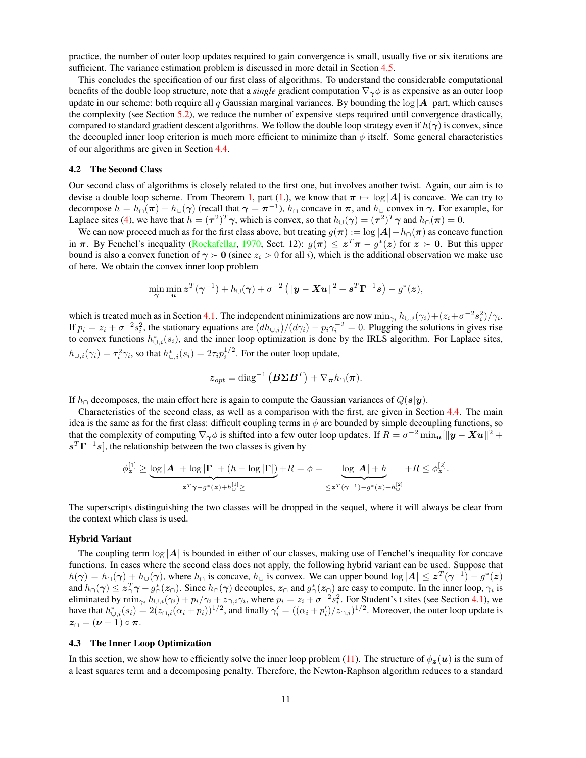practice, the number of outer loop updates required to gain convergence is small, usually five or six iterations are sufficient. The variance estimation problem is discussed in more detail in Section 4.5.

This concludes the specification of our first class of algorithms. To understand the considerable computational benefits of the double loop structure, note that a *single* gradient computation $\nabla_{\boldsymbol{\gamma}}\phi$ is as expensive as an outer loop update in our scheme: both require all $q$ Gaussian marginal variances. By bounding the $\log|\boldsymbol{A}|$ part, which causes the complexity (see Section 5.2), we reduce the number of expensive steps required until convergence drastically, compared to standard gradient descent algorithms. We follow the double loop strategy even if $h(\boldsymbol{\gamma})$ is convex, since the decoupled inner loop criterion is much more efficient to minimize than $\phi$ itself. Some general characteristics of our algorithms are given in Section 4.4.

### 4.2 The Second Class

Our second class of algorithms is closely related to the first one, but involves another twist. Again, our aim is to devise a double loop scheme. From Theorem 1, part (1.), we know that $\boldsymbol{\pi} \mapsto \log|\boldsymbol{A}|$ is concave. We can try to decompose $h = h_\cap(\boldsymbol{\pi}) + h_\cup(\boldsymbol{\gamma})$ (recall that $\boldsymbol{\gamma} = \boldsymbol{\pi}^{-1}$), $h_\cap$ concave in $\boldsymbol{\pi}$, and $h_\cup$ convex in $\boldsymbol{\gamma}$. For example, for Laplace sites (4), we have that $h = (\boldsymbol{\tau}^2)^T\boldsymbol{\gamma}$, which is convex, so that $h_\cup(\boldsymbol{\gamma}) = (\boldsymbol{\tau}^2)^T\boldsymbol{\gamma}$ and $h_\cap(\boldsymbol{\pi}) = 0$.

We can now proceed much as for the first class above, but treating $g(\boldsymbol{\pi}) := \log|\boldsymbol{A}| + h_\cap(\boldsymbol{\pi})$ as concave function in $\boldsymbol{\pi}$. By Fenchel's inequality (Rockafellar, 1970, Sect. 12): $g(\boldsymbol{\pi}) \le \boldsymbol{z}^T\boldsymbol{\pi} - g^*(\boldsymbol{z})$ for $\boldsymbol{z} \succ \boldsymbol{0}$. But this upper bound is also a convex function of $\boldsymbol{\gamma} \succ \boldsymbol{0}$ (since $z_i > 0$ for all $i$), which is the additional observation we make use of here. We obtain the convex inner loop problem

$$\min_{\boldsymbol{\gamma}} \min_{\boldsymbol{u}} \boldsymbol{z}^T(\boldsymbol{\gamma}^{-1}) + h_\cup(\boldsymbol{\gamma}) + \sigma^{-2}\left(\|\boldsymbol{y} - \boldsymbol{X}\boldsymbol{u}\|^2 + \boldsymbol{s}^T\boldsymbol{\Gamma}^{-1}\boldsymbol{s}\right) - g^*(\boldsymbol{z}),$$

which is treated much as in Section 4.1. The independent minimizations are now $\min_{\gamma_i} h_{\cup,i}(\gamma_i) + (z_i + \sigma^{-2}s_i^2)/\gamma_i$. If $p_i = z_i + \sigma^{-2}s_i^2$, the stationary equations are $(dh_{\cup,i})/(d\gamma_i) - p_i\gamma_i^{-2} = 0$. Plugging the solutions in gives rise to convex functions $h^*_{\cup,i}(s_i)$, and the inner loop optimization is done by the IRLS algorithm. For Laplace sites, $h_{\cup,i}(\gamma_i) = \tau_i^2\gamma_i$, so that $h^*_{\cup,i}(s_i) = 2\tau_i p_i^{1/2}$. For the outer loop update,

$$\boldsymbol{z}_{opt} = \mathrm{diag}^{-1}\left(\boldsymbol{B}\boldsymbol{\Sigma}\boldsymbol{B}^T\right) + \nabla_{\boldsymbol{\pi}} h_\cap(\boldsymbol{\pi}).$$

If $h_\cap$ decomposes, the main effort here is again to compute the Gaussian variances of $Q(\boldsymbol{s}|\boldsymbol{y})$.

Characteristics of the second class, as well as a comparison with the first, are given in Section 4.4. The main idea is the same as for the first class: difficult coupling terms in $\phi$ are bounded by simple decoupling functions, so that the complexity of computing $\nabla_{\boldsymbol{\gamma}}\phi$ is shifted into a few outer loop updates. If $R = \sigma^{-2}\min_{\boldsymbol{u}}[\|\boldsymbol{y} - \boldsymbol{X}\boldsymbol{u}\|^2 + \boldsymbol{s}^T\boldsymbol{\Gamma}^{-1}\boldsymbol{s}]$, the relationship between the two classes is given by

$$\phi^{[1]}_{\boldsymbol{z}} \ge \underbrace{\log|\boldsymbol{A}| + \log|\boldsymbol{\Gamma}| + (h - \log|\boldsymbol{\Gamma}|)}_{\boldsymbol{z}^T\boldsymbol{\gamma} - g^*(\boldsymbol{z}) + h^{[1]}_\cup \ge} + R = \phi = \underbrace{\log|\boldsymbol{A}| + h}_{\le \boldsymbol{z}^T(\boldsymbol{\gamma}^{-1}) - g^*(\boldsymbol{z}) + h^{[2]}_\cup} + R \le \phi^{[2]}_{\boldsymbol{z}}.$$

The superscripts distinguishing the two classes will be dropped in the sequel, where it will always be clear from the context which class is used.

#### Hybrid Variant

The coupling term $\log|\boldsymbol{A}|$ is bounded in either of our classes, making use of Fenchel's inequality for concave functions. In cases where the second class does not apply, the following hybrid variant can be used. Suppose that $h(\boldsymbol{\gamma}) = h_\cap(\boldsymbol{\gamma}) + h_\cup(\boldsymbol{\gamma})$, where $h_\cap$ is concave, $h_\cup$ is convex. We can upper bound $\log|\boldsymbol{A}| \le \boldsymbol{z}^T(\boldsymbol{\gamma}^{-1}) - g^*(\boldsymbol{z})$ and $h_\cap(\boldsymbol{\gamma}) \le \boldsymbol{z}_\cap^T\boldsymbol{\gamma} - g_\cap^*(\boldsymbol{z}_\cap)$. Since $h_\cap(\boldsymbol{\gamma})$ decouples, $\boldsymbol{z}_\cap$ and $g_\cap^*(\boldsymbol{z}_\cap)$ are easy to compute. In the inner loop, $\gamma_i$ is eliminated by $\min_{\gamma_i} h_{\cup,i}(\gamma_i) + p_i/\gamma_i + z_{\cap,i}\gamma_i$, where $p_i = z_i + \sigma^{-2}s_i^2$. For Student's t sites (see Section 4.1), we have that $h^*_{\cup,i}(s_i) = 2(z_{\cap,i}(\alpha_i + p_i))^{1/2}$, and finally $\gamma_i' = ((\alpha_i + p_i')/z_{\cap,i})^{1/2}$. Moreover, the outer loop update is $\boldsymbol{z}_\cap = (\boldsymbol{\nu} + \boldsymbol{1}) \circ \boldsymbol{\pi}$.

### 4.3 The Inner Loop Optimization

In this section, we show how to efficiently solve the inner loop problem (11). The structure of $\phi_{\boldsymbol{z}}(\boldsymbol{u})$ is the sum of a least squares term and a decomposing penalty. Therefore, the Newton-Raphson algorithm reduces to a standard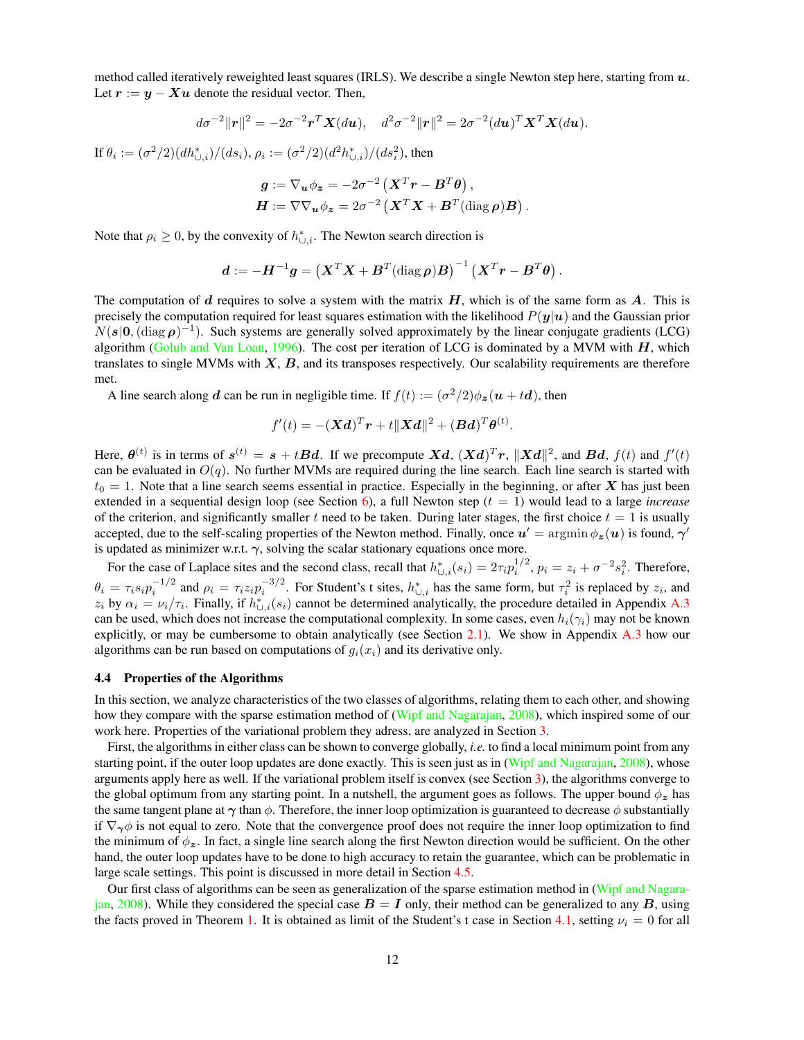method called iteratively reweighted least squares (IRLS). We describe a single Newton step here, starting from $\boldsymbol{u}$. Let $\boldsymbol{r} := \boldsymbol{y} - \boldsymbol{X}\boldsymbol{u}$ denote the residual vector. Then,

$$d\sigma^{-2}\|\boldsymbol{r}\|^2 = -2\sigma^{-2}\boldsymbol{r}^T\boldsymbol{X}(d\boldsymbol{u}), \quad d^2\sigma^{-2}\|\boldsymbol{r}\|^2 = 2\sigma^{-2}(d\boldsymbol{u})^T\boldsymbol{X}^T\boldsymbol{X}(d\boldsymbol{u}).$$

If $\theta_i := (\sigma^2/2)(dh^*_{\cup,i})/(ds_i)$, $\rho_i := (\sigma^2/2)(d^2h^*_{\cup,i})/(ds_i^2)$, then

$$\boldsymbol{g} := \nabla_{\boldsymbol{u}}\phi_{\boldsymbol{z}} = -2\sigma^{-2}\left(\boldsymbol{X}^T\boldsymbol{r} - \boldsymbol{B}^T\boldsymbol{\theta}\right),$$
$$\boldsymbol{H} := \nabla\nabla_{\boldsymbol{u}}\phi_{\boldsymbol{z}} = 2\sigma^{-2}\left(\boldsymbol{X}^T\boldsymbol{X} + \boldsymbol{B}^T(\operatorname{diag}\boldsymbol{\rho})\boldsymbol{B}\right).$$

Note that $\rho_i \geq 0$, by the convexity of $h^*_{\cup,i}$. The Newton search direction is

$$\boldsymbol{d} := -\boldsymbol{H}^{-1}\boldsymbol{g} = \left(\boldsymbol{X}^T\boldsymbol{X} + \boldsymbol{B}^T(\operatorname{diag}\boldsymbol{\rho})\boldsymbol{B}\right)^{-1}\left(\boldsymbol{X}^T\boldsymbol{r} - \boldsymbol{B}^T\boldsymbol{\theta}\right).$$

The computation of $\boldsymbol{d}$ requires to solve a system with the matrix $\boldsymbol{H}$, which is of the same form as $\boldsymbol{A}$. This is precisely the computation required for least squares estimation with the likelihood $P(\boldsymbol{y}|\boldsymbol{u})$ and the Gaussian prior $N(\boldsymbol{s}|\boldsymbol{0}, (\operatorname{diag}\boldsymbol{\rho})^{-1})$. Such systems are generally solved approximately by the linear conjugate gradients (LCG) algorithm (Golub and Van Loan, 1996). The cost per iteration of LCG is dominated by a MVM with $\boldsymbol{H}$, which translates to single MVMs with $\boldsymbol{X}$, $\boldsymbol{B}$, and its transposes respectively. Our scalability requirements are therefore met.

A line search along $\boldsymbol{d}$ can be run in negligible time. If $f(t) := (\sigma^2/2)\phi_{\boldsymbol{z}}(\boldsymbol{u} + t\boldsymbol{d})$, then

$$f'(t) = -(\boldsymbol{X}\boldsymbol{d})^T\boldsymbol{r} + t\|\boldsymbol{X}\boldsymbol{d}\|^2 + (\boldsymbol{B}\boldsymbol{d})^T\boldsymbol{\theta}^{(t)}.$$

Here, $\boldsymbol{\theta}^{(t)}$ is in terms of $\boldsymbol{s}^{(t)} = \boldsymbol{s} + t\boldsymbol{B}\boldsymbol{d}$. If we precompute $\boldsymbol{X}\boldsymbol{d}$, $(\boldsymbol{X}\boldsymbol{d})^T\boldsymbol{r}$, $\|\boldsymbol{X}\boldsymbol{d}\|^2$, and $\boldsymbol{B}\boldsymbol{d}$, $f(t)$ and $f'(t)$ can be evaluated in $O(q)$. No further MVMs are required during the line search. Each line search is started with $t_0 = 1$. Note that a line search seems essential in practice. Especially in the beginning, or after $\boldsymbol{X}$ has just been extended in a sequential design loop (see Section 6), a full Newton step ($t = 1$) would lead to a large *increase* of the criterion, and significantly smaller $t$ need to be taken. During later stages, the first choice $t = 1$ is usually accepted, due to the self-scaling properties of the Newton method. Finally, once $\boldsymbol{u}' = \operatorname{argmin}\phi_{\boldsymbol{z}}(\boldsymbol{u})$ is found, $\boldsymbol{\gamma}'$ is updated as minimizer w.r.t. $\boldsymbol{\gamma}$, solving the scalar stationary equations once more.

For the case of Laplace sites and the second class, recall that $h^*_{\cup,i}(s_i) = 2\tau_i p_i^{1/2}$, $p_i = z_i + \sigma^{-2}s_i^2$. Therefore, $\theta_i = \tau_i s_i p_i^{-1/2}$ and $\rho_i = \tau_i z_i p_i^{-3/2}$. For Student's t sites, $h^*_{\cup,i}$ has the same form, but $\tau_i^2$ is replaced by $z_i$, and $z_i$ by $\alpha_i = \nu_i/\tau_i$. Finally, if $h^*_{\cup,i}(s_i)$ cannot be determined analytically, the procedure detailed in Appendix A.3 can be used, which does not increase the computational complexity. In some cases, even $h_i(\gamma_i)$ may not be known explicitly, or may be cumbersome to obtain analytically (see Section 2.1). We show in Appendix A.3 how our algorithms can be run based on computations of $g_i(x_i)$ and its derivative only.

### 4.4 Properties of the Algorithms

In this section, we analyze characteristics of the two classes of algorithms, relating them to each other, and showing how they compare with the sparse estimation method of (Wipf and Nagarajan, 2008), which inspired some of our work here. Properties of the variational problem they adress, are analyzed in Section 3.

First, the algorithms in either class can be shown to converge globally, *i.e.* to find a local minimum point from any starting point, if the outer loop updates are done exactly. This is seen just as in (Wipf and Nagarajan, 2008), whose arguments apply here as well. If the variational problem itself is convex (see Section 3), the algorithms converge to the global optimum from any starting point. In a nutshell, the argument goes as follows. The upper bound $\phi_{\boldsymbol{z}}$ has the same tangent plane at $\boldsymbol{\gamma}$ than $\phi$. Therefore, the inner loop optimization is guaranteed to decrease $\phi$ substantially if $\nabla_{\boldsymbol{\gamma}}\phi$ is not equal to zero. Note that the convergence proof does not require the inner loop optimization to find the minimum of $\phi_{\boldsymbol{z}}$. In fact, a single line search along the first Newton direction would be sufficient. On the other hand, the outer loop updates have to be done to high accuracy to retain the guarantee, which can be problematic in large scale settings. This point is discussed in more detail in Section 4.5.

Our first class of algorithms can be seen as generalization of the sparse estimation method in (Wipf and Nagarajan, 2008). While they considered the special case $\boldsymbol{B} = \boldsymbol{I}$ only, their method can be generalized to any $\boldsymbol{B}$, using the facts proved in Theorem 1. It is obtained as limit of the Student's t case in Section 4.1, setting $\nu_i = 0$ for all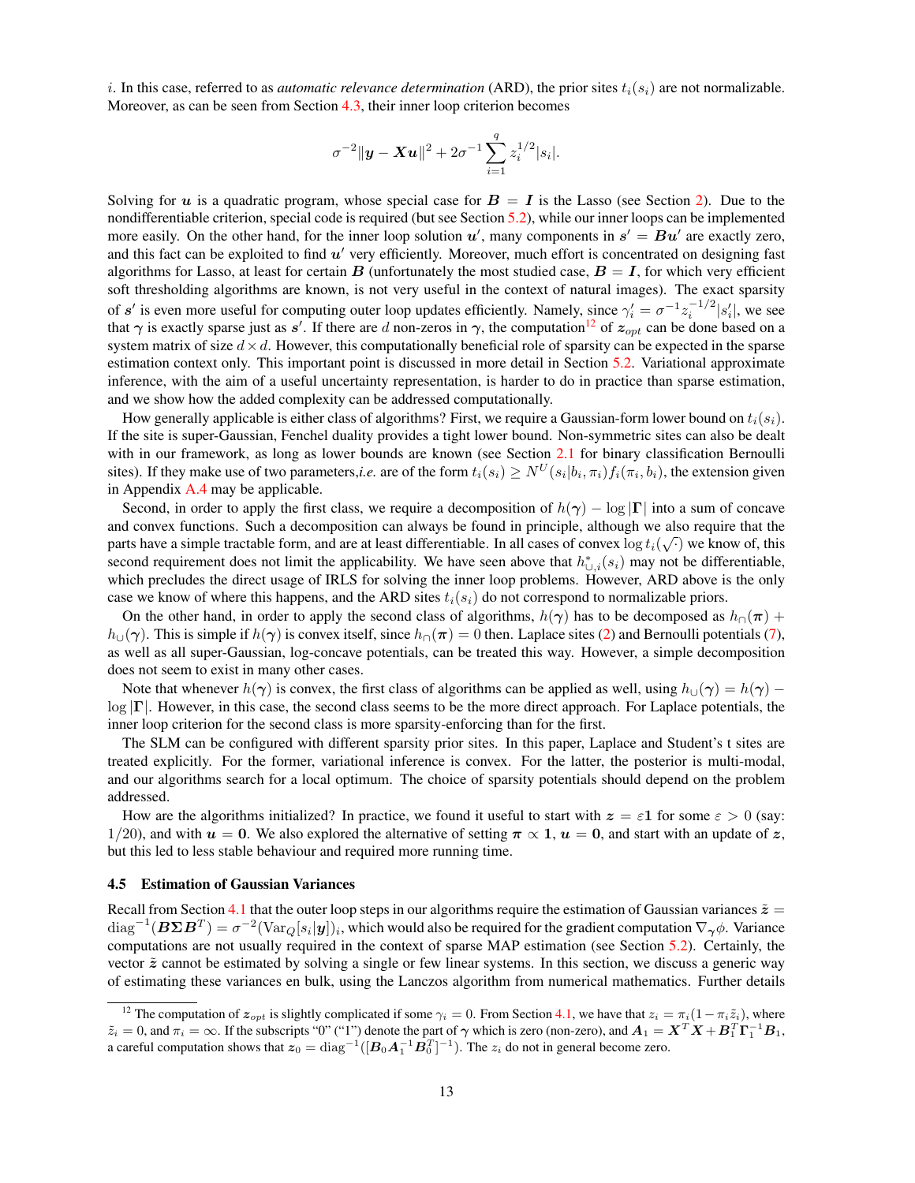$i$. In this case, referred to as *automatic relevance determination* (ARD), the prior sites $t_i(s_i)$ are not normalizable. Moreover, as can be seen from Section 4.3, their inner loop criterion becomes

$$\sigma^{-2}\|\boldsymbol{y} - \boldsymbol{X}\boldsymbol{u}\|^2 + 2\sigma^{-1}\sum_{i=1}^{q} z_i^{1/2}|s_i|.$$

Solving for $\boldsymbol{u}$ is a quadratic program, whose special case for $\boldsymbol{B} = \boldsymbol{I}$ is the Lasso (see Section 2). Due to the nondifferentiable criterion, special code is required (but see Section 5.2), while our inner loops can be implemented more easily. On the other hand, for the inner loop solution $\boldsymbol{u}'$, many components in $\boldsymbol{s}' = \boldsymbol{B}\boldsymbol{u}'$ are exactly zero, and this fact can be exploited to find $\boldsymbol{u}'$ very efficiently. Moreover, much effort is concentrated on designing fast algorithms for Lasso, at least for certain $\boldsymbol{B}$ (unfortunately the most studied case, $\boldsymbol{B} = \boldsymbol{I}$, for which very efficient soft thresholding algorithms are known, is not very useful in the context of natural images). The exact sparsity of $\boldsymbol{s}'$ is even more useful for computing outer loop updates efficiently. Namely, since $\gamma_i' = \sigma^{-1}z_i^{-1/2}|s_i'|$, we see that $\boldsymbol{\gamma}$ is exactly sparse just as $\boldsymbol{s}'$. If there are $d$ non-zeros in $\boldsymbol{\gamma}$, the computation[12] of $\boldsymbol{z}_{opt}$ can be done based on a system matrix of size $d \times d$. However, this computationally beneficial role of sparsity can be expected in the sparse estimation context only. This important point is discussed in more detail in Section 5.2. Variational approximate inference, with the aim of a useful uncertainty representation, is harder to do in practice than sparse estimation, and we show how the added complexity can be addressed computationally.

How generally applicable is either class of algorithms? First, we require a Gaussian-form lower bound on $t_i(s_i)$. If the site is super-Gaussian, Fenchel duality provides a tight lower bound. Non-symmetric sites can also be dealt with in our framework, as long as lower bounds are known (see Section 2.1 for binary classification Bernoulli sites). If they make use of two parameters,*i.e.* are of the form $t_i(s_i) \geq N^U(s_i|b_i, \pi_i)f_i(\pi_i, b_i)$, the extension given in Appendix A.4 may be applicable.

Second, in order to apply the first class, we require a decomposition of $h(\boldsymbol{\gamma}) - \log|\boldsymbol{\Gamma}|$ into a sum of concave and convex functions. Such a decomposition can always be found in principle, although we also require that the parts have a simple tractable form, and are at least differentiable. In all cases of convex $\log t_i(\sqrt{\cdot})$ we know of, this second requirement does not limit the applicability. We have seen above that $h^*_{\cup,i}(s_i)$ may not be differentiable, which precludes the direct usage of IRLS for solving the inner loop problems. However, ARD above is the only case we know of where this happens, and the ARD sites $t_i(s_i)$ do not correspond to normalizable priors.

On the other hand, in order to apply the second class of algorithms, $h(\boldsymbol{\gamma})$ has to be decomposed as $h_\cap(\boldsymbol{\pi}) + h_\cup(\boldsymbol{\gamma})$. This is simple if $h(\boldsymbol{\gamma})$ is convex itself, since $h_\cap(\boldsymbol{\pi}) = 0$ then. Laplace sites (2) and Bernoulli potentials (7), as well as all super-Gaussian, log-concave potentials, can be treated this way. However, a simple decomposition does not seem to exist in many other cases.

Note that whenever $h(\boldsymbol{\gamma})$ is convex, the first class of algorithms can be applied as well, using $h_\cup(\boldsymbol{\gamma}) = h(\boldsymbol{\gamma}) - \log|\boldsymbol{\Gamma}|$. However, in this case, the second class seems to be the more direct approach. For Laplace potentials, the inner loop criterion for the second class is more sparsity-enforcing than for the first.

The SLM can be configured with different sparsity prior sites. In this paper, Laplace and Student's t sites are treated explicitly. For the former, variational inference is convex. For the latter, the posterior is multi-modal, and our algorithms search for a local optimum. The choice of sparsity potentials should depend on the problem addressed.

How are the algorithms initialized? In practice, we found it useful to start with $\boldsymbol{z} = \varepsilon\boldsymbol{1}$ for some $\varepsilon > 0$ (say: $1/20$), and with $\boldsymbol{u} = \boldsymbol{0}$. We also explored the alternative of setting $\boldsymbol{\pi} \propto \boldsymbol{1}$, $\boldsymbol{u} = \boldsymbol{0}$, and start with an update of $\boldsymbol{z}$, but this led to less stable behaviour and required more running time.

### 4.5 Estimation of Gaussian Variances

Recall from Section 4.1 that the outer loop steps in our algorithms require the estimation of Gaussian variances $\tilde{\boldsymbol{z}} = \mathrm{diag}^{-1}(\boldsymbol{B}\boldsymbol{\Sigma}\boldsymbol{B}^T) = \sigma^{-2}(\mathrm{Var}_Q[s_i|\boldsymbol{y}])_i$, which would also be required for the gradient computation $\nabla_{\boldsymbol{\gamma}}\phi$. Variance computations are not usually required in the context of sparse MAP estimation (see Section 5.2). Certainly, the vector $\tilde{\boldsymbol{z}}$ cannot be estimated by solving a single or few linear systems. In this section, we discuss a generic way of estimating these variances en bulk, using the Lanczos algorithm from numerical mathematics. Further details

---

[12] The computation of $\boldsymbol{z}_{opt}$ is slightly complicated if some $\gamma_i = 0$. From Section 4.1, we have that $z_i = \pi_i(1 - \pi_i\tilde{z}_i)$, where $\tilde{z}_i = 0$, and $\pi_i = \infty$. If the subscripts "0" ("1") denote the part of $\boldsymbol{\gamma}$ which is zero (non-zero), and $\boldsymbol{A}_1 = \boldsymbol{X}^T\boldsymbol{X} + \boldsymbol{B}_1^T\boldsymbol{\Gamma}_1^{-1}\boldsymbol{B}_1$, a careful computation shows that $\boldsymbol{z}_0 = \mathrm{diag}^{-1}([\boldsymbol{B}_0\boldsymbol{A}_1^{-1}\boldsymbol{B}_0^T]^{-1})$. The $z_i$ do not in general become zero.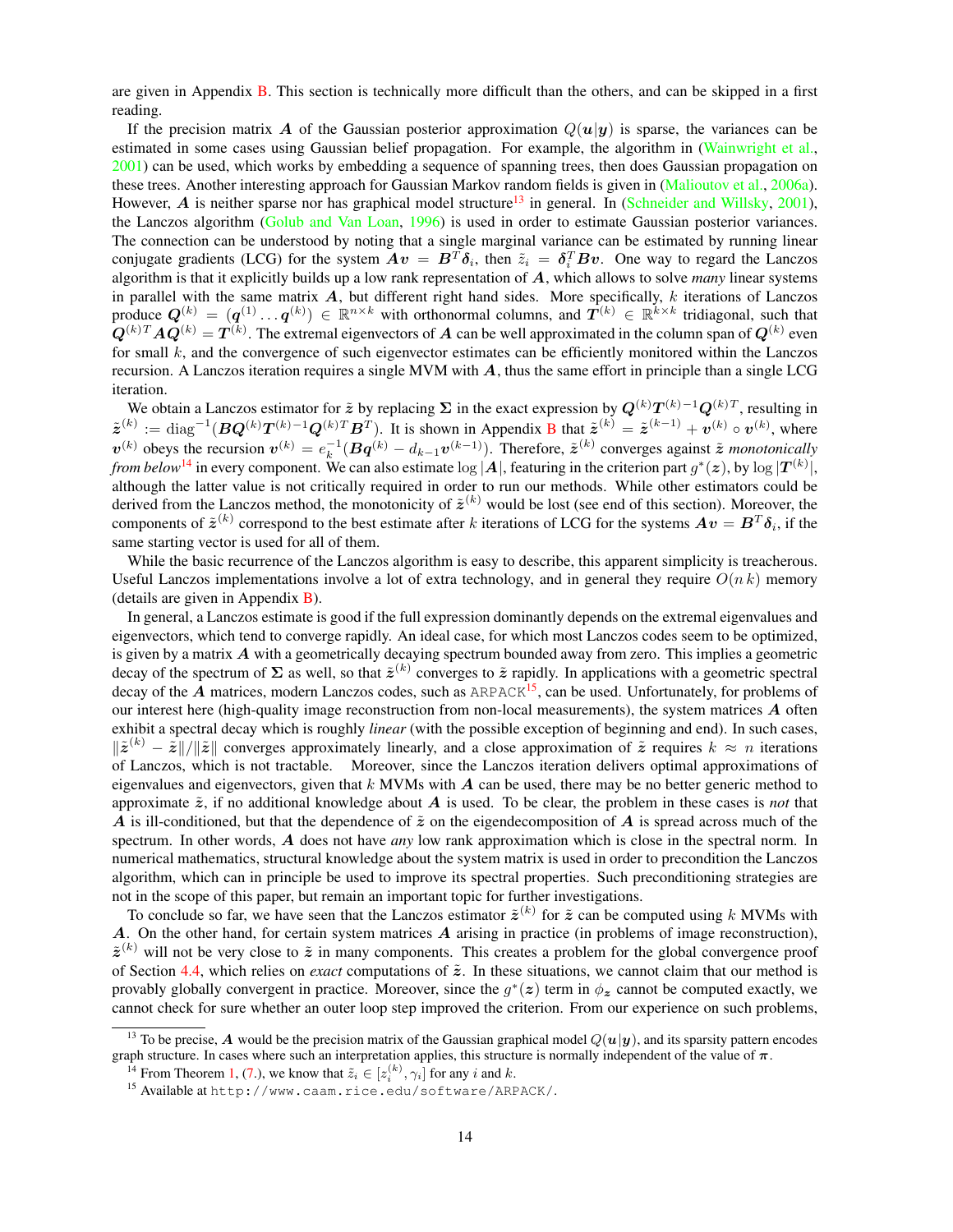are given in Appendix B. This section is technically more difficult than the others, and can be skipped in a first reading.

If the precision matrix $\boldsymbol{A}$ of the Gaussian posterior approximation $Q(\boldsymbol{u}|\boldsymbol{y})$ is sparse, the variances can be estimated in some cases using Gaussian belief propagation. For example, the algorithm in (Wainwright et al., 2001) can be used, which works by embedding a sequence of spanning trees, then does Gaussian propagation on these trees. Another interesting approach for Gaussian Markov random fields is given in (Malioutov et al., 2006a). However, $\boldsymbol{A}$ is neither sparse nor has graphical model structure[13] in general. In (Schneider and Willsky, 2001), the Lanczos algorithm (Golub and Van Loan, 1996) is used in order to estimate Gaussian posterior variances. The connection can be understood by noting that a single marginal variance can be estimated by running linear conjugate gradients (LCG) for the system $\boldsymbol{A}\boldsymbol{v} = \boldsymbol{B}^T\boldsymbol{\delta}_i$, then $\tilde{z}_i = \boldsymbol{\delta}_i^T\boldsymbol{B}\boldsymbol{v}$. One way to regard the Lanczos algorithm is that it explicitly builds up a low rank representation of $\boldsymbol{A}$, which allows to solve *many* linear systems in parallel with the same matrix $\boldsymbol{A}$, but different right hand sides. More specifically, $k$ iterations of Lanczos produce $\boldsymbol{Q}^{(k)} = (\boldsymbol{q}^{(1)} \dots \boldsymbol{q}^{(k)}) \in \mathbb{R}^{n\times k}$ with orthonormal columns, and $\boldsymbol{T}^{(k)} \in \mathbb{R}^{k\times k}$ tridiagonal, such that $\boldsymbol{Q}^{(k)T}\boldsymbol{A}\boldsymbol{Q}^{(k)} = \boldsymbol{T}^{(k)}$. The extremal eigenvectors of $\boldsymbol{A}$ can be well approximated in the column span of $\boldsymbol{Q}^{(k)}$ even for small $k$, and the convergence of such eigenvector estimates can be efficiently monitored within the Lanczos recursion. A Lanczos iteration requires a single MVM with $\boldsymbol{A}$, thus the same effort in principle than a single LCG iteration.

We obtain a Lanczos estimator for $\tilde{\boldsymbol{z}}$ by replacing $\boldsymbol{\Sigma}$ in the exact expression by $\boldsymbol{Q}^{(k)}\boldsymbol{T}^{(k)-1}\boldsymbol{Q}^{(k)T}$, resulting in $\tilde{\boldsymbol{z}}^{(k)} := \mathrm{diag}^{-1}(\boldsymbol{B}\boldsymbol{Q}^{(k)}\boldsymbol{T}^{(k)-1}\boldsymbol{Q}^{(k)T}\boldsymbol{B}^T)$. It is shown in Appendix B that $\tilde{\boldsymbol{z}}^{(k)} = \tilde{\boldsymbol{z}}^{(k-1)} + \boldsymbol{v}^{(k)} \circ \boldsymbol{v}^{(k)}$, where $\boldsymbol{v}^{(k)}$ obeys the recursion $\boldsymbol{v}^{(k)} = e_k^{-1}(\boldsymbol{B}\boldsymbol{q}^{(k)} - d_{k-1}\boldsymbol{v}^{(k-1)})$. Therefore, $\tilde{\boldsymbol{z}}^{(k)}$ converges against $\tilde{\boldsymbol{z}}$ *monotonically from below*[14] in every component. We can also estimate $\log|\boldsymbol{A}|$, featuring in the criterion part $g^*(\boldsymbol{z})$, by $\log|\boldsymbol{T}^{(k)}|$, although the latter value is not critically required in order to run our methods. While other estimators could be derived from the Lanczos method, the monotonicity of $\tilde{\boldsymbol{z}}^{(k)}$ would be lost (see end of this section). Moreover, the components of $\tilde{\boldsymbol{z}}^{(k)}$ correspond to the best estimate after $k$ iterations of LCG for the systems $\boldsymbol{A}\boldsymbol{v} = \boldsymbol{B}^T\boldsymbol{\delta}_i$, if the same starting vector is used for all of them.

While the basic recurrence of the Lanczos algorithm is easy to describe, this apparent simplicity is treacherous. Useful Lanczos implementations involve a lot of extra technology, and in general they require $O(n\,k)$ memory (details are given in Appendix B).

In general, a Lanczos estimate is good if the full expression dominantly depends on the extremal eigenvalues and eigenvectors, which tend to converge rapidly. An ideal case, for which most Lanczos codes seem to be optimized, is given by a matrix $\boldsymbol{A}$ with a geometrically decaying spectrum bounded away from zero. This implies a geometric decay of the spectrum of $\boldsymbol{\Sigma}$ as well, so that $\tilde{\boldsymbol{z}}^{(k)}$ converges to $\tilde{\boldsymbol{z}}$ rapidly. In applications with a geometric spectral decay of the $\boldsymbol{A}$ matrices, modern Lanczos codes, such as ARPACK[15], can be used. Unfortunately, for problems of our interest here (high-quality image reconstruction from non-local measurements), the system matrices $\boldsymbol{A}$ often exhibit a spectral decay which is roughly *linear* (with the possible exception of beginning and end). In such cases, $\|\tilde{\boldsymbol{z}}^{(k)} - \tilde{\boldsymbol{z}}\|/\|\tilde{\boldsymbol{z}}\|$ converges approximately linearly, and a close approximation of $\tilde{\boldsymbol{z}}$ requires $k \approx n$ iterations of Lanczos, which is not tractable. Moreover, since the Lanczos iteration delivers optimal approximations of eigenvalues and eigenvectors, given that $k$ MVMs with $\boldsymbol{A}$ can be used, there may be no better generic method to approximate $\tilde{\boldsymbol{z}}$, if no additional knowledge about $\boldsymbol{A}$ is used. To be clear, the problem in these cases is *not* that $\boldsymbol{A}$ is ill-conditioned, but that the dependence of $\tilde{\boldsymbol{z}}$ on the eigendecomposition of $\boldsymbol{A}$ is spread across much of the spectrum. In other words, $\boldsymbol{A}$ does not have *any* low rank approximation which is close in the spectral norm. In numerical mathematics, structural knowledge about the system matrix is used in order to precondition the Lanczos algorithm, which can in principle be used to improve its spectral properties. Such preconditioning strategies are not in the scope of this paper, but remain an important topic for further investigations.

To conclude so far, we have seen that the Lanczos estimator $\tilde{\boldsymbol{z}}^{(k)}$ for $\tilde{\boldsymbol{z}}$ can be computed using $k$ MVMs with $\boldsymbol{A}$. On the other hand, for certain system matrices $\boldsymbol{A}$ arising in practice (in problems of image reconstruction), $\tilde{\boldsymbol{z}}^{(k)}$ will not be very close to $\tilde{\boldsymbol{z}}$ in many components. This creates a problem for the global convergence proof of Section 4.4, which relies on *exact* computations of $\tilde{\boldsymbol{z}}$. In these situations, we cannot claim that our method is provably globally convergent in practice. Moreover, since the $g^*(\boldsymbol{z})$ term in $\phi_{\boldsymbol{z}}$ cannot be computed exactly, we cannot check for sure whether an outer loop step improved the criterion. From our experience on such problems,

[13] To be precise, $\boldsymbol{A}$ would be the precision matrix of the Gaussian graphical model $Q(\boldsymbol{u}|\boldsymbol{y})$, and its sparsity pattern encodes graph structure. In cases where such an interpretation applies, this structure is normally independent of the value of $\boldsymbol{\pi}$.

[14] From Theorem 1, (7.), we know that $\tilde{z}_i \in [z_i^{(k)}, \gamma_i]$ for any $i$ and $k$.

[15] Available at `http://www.caam.rice.edu/software/ARPACK/`.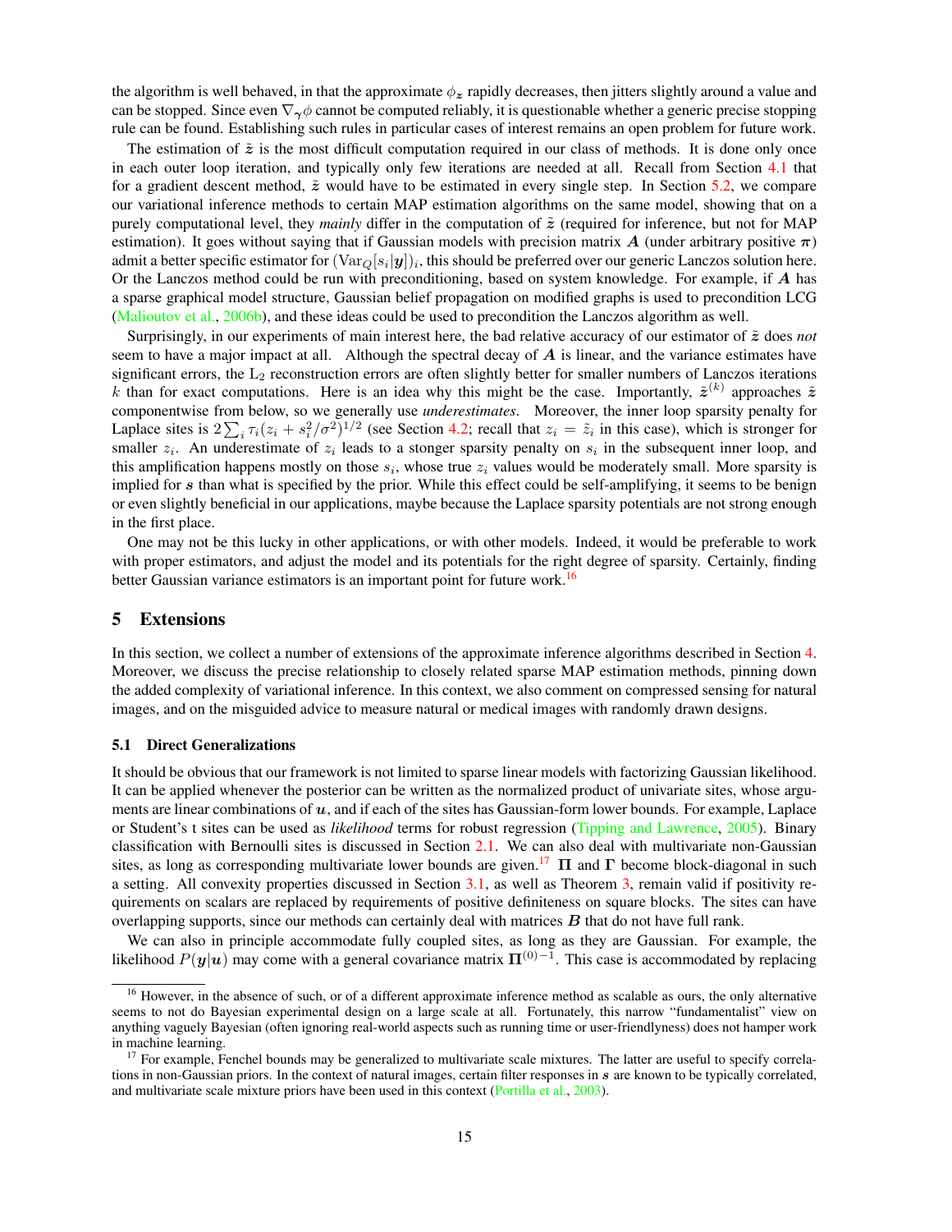the algorithm is well behaved, in that the approximate $\phi_{\boldsymbol{z}}$ rapidly decreases, then jitters slightly around a value and can be stopped. Since even $\nabla_{\boldsymbol{\gamma}}\phi$ cannot be computed reliably, it is questionable whether a generic precise stopping rule can be found. Establishing such rules in particular cases of interest remains an open problem for future work.

The estimation of $\tilde{\boldsymbol{z}}$ is the most difficult computation required in our class of methods. It is done only once in each outer loop iteration, and typically only few iterations are needed at all. Recall from Section 4.1 that for a gradient descent method, $\tilde{\boldsymbol{z}}$ would have to be estimated in every single step. In Section 5.2, we compare our variational inference methods to certain MAP estimation algorithms on the same model, showing that on a purely computational level, they *mainly* differ in the computation of $\tilde{\boldsymbol{z}}$ (required for inference, but not for MAP estimation). It goes without saying that if Gaussian models with precision matrix $\boldsymbol{A}$ (under arbitrary positive $\boldsymbol{\pi}$) admit a better specific estimator for $(\mathrm{Var}_Q[s_i|\boldsymbol{y}])_i$, this should be preferred over our generic Lanczos solution here. Or the Lanczos method could be run with preconditioning, based on system knowledge. For example, if $\boldsymbol{A}$ has a sparse graphical model structure, Gaussian belief propagation on modified graphs is used to precondition LCG (Malioutov et al., 2006b), and these ideas could be used to precondition the Lanczos algorithm as well.

Surprisingly, in our experiments of main interest here, the bad relative accuracy of our estimator of $\tilde{\boldsymbol{z}}$ does *not* seem to have a major impact at all. Although the spectral decay of $\boldsymbol{A}$ is linear, and the variance estimates have significant errors, the $\mathrm{L}_2$ reconstruction errors are often slightly better for smaller numbers of Lanczos iterations $k$ than for exact computations. Here is an idea why this might be the case. Importantly, $\tilde{\boldsymbol{z}}^{(k)}$ approaches $\tilde{\boldsymbol{z}}$ componentwise from below, so we generally use *underestimates*. Moreover, the inner loop sparsity penalty for Laplace sites is $2\sum_i \tau_i(z_i + s_i^2/\sigma^2)^{1/2}$ (see Section 4.2; recall that $z_i = \tilde{z}_i$ in this case), which is stronger for smaller $z_i$. An underestimate of $z_i$ leads to a stonger sparsity penalty on $s_i$ in the subsequent inner loop, and this amplification happens mostly on those $s_i$, whose true $z_i$ values would be moderately small. More sparsity is implied for $\boldsymbol{s}$ than what is specified by the prior. While this effect could be self-amplifying, it seems to be benign or even slightly beneficial in our applications, maybe because the Laplace sparsity potentials are not strong enough in the first place.

One may not be this lucky in other applications, or with other models. Indeed, it would be preferable to work with proper estimators, and adjust the model and its potentials for the right degree of sparsity. Certainly, finding better Gaussian variance estimators is an important point for future work.[16]

## 5 Extensions

In this section, we collect a number of extensions of the approximate inference algorithms described in Section 4. Moreover, we discuss the precise relationship to closely related sparse MAP estimation methods, pinning down the added complexity of variational inference. In this context, we also comment on compressed sensing for natural images, and on the misguided advice to measure natural or medical images with randomly drawn designs.

### 5.1 Direct Generalizations

It should be obvious that our framework is not limited to sparse linear models with factorizing Gaussian likelihood. It can be applied whenever the posterior can be written as the normalized product of univariate sites, whose arguments are linear combinations of $\boldsymbol{u}$, and if each of the sites has Gaussian-form lower bounds. For example, Laplace or Student's t sites can be used as *likelihood* terms for robust regression (Tipping and Lawrence, 2005). Binary classification with Bernoulli sites is discussed in Section 2.1. We can also deal with multivariate non-Gaussian sites, as long as corresponding multivariate lower bounds are given.[17] $\boldsymbol{\Pi}$ and $\boldsymbol{\Gamma}$ become block-diagonal in such a setting. All convexity properties discussed in Section 3.1, as well as Theorem 3, remain valid if positivity requirements on scalars are replaced by requirements of positive definiteness on square blocks. The sites can have overlapping supports, since our methods can certainly deal with matrices $\boldsymbol{B}$ that do not have full rank.

We can also in principle accommodate fully coupled sites, as long as they are Gaussian. For example, the likelihood $P(\boldsymbol{y}|\boldsymbol{u})$ may come with a general covariance matrix $\boldsymbol{\Pi}^{(0)-1}$. This case is accommodated by replacing

[16] However, in the absence of such, or of a different approximate inference method as scalable as ours, the only alternative seems to not do Bayesian experimental design on a large scale at all. Fortunately, this narrow "fundamentalist" view on anything vaguely Bayesian (often ignoring real-world aspects such as running time or user-friendlyness) does not hamper work in machine learning.

[17] For example, Fenchel bounds may be generalized to multivariate scale mixtures. The latter are useful to specify correlations in non-Gaussian priors. In the context of natural images, certain filter responses in $\boldsymbol{s}$ are known to be typically correlated, and multivariate scale mixture priors have been used in this context (Portilla et al., 2003).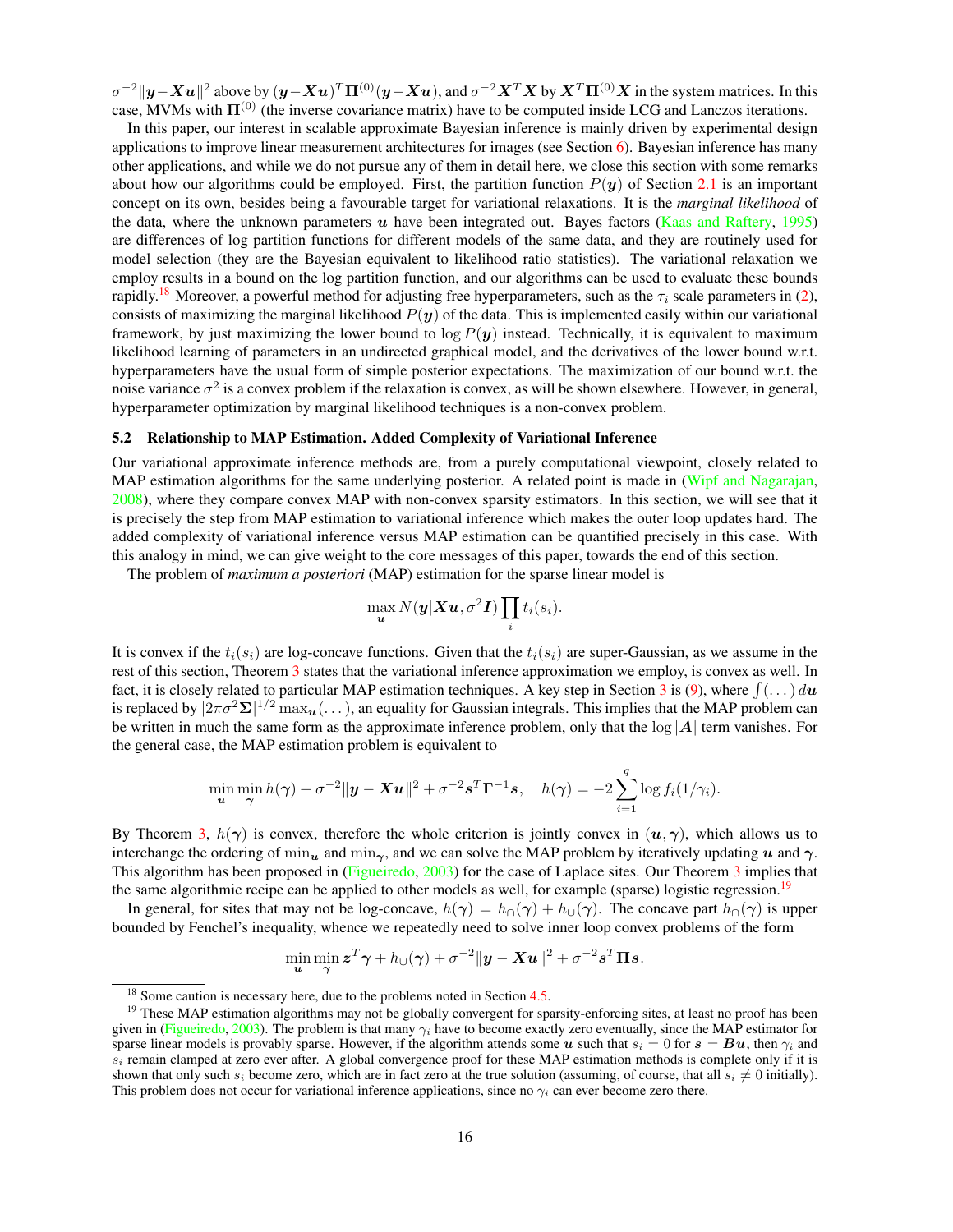$\sigma^{-2}\|\boldsymbol{y}-\boldsymbol{X}\boldsymbol{u}\|^2$ above by $(\boldsymbol{y}-\boldsymbol{X}\boldsymbol{u})^T\boldsymbol{\Pi}^{(0)}(\boldsymbol{y}-\boldsymbol{X}\boldsymbol{u})$, and $\sigma^{-2}\boldsymbol{X}^T\boldsymbol{X}$ by $\boldsymbol{X}^T\boldsymbol{\Pi}^{(0)}\boldsymbol{X}$ in the system matrices. In this case, MVMs with $\boldsymbol{\Pi}^{(0)}$ (the inverse covariance matrix) have to be computed inside LCG and Lanczos iterations.

In this paper, our interest in scalable approximate Bayesian inference is mainly driven by experimental design applications to improve linear measurement architectures for images (see Section 6). Bayesian inference has many other applications, and while we do not pursue any of them in detail here, we close this section with some remarks about how our algorithms could be employed. First, the partition function $P(\boldsymbol{y})$ of Section 2.1 is an important concept on its own, besides being a favourable target for variational relaxations. It is the *marginal likelihood* of the data, where the unknown parameters $\boldsymbol{u}$ have been integrated out. Bayes factors (Kaas and Raftery, 1995) are differences of log partition functions for different models of the same data, and they are routinely used for model selection (they are the Bayesian equivalent to likelihood ratio statistics). The variational relaxation we employ results in a bound on the log partition function, and our algorithms can be used to evaluate these bounds rapidly.[18] Moreover, a powerful method for adjusting free hyperparameters, such as the $\tau_i$ scale parameters in (2), consists of maximizing the marginal likelihood $P(\boldsymbol{y})$ of the data. This is implemented easily within our variational framework, by just maximizing the lower bound to $\log P(\boldsymbol{y})$ instead. Technically, it is equivalent to maximum likelihood learning of parameters in an undirected graphical model, and the derivatives of the lower bound w.r.t. hyperparameters have the usual form of simple posterior expectations. The maximization of our bound w.r.t. the noise variance $\sigma^2$ is a convex problem if the relaxation is convex, as will be shown elsewhere. However, in general, hyperparameter optimization by marginal likelihood techniques is a non-convex problem.

### 5.2 Relationship to MAP Estimation. Added Complexity of Variational Inference

Our variational approximate inference methods are, from a purely computational viewpoint, closely related to MAP estimation algorithms for the same underlying posterior. A related point is made in (Wipf and Nagarajan, 2008), where they compare convex MAP with non-convex sparsity estimators. In this section, we will see that it is precisely the step from MAP estimation to variational inference which makes the outer loop updates hard. The added complexity of variational inference versus MAP estimation can be quantified precisely in this case. With this analogy in mind, we can give weight to the core messages of this paper, towards the end of this section.

The problem of *maximum a posteriori* (MAP) estimation for the sparse linear model is

$$\max_{\boldsymbol{u}} N(\boldsymbol{y}|\boldsymbol{X}\boldsymbol{u}, \sigma^2\boldsymbol{I}) \prod_i t_i(s_i).$$

It is convex if the $t_i(s_i)$ are log-concave functions. Given that the $t_i(s_i)$ are super-Gaussian, as we assume in the rest of this section, Theorem 3 states that the variational inference approximation we employ, is convex as well. In fact, it is closely related to particular MAP estimation techniques. A key step in Section 3 is (9), where $\int(\dots)\,d\boldsymbol{u}$ is replaced by $|2\pi\sigma^2\boldsymbol{\Sigma}|^{1/2}\max_{\boldsymbol{u}}(\dots)$, an equality for Gaussian integrals. This implies that the MAP problem can be written in much the same form as the approximate inference problem, only that the $\log|\boldsymbol{A}|$ term vanishes. For the general case, the MAP estimation problem is equivalent to

$$\min_{\boldsymbol{u}}\min_{\boldsymbol{\gamma}} h(\boldsymbol{\gamma}) + \sigma^{-2}\|\boldsymbol{y}-\boldsymbol{X}\boldsymbol{u}\|^2 + \sigma^{-2}\boldsymbol{s}^T\boldsymbol{\Gamma}^{-1}\boldsymbol{s}, \quad h(\boldsymbol{\gamma}) = -2\sum_{i=1}^{q}\log f_i(1/\gamma_i).$$

By Theorem 3, $h(\boldsymbol{\gamma})$ is convex, therefore the whole criterion is jointly convex in $(\boldsymbol{u},\boldsymbol{\gamma})$, which allows us to interchange the ordering of $\min_{\boldsymbol{u}}$ and $\min_{\boldsymbol{\gamma}}$, and we can solve the MAP problem by iteratively updating $\boldsymbol{u}$ and $\boldsymbol{\gamma}$. This algorithm has been proposed in (Figueiredo, 2003) for the case of Laplace sites. Our Theorem 3 implies that the same algorithmic recipe can be applied to other models as well, for example (sparse) logistic regression.[19]

In general, for sites that may not be log-concave, $h(\boldsymbol{\gamma}) = h_\cap(\boldsymbol{\gamma}) + h_\cup(\boldsymbol{\gamma})$. The concave part $h_\cap(\boldsymbol{\gamma})$ is upper bounded by Fenchel's inequality, whence we repeatedly need to solve inner loop convex problems of the form

$$\min_{\boldsymbol{u}}\min_{\boldsymbol{\gamma}} \boldsymbol{z}^T\boldsymbol{\gamma} + h_\cup(\boldsymbol{\gamma}) + \sigma^{-2}\|\boldsymbol{y}-\boldsymbol{X}\boldsymbol{u}\|^2 + \sigma^{-2}\boldsymbol{s}^T\boldsymbol{\Pi}\boldsymbol{s}.$$

[18] Some caution is necessary here, due to the problems noted in Section 4.5.

[19] These MAP estimation algorithms may not be globally convergent for sparsity-enforcing sites, at least no proof has been given in (Figueiredo, 2003). The problem is that many $\gamma_i$ have to become exactly zero eventually, since the MAP estimator for sparse linear models is provably sparse. However, if the algorithm attends some $\boldsymbol{u}$ such that $s_i = 0$ for $\boldsymbol{s} = \boldsymbol{B}\boldsymbol{u}$, then $\gamma_i$ and $s_i$ remain clamped at zero ever after. A global convergence proof for these MAP estimation methods is complete only if it is shown that only such $s_i$ become zero, which are in fact zero at the true solution (assuming, of course, that all $s_i \neq 0$ initially). This problem does not occur for variational inference applications, since no $\gamma_i$ can ever become zero there.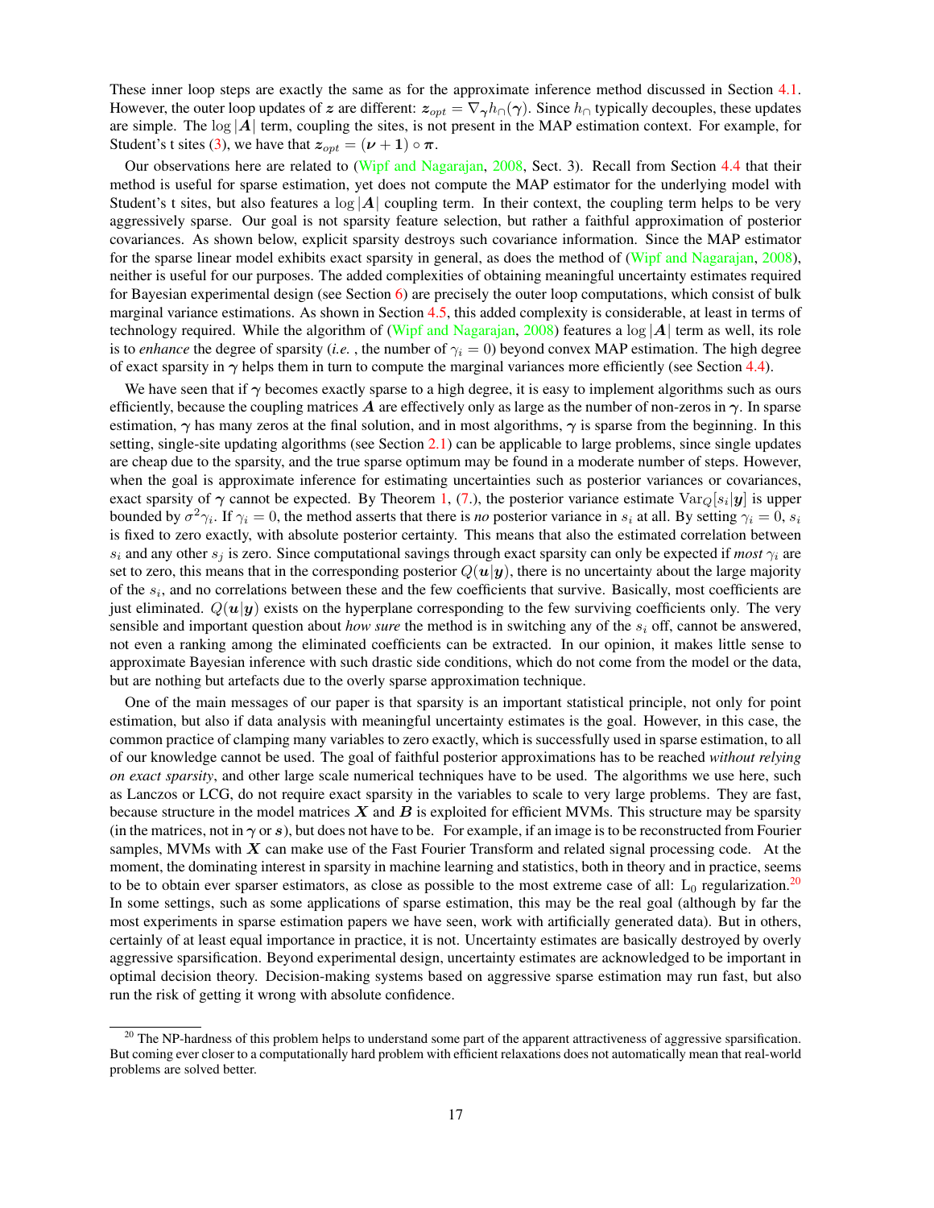These inner loop steps are exactly the same as for the approximate inference method discussed in Section 4.1. However, the outer loop updates of $\boldsymbol{z}$ are different: $\boldsymbol{z}_{opt} = \nabla_{\boldsymbol{\gamma}} h_{\cap}(\boldsymbol{\gamma})$. Since $h_{\cap}$ typically decouples, these updates are simple. The $\log|\boldsymbol{A}|$ term, coupling the sites, is not present in the MAP estimation context. For example, for Student's t sites (3), we have that $\boldsymbol{z}_{opt} = (\boldsymbol{\nu} + \mathbf{1}) \circ \boldsymbol{\pi}$.

Our observations here are related to (Wipf and Nagarajan, 2008, Sect. 3). Recall from Section 4.4 that their method is useful for sparse estimation, yet does not compute the MAP estimator for the underlying model with Student's t sites, but also features a $\log|\boldsymbol{A}|$ coupling term. In their context, the coupling term helps to be very aggressively sparse. Our goal is not sparsity feature selection, but rather a faithful approximation of posterior covariances. As shown below, explicit sparsity destroys such covariance information. Since the MAP estimator for the sparse linear model exhibits exact sparsity in general, as does the method of (Wipf and Nagarajan, 2008), neither is useful for our purposes. The added complexities of obtaining meaningful uncertainty estimates required for Bayesian experimental design (see Section 6) are precisely the outer loop computations, which consist of bulk marginal variance estimations. As shown in Section 4.5, this added complexity is considerable, at least in terms of technology required. While the algorithm of (Wipf and Nagarajan, 2008) features a $\log|\boldsymbol{A}|$ term as well, its role is to *enhance* the degree of sparsity (*i.e.* , the number of $\gamma_i = 0$) beyond convex MAP estimation. The high degree of exact sparsity in $\boldsymbol{\gamma}$ helps them in turn to compute the marginal variances more efficiently (see Section 4.4).

We have seen that if $\boldsymbol{\gamma}$ becomes exactly sparse to a high degree, it is easy to implement algorithms such as ours efficiently, because the coupling matrices $\boldsymbol{A}$ are effectively only as large as the number of non-zeros in $\boldsymbol{\gamma}$. In sparse estimation, $\boldsymbol{\gamma}$ has many zeros at the final solution, and in most algorithms, $\boldsymbol{\gamma}$ is sparse from the beginning. In this setting, single-site updating algorithms (see Section 2.1) can be applicable to large problems, since single updates are cheap due to the sparsity, and the true sparse optimum may be found in a moderate number of steps. However, when the goal is approximate inference for estimating uncertainties such as posterior variances or covariances, exact sparsity of $\boldsymbol{\gamma}$ cannot be expected. By Theorem 1, (7.), the posterior variance estimate $\mathrm{Var}_Q[s_i|\boldsymbol{y}]$ is upper bounded by $\sigma^2\gamma_i$. If $\gamma_i = 0$, the method asserts that there is *no* posterior variance in $s_i$ at all. By setting $\gamma_i = 0$, $s_i$ is fixed to zero exactly, with absolute posterior certainty. This means that also the estimated correlation between $s_i$ and any other $s_j$ is zero. Since computational savings through exact sparsity can only be expected if *most* $\gamma_i$ are set to zero, this means that in the corresponding posterior $Q(\boldsymbol{u}|\boldsymbol{y})$, there is no uncertainty about the large majority of the $s_i$, and no correlations between these and the few coefficients that survive. Basically, most coefficients are just eliminated. $Q(\boldsymbol{u}|\boldsymbol{y})$ exists on the hyperplane corresponding to the few surviving coefficients only. The very sensible and important question about *how sure* the method is in switching any of the $s_i$ off, cannot be answered, not even a ranking among the eliminated coefficients can be extracted. In our opinion, it makes little sense to approximate Bayesian inference with such drastic side conditions, which do not come from the model or the data, but are nothing but artefacts due to the overly sparse approximation technique.

One of the main messages of our paper is that sparsity is an important statistical principle, not only for point estimation, but also if data analysis with meaningful uncertainty estimates is the goal. However, in this case, the common practice of clamping many variables to zero exactly, which is successfully used in sparse estimation, to all of our knowledge cannot be used. The goal of faithful posterior approximations has to be reached *without relying on exact sparsity*, and other large scale numerical techniques have to be used. The algorithms we use here, such as Lanczos or LCG, do not require exact sparsity in the variables to scale to very large problems. They are fast, because structure in the model matrices $\boldsymbol{X}$ and $\boldsymbol{B}$ is exploited for efficient MVMs. This structure may be sparsity (in the matrices, not in $\boldsymbol{\gamma}$ or $\boldsymbol{s}$), but does not have to be. For example, if an image is to be reconstructed from Fourier samples, MVMs with $\boldsymbol{X}$ can make use of the Fast Fourier Transform and related signal processing code. At the moment, the dominating interest in sparsity in machine learning and statistics, both in theory and in practice, seems to be to obtain ever sparser estimators, as close as possible to the most extreme case of all: $\mathrm{L}_0$ regularization.[20] In some settings, such as some applications of sparse estimation, this may be the real goal (although by far the most experiments in sparse estimation papers we have seen, work with artificially generated data). But in others, certainly of at least equal importance in practice, it is not. Uncertainty estimates are basically destroyed by overly aggressive sparsification. Beyond experimental design, uncertainty estimates are acknowledged to be important in optimal decision theory. Decision-making systems based on aggressive sparse estimation may run fast, but also run the risk of getting it wrong with absolute confidence.

[20] The NP-hardness of this problem helps to understand some part of the apparent attractiveness of aggressive sparsification. But coming ever closer to a computationally hard problem with efficient relaxations does not automatically mean that real-world problems are solved better.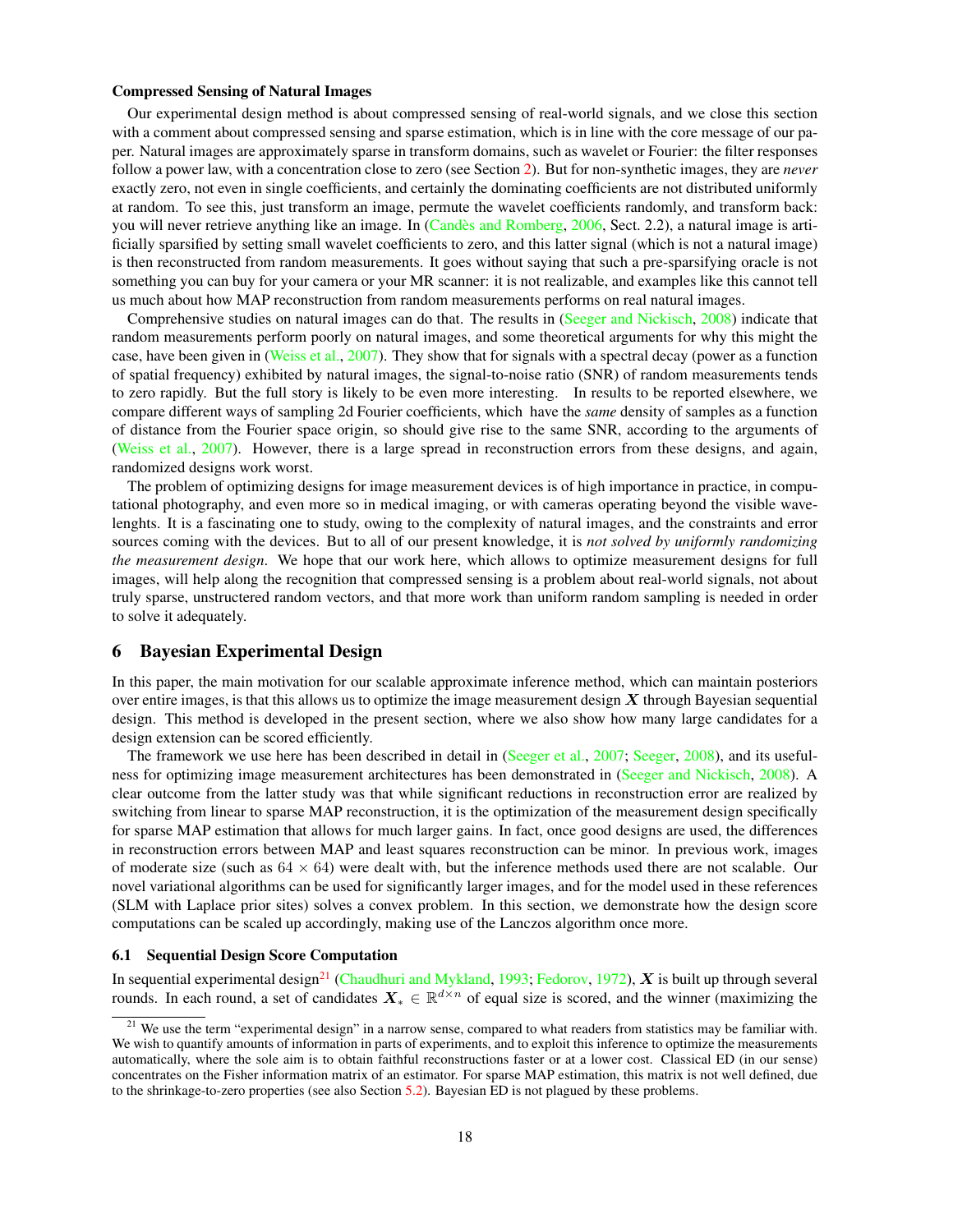#### Compressed Sensing of Natural Images

Our experimental design method is about compressed sensing of real-world signals, and we close this section with a comment about compressed sensing and sparse estimation, which is in line with the core message of our paper. Natural images are approximately sparse in transform domains, such as wavelet or Fourier: the filter responses follow a power law, with a concentration close to zero (see Section 2). But for non-synthetic images, they are *never* exactly zero, not even in single coefficients, and certainly the dominating coefficients are not distributed uniformly at random. To see this, just transform an image, permute the wavelet coefficients randomly, and transform back: you will never retrieve anything like an image. In (Candès and Romberg, 2006, Sect. 2.2), a natural image is artificially sparsified by setting small wavelet coefficients to zero, and this latter signal (which is not a natural image) is then reconstructed from random measurements. It goes without saying that such a pre-sparsifying oracle is not something you can buy for your camera or your MR scanner: it is not realizable, and examples like this cannot tell us much about how MAP reconstruction from random measurements performs on real natural images.

Comprehensive studies on natural images can do that. The results in (Seeger and Nickisch, 2008) indicate that random measurements perform poorly on natural images, and some theoretical arguments for why this might the case, have been given in (Weiss et al., 2007). They show that for signals with a spectral decay (power as a function of spatial frequency) exhibited by natural images, the signal-to-noise ratio (SNR) of random measurements tends to zero rapidly. But the full story is likely to be even more interesting. In results to be reported elsewhere, we compare different ways of sampling 2d Fourier coefficients, which have the *same* density of samples as a function of distance from the Fourier space origin, so should give rise to the same SNR, according to the arguments of (Weiss et al., 2007). However, there is a large spread in reconstruction errors from these designs, and again, randomized designs work worst.

The problem of optimizing designs for image measurement devices is of high importance in practice, in computational photography, and even more so in medical imaging, or with cameras operating beyond the visible wavelenghts. It is a fascinating one to study, owing to the complexity of natural images, and the constraints and error sources coming with the devices. But to all of our present knowledge, it is *not solved by uniformly randomizing the measurement design*. We hope that our work here, which allows to optimize measurement designs for full images, will help along the recognition that compressed sensing is a problem about real-world signals, not about truly sparse, unstructered random vectors, and that more work than uniform random sampling is needed in order to solve it adequately.

## 6 Bayesian Experimental Design

In this paper, the main motivation for our scalable approximate inference method, which can maintain posteriors over entire images, is that this allows us to optimize the image measurement design $\boldsymbol{X}$ through Bayesian sequential design. This method is developed in the present section, where we also show how many large candidates for a design extension can be scored efficiently.

The framework we use here has been described in detail in (Seeger et al., 2007; Seeger, 2008), and its usefulness for optimizing image measurement architectures has been demonstrated in (Seeger and Nickisch, 2008). A clear outcome from the latter study was that while significant reductions in reconstruction error are realized by switching from linear to sparse MAP reconstruction, it is the optimization of the measurement design specifically for sparse MAP estimation that allows for much larger gains. In fact, once good designs are used, the differences in reconstruction errors between MAP and least squares reconstruction can be minor. In previous work, images of moderate size (such as $64 \times 64$) were dealt with, but the inference methods used there are not scalable. Our novel variational algorithms can be used for significantly larger images, and for the model used in these references (SLM with Laplace prior sites) solves a convex problem. In this section, we demonstrate how the design score computations can be scaled up accordingly, making use of the Lanczos algorithm once more.

### 6.1 Sequential Design Score Computation

In sequential experimental design[21] (Chaudhuri and Mykland, 1993; Fedorov, 1972), $\boldsymbol{X}$ is built up through several rounds. In each round, a set of candidates $\boldsymbol{X}_* \in \mathbb{R}^{d \times n}$ of equal size is scored, and the winner (maximizing the

[21] We use the term "experimental design" in a narrow sense, compared to what readers from statistics may be familiar with. We wish to quantify amounts of information in parts of experiments, and to exploit this inference to optimize the measurements automatically, where the sole aim is to obtain faithful reconstructions faster or at a lower cost. Classical ED (in our sense) concentrates on the Fisher information matrix of an estimator. For sparse MAP estimation, this matrix is not well defined, due to the shrinkage-to-zero properties (see also Section 5.2). Bayesian ED is not plagued by these problems.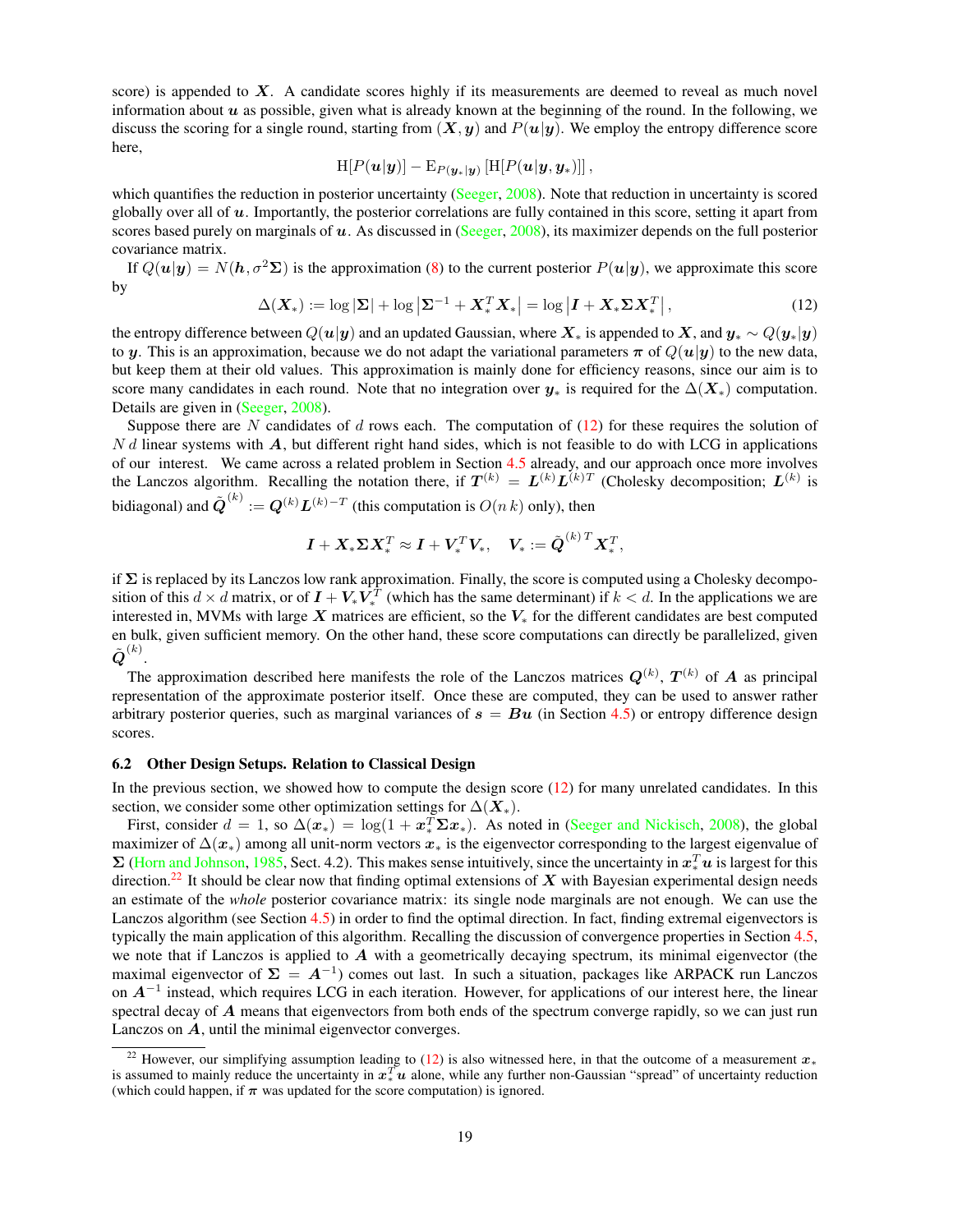score) is appended to $\boldsymbol{X}$. A candidate scores highly if its measurements are deemed to reveal as much novel information about $\boldsymbol{u}$ as possible, given what is already known at the beginning of the round. In the following, we discuss the scoring for a single round, starting from $(\boldsymbol{X}, \boldsymbol{y})$ and $P(\boldsymbol{u}|\boldsymbol{y})$. We employ the entropy difference score here,

$$\mathrm{H}[P(\boldsymbol{u}|\boldsymbol{y})] - \mathrm{E}_{P(\boldsymbol{y}_*|\boldsymbol{y})}\left[\mathrm{H}[P(\boldsymbol{u}|\boldsymbol{y}, \boldsymbol{y}_*)]\right],$$

which quantifies the reduction in posterior uncertainty (Seeger, 2008). Note that reduction in uncertainty is scored globally over all of $\boldsymbol{u}$. Importantly, the posterior correlations are fully contained in this score, setting it apart from scores based purely on marginals of $\boldsymbol{u}$. As discussed in (Seeger, 2008), its maximizer depends on the full posterior covariance matrix.

If $Q(\boldsymbol{u}|\boldsymbol{y}) = N(\boldsymbol{h}, \sigma^2\boldsymbol{\Sigma})$ is the approximation (8) to the current posterior $P(\boldsymbol{u}|\boldsymbol{y})$, we approximate this score by

$$\Delta(\boldsymbol{X}_*) := \log|\boldsymbol{\Sigma}| + \log\left|\boldsymbol{\Sigma}^{-1} + \boldsymbol{X}_*^T\boldsymbol{X}_*\right| = \log\left|\boldsymbol{I} + \boldsymbol{X}_*\boldsymbol{\Sigma}\boldsymbol{X}_*^T\right|, \tag{12}$$

the entropy difference between $Q(\boldsymbol{u}|\boldsymbol{y})$ and an updated Gaussian, where $\boldsymbol{X}_*$ is appended to $\boldsymbol{X}$, and $\boldsymbol{y}_* \sim Q(\boldsymbol{y}_*|\boldsymbol{y})$ to $\boldsymbol{y}$. This is an approximation, because we do not adapt the variational parameters $\boldsymbol{\pi}$ of $Q(\boldsymbol{u}|\boldsymbol{y})$ to the new data, but keep them at their old values. This approximation is mainly done for efficiency reasons, since our aim is to score many candidates in each round. Note that no integration over $\boldsymbol{y}_*$ is required for the $\Delta(\boldsymbol{X}_*)$ computation. Details are given in (Seeger, 2008).

Suppose there are $N$ candidates of $d$ rows each. The computation of (12) for these requires the solution of $N\,d$ linear systems with $\boldsymbol{A}$, but different right hand sides, which is not feasible to do with LCG in applications of our interest. We came across a related problem in Section 4.5 already, and our approach once more involves the Lanczos algorithm. Recalling the notation there, if $\boldsymbol{T}^{(k)} = \boldsymbol{L}^{(k)}\boldsymbol{L}^{(k)T}$ (Cholesky decomposition; $\boldsymbol{L}^{(k)}$ is bidiagonal) and $\tilde{\boldsymbol{Q}}^{(k)} := \boldsymbol{Q}^{(k)}\boldsymbol{L}^{(k)-T}$ (this computation is $O(n\,k)$ only), then

$$\boldsymbol{I} + \boldsymbol{X}_*\boldsymbol{\Sigma}\boldsymbol{X}_*^T \approx \boldsymbol{I} + \boldsymbol{V}_*^T\boldsymbol{V}_*, \quad \boldsymbol{V}_* := \tilde{\boldsymbol{Q}}^{(k)\,T}\boldsymbol{X}_*^T,$$

if $\boldsymbol{\Sigma}$ is replaced by its Lanczos low rank approximation. Finally, the score is computed using a Cholesky decomposition of this $d \times d$ matrix, or of $\boldsymbol{I} + \boldsymbol{V}_*\boldsymbol{V}_*^T$ (which has the same determinant) if $k < d$. In the applications we are interested in, MVMs with large $\boldsymbol{X}$ matrices are efficient, so the $\boldsymbol{V}_*$ for the different candidates are best computed en bulk, given sufficient memory. On the other hand, these score computations can directly be parallelized, given $\tilde{\boldsymbol{Q}}^{(k)}$.

The approximation described here manifests the role of the Lanczos matrices $\boldsymbol{Q}^{(k)}$, $\boldsymbol{T}^{(k)}$ of $\boldsymbol{A}$ as principal representation of the approximate posterior itself. Once these are computed, they can be used to answer rather arbitrary posterior queries, such as marginal variances of $\boldsymbol{s} = \boldsymbol{B}\boldsymbol{u}$ (in Section 4.5) or entropy difference design scores.

### 6.2 Other Design Setups. Relation to Classical Design

In the previous section, we showed how to compute the design score (12) for many unrelated candidates. In this section, we consider some other optimization settings for $\Delta(\boldsymbol{X}_*)$.

First, consider $d = 1$, so $\Delta(\boldsymbol{x}_*) = \log(1 + \boldsymbol{x}_*^T\boldsymbol{\Sigma}\boldsymbol{x}_*)$. As noted in (Seeger and Nickisch, 2008), the global maximizer of $\Delta(\boldsymbol{x}_*)$ among all unit-norm vectors $\boldsymbol{x}_*$ is the eigenvector corresponding to the largest eigenvalue of $\boldsymbol{\Sigma}$ (Horn and Johnson, 1985, Sect. 4.2). This makes sense intuitively, since the uncertainty in $\boldsymbol{x}_*^T\boldsymbol{u}$ is largest for this direction.[22] It should be clear now that finding optimal extensions of $\boldsymbol{X}$ with Bayesian experimental design needs an estimate of the *whole* posterior covariance matrix: its single node marginals are not enough. We can use the Lanczos algorithm (see Section 4.5) in order to find the optimal direction. In fact, finding extremal eigenvectors is typically the main application of this algorithm. Recalling the discussion of convergence properties in Section 4.5, we note that if Lanczos is applied to $\boldsymbol{A}$ with a geometrically decaying spectrum, its minimal eigenvector (the maximal eigenvector of $\boldsymbol{\Sigma} = \boldsymbol{A}^{-1}$) comes out last. In such a situation, packages like ARPACK run Lanczos on $\boldsymbol{A}^{-1}$ instead, which requires LCG in each iteration. However, for applications of our interest here, the linear spectral decay of $\boldsymbol{A}$ means that eigenvectors from both ends of the spectrum converge rapidly, so we can just run Lanczos on $\boldsymbol{A}$, until the minimal eigenvector converges.

[22] However, our simplifying assumption leading to (12) is also witnessed here, in that the outcome of a measurement $\boldsymbol{x}_*$ is assumed to mainly reduce the uncertainty in $\boldsymbol{x}_*^T\boldsymbol{u}$ alone, while any further non-Gaussian "spread" of uncertainty reduction (which could happen, if $\boldsymbol{\pi}$ was updated for the score computation) is ignored.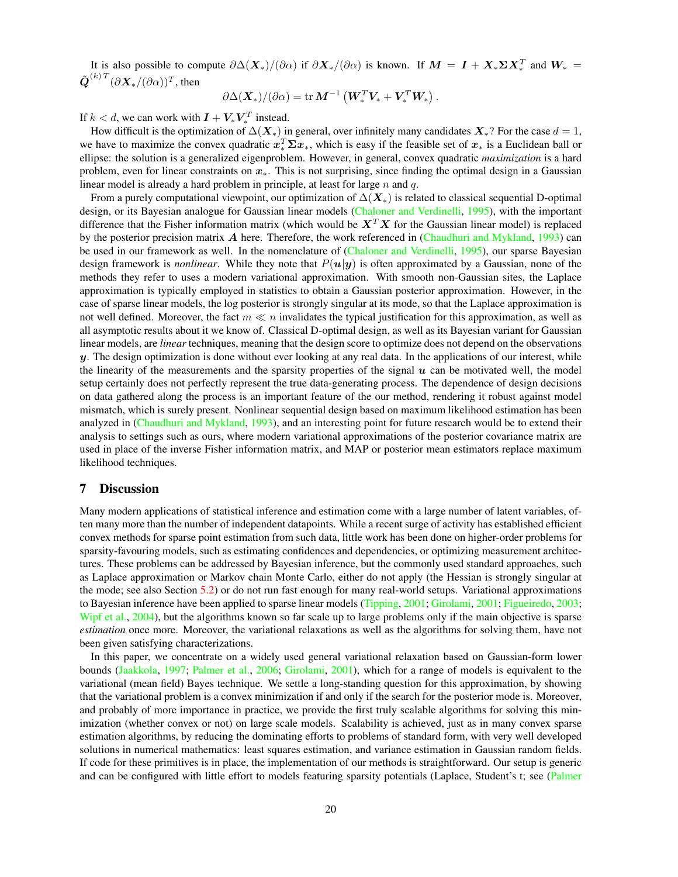It is also possible to compute $\partial\Delta(\boldsymbol{X}_*)/(\partial\alpha)$ if $\partial\boldsymbol{X}_*/(\partial\alpha)$ is known. If $\boldsymbol{M} = \boldsymbol{I} + \boldsymbol{X}_*\boldsymbol{\Sigma}\boldsymbol{X}_*^T$ and $\boldsymbol{W}_* = \tilde{\boldsymbol{Q}}^{(k)\,T}(\partial\boldsymbol{X}_*/(\partial\alpha))^T$, then

$$\partial\Delta(\boldsymbol{X}_*)/(\partial\alpha) = \operatorname{tr}\boldsymbol{M}^{-1}\left(\boldsymbol{W}_*^T\boldsymbol{V}_* + \boldsymbol{V}_*^T\boldsymbol{W}_*\right).$$

If $k < d$, we can work with $\boldsymbol{I} + \boldsymbol{V}_*\boldsymbol{V}_*^T$ instead.

How difficult is the optimization of $\Delta(\boldsymbol{X}_*)$ in general, over infinitely many candidates $\boldsymbol{X}_*$? For the case $d = 1$, we have to maximize the convex quadratic $\boldsymbol{x}_*^T\boldsymbol{\Sigma}\boldsymbol{x}_*$, which is easy if the feasible set of $\boldsymbol{x}_*$ is a Euclidean ball or ellipse: the solution is a generalized eigenproblem. However, in general, convex quadratic *maximization* is a hard problem, even for linear constraints on $\boldsymbol{x}_*$. This is not surprising, since finding the optimal design in a Gaussian linear model is already a hard problem in principle, at least for large $n$ and $q$.

From a purely computational viewpoint, our optimization of $\Delta(\boldsymbol{X}_*)$ is related to classical sequential D-optimal design, or its Bayesian analogue for Gaussian linear models (Chaloner and Verdinelli, 1995), with the important difference that the Fisher information matrix (which would be $\boldsymbol{X}^T\boldsymbol{X}$ for the Gaussian linear model) is replaced by the posterior precision matrix $\boldsymbol{A}$ here. Therefore, the work referenced in (Chaudhuri and Mykland, 1993) can be used in our framework as well. In the nomenclature of (Chaloner and Verdinelli, 1995), our sparse Bayesian design framework is *nonlinear*. While they note that $P(\boldsymbol{u}|\boldsymbol{y})$ is often approximated by a Gaussian, none of the methods they refer to uses a modern variational approximation. With smooth non-Gaussian sites, the Laplace approximation is typically employed in statistics to obtain a Gaussian posterior approximation. However, in the case of sparse linear models, the log posterior is strongly singular at its mode, so that the Laplace approximation is not well defined. Moreover, the fact $m \ll n$ invalidates the typical justification for this approximation, as well as all asymptotic results about it we know of. Classical D-optimal design, as well as its Bayesian variant for Gaussian linear models, are *linear* techniques, meaning that the design score to optimize does not depend on the observations $\boldsymbol{y}$. The design optimization is done without ever looking at any real data. In the applications of our interest, while the linearity of the measurements and the sparsity properties of the signal $\boldsymbol{u}$ can be motivated well, the model setup certainly does not perfectly represent the true data-generating process. The dependence of design decisions on data gathered along the process is an important feature of the our method, rendering it robust against model mismatch, which is surely present. Nonlinear sequential design based on maximum likelihood estimation has been analyzed in (Chaudhuri and Mykland, 1993), and an interesting point for future research would be to extend their analysis to settings such as ours, where modern variational approximations of the posterior covariance matrix are used in place of the inverse Fisher information matrix, and MAP or posterior mean estimators replace maximum likelihood techniques.

## 7 Discussion

Many modern applications of statistical inference and estimation come with a large number of latent variables, often many more than the number of independent datapoints. While a recent surge of activity has established efficient convex methods for sparse point estimation from such data, little work has been done on higher-order problems for sparsity-favouring models, such as estimating confidences and dependencies, or optimizing measurement architectures. These problems can be addressed by Bayesian inference, but the commonly used standard approaches, such as Laplace approximation or Markov chain Monte Carlo, either do not apply (the Hessian is strongly singular at the mode; see also Section 5.2) or do not run fast enough for many real-world setups. Variational approximations to Bayesian inference have been applied to sparse linear models (Tipping, 2001; Girolami, 2001; Figueiredo, 2003; Wipf et al., 2004), but the algorithms known so far scale up to large problems only if the main objective is sparse *estimation* once more. Moreover, the variational relaxations as well as the algorithms for solving them, have not been given satisfying characterizations.

In this paper, we concentrate on a widely used general variational relaxation based on Gaussian-form lower bounds (Jaakkola, 1997; Palmer et al., 2006; Girolami, 2001), which for a range of models is equivalent to the variational (mean field) Bayes technique. We settle a long-standing question for this approximation, by showing that the variational problem is a convex minimization if and only if the search for the posterior mode is. Moreover, and probably of more importance in practice, we provide the first truly scalable algorithms for solving this minimization (whether convex or not) on large scale models. Scalability is achieved, just as in many convex sparse estimation algorithms, by reducing the dominating efforts to problems of standard form, with very well developed solutions in numerical mathematics: least squares estimation, and variance estimation in Gaussian random fields. If code for these primitives is in place, the implementation of our methods is straightforward. Our setup is generic and can be configured with little effort to models featuring sparsity potentials (Laplace, Student's t; see (Palmer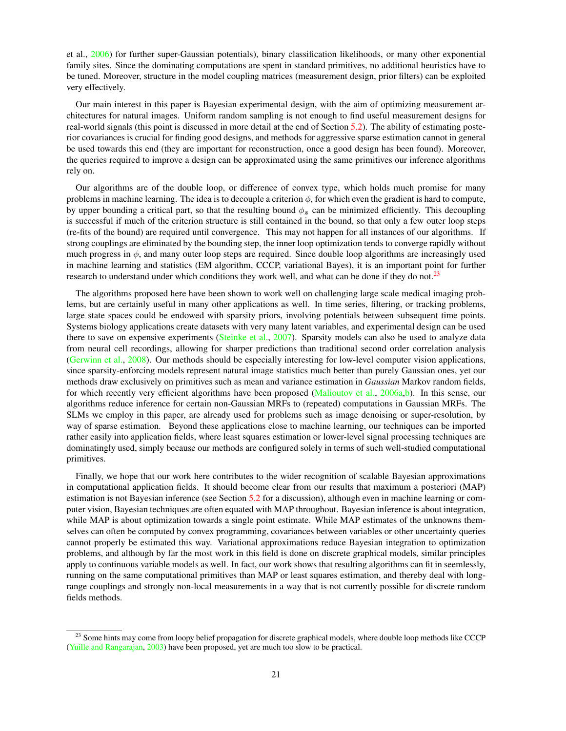et al., 2006) for further super-Gaussian potentials), binary classification likelihoods, or many other exponential family sites. Since the dominating computations are spent in standard primitives, no additional heuristics have to be tuned. Moreover, structure in the model coupling matrices (measurement design, prior filters) can be exploited very effectively.

Our main interest in this paper is Bayesian experimental design, with the aim of optimizing measurement architectures for natural images. Uniform random sampling is not enough to find useful measurement designs for real-world signals (this point is discussed in more detail at the end of Section 5.2). The ability of estimating posterior covariances is crucial for finding good designs, and methods for aggressive sparse estimation cannot in general be used towards this end (they are important for reconstruction, once a good design has been found). Moreover, the queries required to improve a design can be approximated using the same primitives our inference algorithms rely on.

Our algorithms are of the double loop, or difference of convex type, which holds much promise for many problems in machine learning. The idea is to decouple a criterion $\phi$, for which even the gradient is hard to compute, by upper bounding a critical part, so that the resulting bound $\phi_{\boldsymbol{z}}$ can be minimized efficiently. This decoupling is successful if much of the criterion structure is still contained in the bound, so that only a few outer loop steps (re-fits of the bound) are required until convergence. This may not happen for all instances of our algorithms. If strong couplings are eliminated by the bounding step, the inner loop optimization tends to converge rapidly without much progress in $\phi$, and many outer loop steps are required. Since double loop algorithms are increasingly used in machine learning and statistics (EM algorithm, CCCP, variational Bayes), it is an important point for further research to understand under which conditions they work well, and what can be done if they do not.[23]

The algorithms proposed here have been shown to work well on challenging large scale medical imaging problems, but are certainly useful in many other applications as well. In time series, filtering, or tracking problems, large state spaces could be endowed with sparsity priors, involving potentials between subsequent time points. Systems biology applications create datasets with very many latent variables, and experimental design can be used there to save on expensive experiments (Steinke et al., 2007). Sparsity models can also be used to analyze data from neural cell recordings, allowing for sharper predictions than traditional second order correlation analysis (Gerwinn et al., 2008). Our methods should be especially interesting for low-level computer vision applications, since sparsity-enforcing models represent natural image statistics much better than purely Gaussian ones, yet our methods draw exclusively on primitives such as mean and variance estimation in *Gaussian* Markov random fields, for which recently very efficient algorithms have been proposed (Malioutov et al., 2006a,b). In this sense, our algorithms reduce inference for certain non-Gaussian MRFs to (repeated) computations in Gaussian MRFs. The SLMs we employ in this paper, are already used for problems such as image denoising or super-resolution, by way of sparse estimation. Beyond these applications close to machine learning, our techniques can be imported rather easily into application fields, where least squares estimation or lower-level signal processing techniques are dominatingly used, simply because our methods are configured solely in terms of such well-studied computational primitives.

Finally, we hope that our work here contributes to the wider recognition of scalable Bayesian approximations in computational application fields. It should become clear from our results that maximum a posteriori (MAP) estimation is not Bayesian inference (see Section 5.2 for a discussion), although even in machine learning or computer vision, Bayesian techniques are often equated with MAP throughout. Bayesian inference is about integration, while MAP is about optimization towards a single point estimate. While MAP estimates of the unknowns themselves can often be computed by convex programming, covariances between variables or other uncertainty queries cannot properly be estimated this way. Variational approximations reduce Bayesian integration to optimization problems, and although by far the most work in this field is done on discrete graphical models, similar principles apply to continuous variable models as well. In fact, our work shows that resulting algorithms can fit in seemlessly, running on the same computational primitives than MAP or least squares estimation, and thereby deal with long-range couplings and strongly non-local measurements in a way that is not currently possible for discrete random fields methods.

[23] Some hints may come from loopy belief propagation for discrete graphical models, where double loop methods like CCCP (Yuille and Rangarajan, 2003) have been proposed, yet are much too slow to be practical.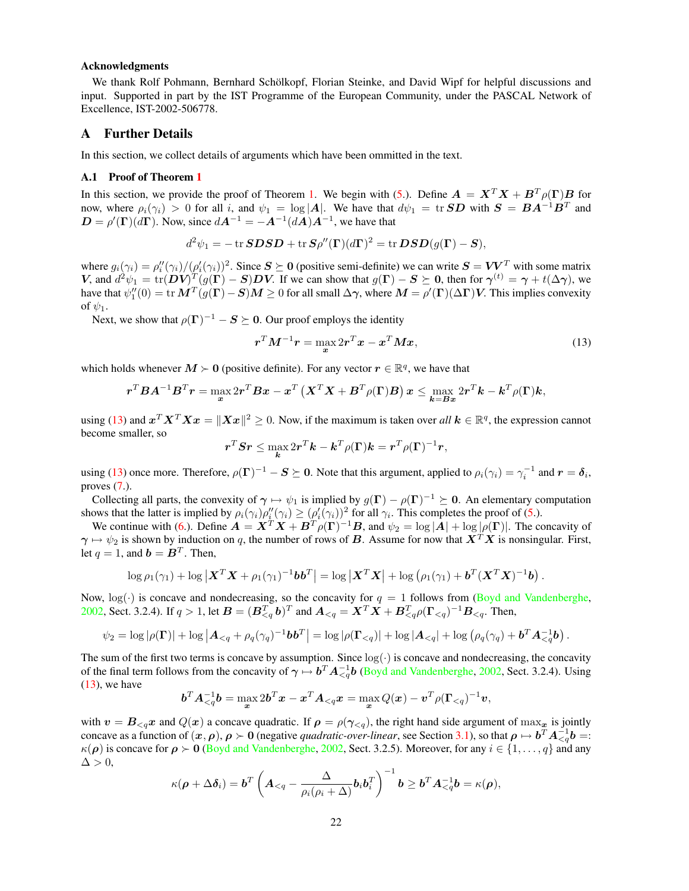### Acknowledgments

We thank Rolf Pohmann, Bernhard Schölkopf, Florian Steinke, and David Wipf for helpful discussions and input. Supported in part by the IST Programme of the European Community, under the PASCAL Network of Excellence, IST-2002-506778.

## A Further Details

In this section, we collect details of arguments which have been ommitted in the text.

### A.1 Proof of Theorem 1

In this section, we provide the proof of Theorem 1. We begin with (5.). Define $\boldsymbol{A} = \boldsymbol{X}^T\boldsymbol{X} + \boldsymbol{B}^T\rho(\boldsymbol{\Gamma})\boldsymbol{B}$ for now, where $\rho_i(\gamma_i) > 0$ for all $i$, and $\psi_1 = \log|\boldsymbol{A}|$. We have that $d\psi_1 = \operatorname{tr}\boldsymbol{S}\boldsymbol{D}$ with $\boldsymbol{S} = \boldsymbol{B}\boldsymbol{A}^{-1}\boldsymbol{B}^T$ and $\boldsymbol{D} = \rho'(\boldsymbol{\Gamma})(d\boldsymbol{\Gamma})$. Now, since $d\boldsymbol{A}^{-1} = -\boldsymbol{A}^{-1}(d\boldsymbol{A})\boldsymbol{A}^{-1}$, we have that

$$d^2\psi_1 = -\operatorname{tr}\boldsymbol{S}\boldsymbol{D}\boldsymbol{S}\boldsymbol{D} + \operatorname{tr}\boldsymbol{S}\rho''(\boldsymbol{\Gamma})(d\boldsymbol{\Gamma})^2 = \operatorname{tr}\boldsymbol{D}\boldsymbol{S}\boldsymbol{D}(g(\boldsymbol{\Gamma}) - \boldsymbol{S}),$$

where $g_i(\gamma_i) = \rho_i''(\gamma_i)/(\rho_i'(\gamma_i))^2$. Since $\boldsymbol{S} \succeq \boldsymbol{0}$ (positive semi-definite) we can write $\boldsymbol{S} = \boldsymbol{V}\boldsymbol{V}^T$ with some matrix $\boldsymbol{V}$, and $d^2\psi_1 = \operatorname{tr}(\boldsymbol{D}\boldsymbol{V})^T(g(\boldsymbol{\Gamma}) - \boldsymbol{S})\boldsymbol{D}\boldsymbol{V}$. If we can show that $g(\boldsymbol{\Gamma}) - \boldsymbol{S} \succeq \boldsymbol{0}$, then for $\boldsymbol{\gamma}^{(t)} = \boldsymbol{\gamma} + t(\Delta\boldsymbol{\gamma})$, we have that $\psi_1''(0) = \operatorname{tr}\boldsymbol{M}^T(g(\boldsymbol{\Gamma}) - \boldsymbol{S})\boldsymbol{M} \geq 0$ for all small $\Delta\boldsymbol{\gamma}$, where $\boldsymbol{M} = \rho'(\boldsymbol{\Gamma})(\Delta\boldsymbol{\Gamma})\boldsymbol{V}$. This implies convexity of $\psi_1$.

Next, we show that $\rho(\boldsymbol{\Gamma})^{-1} - \boldsymbol{S} \succeq \boldsymbol{0}$. Our proof employs the identity

$$\boldsymbol{r}^T\boldsymbol{M}^{-1}\boldsymbol{r} = \max_{\boldsymbol{x}} 2\boldsymbol{r}^T\boldsymbol{x} - \boldsymbol{x}^T\boldsymbol{M}\boldsymbol{x}, \tag{13}$$

which holds whenever $\boldsymbol{M} \succ \boldsymbol{0}$ (positive definite). For any vector $\boldsymbol{r} \in \mathbb{R}^q$, we have that

$$\boldsymbol{r}^T\boldsymbol{B}\boldsymbol{A}^{-1}\boldsymbol{B}^T\boldsymbol{r} = \max_{\boldsymbol{x}} 2\boldsymbol{r}^T\boldsymbol{B}\boldsymbol{x} - \boldsymbol{x}^T\left(\boldsymbol{X}^T\boldsymbol{X} + \boldsymbol{B}^T\rho(\boldsymbol{\Gamma})\boldsymbol{B}\right)\boldsymbol{x} \leq \max_{\boldsymbol{k}=\boldsymbol{B}\boldsymbol{x}} 2\boldsymbol{r}^T\boldsymbol{k} - \boldsymbol{k}^T\rho(\boldsymbol{\Gamma})\boldsymbol{k},$$

using (13) and $\boldsymbol{x}^T\boldsymbol{X}^T\boldsymbol{X}\boldsymbol{x} = \|\boldsymbol{X}\boldsymbol{x}\|^2 \geq 0$. Now, if the maximum is taken over *all* $\boldsymbol{k} \in \mathbb{R}^q$, the expression cannot become smaller, so

$$\boldsymbol{r}^T\boldsymbol{S}\boldsymbol{r} \leq \max_{\boldsymbol{k}} 2\boldsymbol{r}^T\boldsymbol{k} - \boldsymbol{k}^T\rho(\boldsymbol{\Gamma})\boldsymbol{k} = \boldsymbol{r}^T\rho(\boldsymbol{\Gamma})^{-1}\boldsymbol{r},$$

using (13) once more. Therefore, $\rho(\boldsymbol{\Gamma})^{-1} - \boldsymbol{S} \succeq \boldsymbol{0}$. Note that this argument, applied to $\rho_i(\gamma_i) = \gamma_i^{-1}$ and $\boldsymbol{r} = \boldsymbol{\delta}_i$, proves (7.).

Collecting all parts, the convexity of $\boldsymbol{\gamma} \mapsto \psi_1$ is implied by $g(\boldsymbol{\Gamma}) - \rho(\boldsymbol{\Gamma})^{-1} \succeq \boldsymbol{0}$. An elementary computation shows that the latter is implied by $\rho_i(\gamma_i)\rho_i''(\gamma_i) \geq (\rho_i'(\gamma_i))^2$ for all $\gamma_i$. This completes the proof of (5.).

We continue with (6.). Define $\boldsymbol{A} = \boldsymbol{X}^T\boldsymbol{X} + \boldsymbol{B}^T\rho(\boldsymbol{\Gamma})^{-1}\boldsymbol{B}$, and $\psi_2 = \log|\boldsymbol{A}| + \log|\rho(\boldsymbol{\Gamma})|$. The concavity of $\boldsymbol{\gamma} \mapsto \psi_2$ is shown by induction on $q$, the number of rows of $\boldsymbol{B}$. Assume for now that $\boldsymbol{X}^T\boldsymbol{X}$ is nonsingular. First, let $q = 1$, and $\boldsymbol{b} = \boldsymbol{B}^T$. Then,

$$\log\rho_1(\gamma_1) + \log\left|\boldsymbol{X}^T\boldsymbol{X} + \rho_1(\gamma_1)^{-1}\boldsymbol{b}\boldsymbol{b}^T\right| = \log\left|\boldsymbol{X}^T\boldsymbol{X}\right| + \log\left(\rho_1(\gamma_1) + \boldsymbol{b}^T(\boldsymbol{X}^T\boldsymbol{X})^{-1}\boldsymbol{b}\right).$$

Now, $\log(\cdot)$ is concave and nondecreasing, so the concavity for $q = 1$ follows from (Boyd and Vandenberghe, 2002, Sect. 3.2.4). If $q > 1$, let $\boldsymbol{B} = (\boldsymbol{B}_{<q}^T\,\boldsymbol{b})^T$ and $\boldsymbol{A}_{<q} = \boldsymbol{X}^T\boldsymbol{X} + \boldsymbol{B}_{<q}^T\rho(\boldsymbol{\Gamma}_{<q})^{-1}\boldsymbol{B}_{<q}$. Then,

$$\psi_2 = \log|\rho(\boldsymbol{\Gamma})| + \log\left|\boldsymbol{A}_{<q} + \rho_q(\gamma_q)^{-1}\boldsymbol{b}\boldsymbol{b}^T\right| = \log|\rho(\boldsymbol{\Gamma}_{<q})| + \log|\boldsymbol{A}_{<q}| + \log\left(\rho_q(\gamma_q) + \boldsymbol{b}^T\boldsymbol{A}_{<q}^{-1}\boldsymbol{b}\right).$$

The sum of the first two terms is concave by assumption. Since $\log(\cdot)$ is concave and nondecreasing, the concavity of the final term follows from the concavity of $\boldsymbol{\gamma} \mapsto \boldsymbol{b}^T\boldsymbol{A}_{<q}^{-1}\boldsymbol{b}$ (Boyd and Vandenberghe, 2002, Sect. 3.2.4). Using (13), we have

$$\boldsymbol{b}^T\boldsymbol{A}_{<q}^{-1}\boldsymbol{b} = \max_{\boldsymbol{x}} 2\boldsymbol{b}^T\boldsymbol{x} - \boldsymbol{x}^T\boldsymbol{A}_{<q}\boldsymbol{x} = \max_{\boldsymbol{x}} Q(\boldsymbol{x}) - \boldsymbol{v}^T\rho(\boldsymbol{\Gamma}_{<q})^{-1}\boldsymbol{v},$$

with $\boldsymbol{v} = \boldsymbol{B}_{<q}\boldsymbol{x}$ and $Q(\boldsymbol{x})$ a concave quadratic. If $\boldsymbol{\rho} = \rho(\boldsymbol{\gamma}_{<q})$, the right hand side argument of $\max_{\boldsymbol{x}}$ is jointly concave as a function of $(\boldsymbol{x}, \boldsymbol{\rho})$, $\boldsymbol{\rho} \succ \boldsymbol{0}$ (negative *quadratic-over-linear*, see Section 3.1), so that $\boldsymbol{\rho} \mapsto \boldsymbol{b}^T\boldsymbol{A}_{<q}^{-1}\boldsymbol{b} =: \kappa(\boldsymbol{\rho})$ is concave for $\boldsymbol{\rho} \succ \boldsymbol{0}$ (Boyd and Vandenberghe, 2002, Sect. 3.2.5). Moreover, for any $i \in \{1, \dots, q\}$ and any $\Delta > 0$,

$$\kappa(\boldsymbol{\rho} + \Delta\boldsymbol{\delta}_i) = \boldsymbol{b}^T\left(\boldsymbol{A}_{<q} - \frac{\Delta}{\rho_i(\rho_i + \Delta)}\boldsymbol{b}_i\boldsymbol{b}_i^T\right)^{-1}\boldsymbol{b} \geq \boldsymbol{b}^T\boldsymbol{A}_{<q}^{-1}\boldsymbol{b} = \kappa(\boldsymbol{\rho}),$$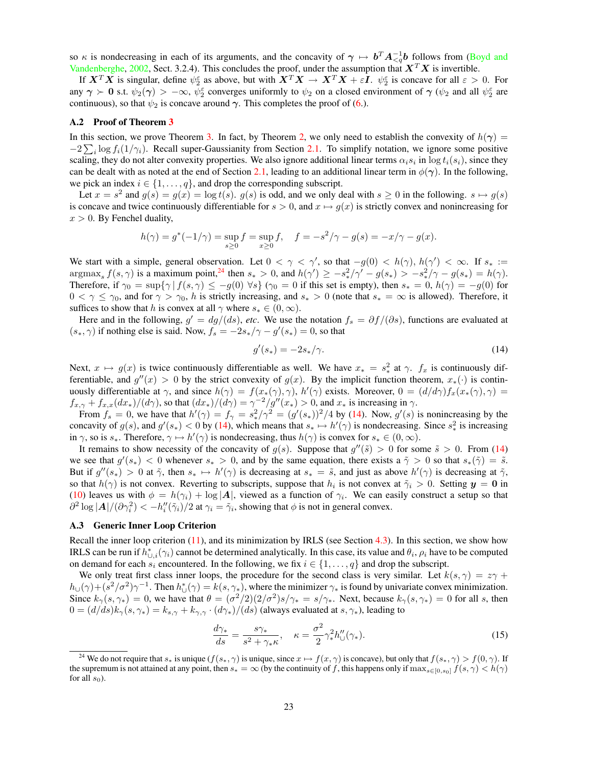so $\kappa$ is nondecreasing in each of its arguments, and the concavity of $\boldsymbol{\gamma} \mapsto \boldsymbol{b}^T \boldsymbol{A}_{<q}^{-1} \boldsymbol{b}$ follows from (Boyd and Vandenberghe, 2002, Sect. 3.2.4). This concludes the proof, under the assumption that $\boldsymbol{X}^T\boldsymbol{X}$ is invertible.

If $\boldsymbol{X}^T\boldsymbol{X}$ is singular, define $\psi_2^\varepsilon$ as above, but with $\boldsymbol{X}^T\boldsymbol{X} \to \boldsymbol{X}^T\boldsymbol{X} + \varepsilon \boldsymbol{I}$. $\psi_2^\varepsilon$ is concave for all $\varepsilon > 0$. For any $\boldsymbol{\gamma} \succ \boldsymbol{0}$ s.t. $\psi_2(\boldsymbol{\gamma}) > -\infty$, $\psi_2^\varepsilon$ converges uniformly to $\psi_2$ on a closed environment of $\boldsymbol{\gamma}$ ($\psi_2$ and all $\psi_2^\varepsilon$ are continuous), so that $\psi_2$ is concave around $\boldsymbol{\gamma}$. This completes the proof of (6.).

### A.2 Proof of Theorem 3

In this section, we prove Theorem 3. In fact, by Theorem 2, we only need to establish the convexity of $h(\boldsymbol{\gamma}) = -2\sum_i \log f_i(1/\gamma_i)$. Recall super-Gaussianity from Section 2.1. To simplify notation, we ignore some positive scaling, they do not alter convexity properties. We also ignore additional linear terms $\alpha_i s_i$ in $\log t_i(s_i)$, since they can be dealt with as noted at the end of Section 2.1, leading to an additional linear term in $\phi(\boldsymbol{\gamma})$. In the following, we pick an index $i \in \{1, \dots, q\}$, and drop the corresponding subscript.

Let $x = s^2$ and $g(s) = g(x) = \log t(s)$. $g(s)$ is odd, and we only deal with $s \geq 0$ in the following. $s \mapsto g(s)$ is concave and twice continuously differentiable for $s > 0$, and $x \mapsto g(x)$ is strictly convex and nonincreasing for $x > 0$. By Fenchel duality,

$$h(\gamma) = g^*(-1/\gamma) = \sup_{s \geq 0} f = \sup_{x \geq 0} f, \quad f = -s^2/\gamma - g(s) = -x/\gamma - g(x).$$

We start with a simple, general observation. Let $0 < \gamma < \gamma'$, so that $-g(0) < h(\gamma), h(\gamma') < \infty$. If $s_* := \operatorname{argmax}_s f(s, \gamma)$ is a maximum point,[24] then $s_* > 0$, and $h(\gamma') \geq -s_*^2/\gamma' - g(s_*) > -s_*^2/\gamma - g(s_*) = h(\gamma)$. Therefore, if $\gamma_0 = \sup\{\gamma \,|\, f(s,\gamma) \leq -g(0) \;\forall s\}$ ($\gamma_0 = 0$ if this set is empty), then $s_* = 0$, $h(\gamma) = -g(0)$ for $0 < \gamma \leq \gamma_0$, and for $\gamma > \gamma_0$, $h$ is strictly increasing, and $s_* > 0$ (note that $s_* = \infty$ is allowed). Therefore, it suffices to show that $h$ is convex at all $\gamma$ where $s_* \in (0, \infty)$.

Here and in the following, $g' = dg/(ds)$, *etc.* We use the notation $f_s = \partial f/(\partial s)$, functions are evaluated at $(s_*, \gamma)$ if nothing else is said. Now, $f_s = -2s_*/\gamma - g'(s_*) = 0$, so that

$$g'(s_*) = -2s_*/\gamma. \tag{14}$$

Next, $x \mapsto g(x)$ is twice continuously differentiable as well. We have $x_* = s_*^2$ at $\gamma$. $f_x$ is continuously differentiable, and $g''(x) > 0$ by the strict convexity of $g(x)$. By the implicit function theorem, $x_*(\cdot)$ is continuously differentiable at $\gamma$, and since $h(\gamma) = f(x_*(\gamma), \gamma)$, $h'(\gamma)$ exists. Moreover, $0 = (d/d\gamma) f_x(x_*(\gamma), \gamma) = f_{x,\gamma} + f_{x,x}(dx_*)/(d\gamma)$, so that $(dx_*)/(d\gamma) = \gamma^{-2}/g''(x_*) > 0$, and $x_*$ is increasing in $\gamma$.

From $f_s = 0$, we have that $h'(\gamma) = f_\gamma = s_*^2/\gamma^2 = (g'(s_*))^2/4$ by (14). Now, $g'(s)$ is nonincreasing by the concavity of $g(s)$, and $g'(s_*) < 0$ by (14), which means that $s_* \mapsto h'(\gamma)$ is nondecreasing. Since $s_*^2$ is increasing in $\gamma$, so is $s_*$. Therefore, $\gamma \mapsto h'(\gamma)$ is nondecreasing, thus $h(\gamma)$ is convex for $s_* \in (0, \infty)$.

It remains to show necessity of the concavity of $g(s)$. Suppose that $g''(\tilde{s}) > 0$ for some $\tilde{s} > 0$. From (14) we see that $g'(s_*) < 0$ whenever $s_* > 0$, and by the same equation, there exists a $\tilde{\gamma} > 0$ so that $s_*(\tilde{\gamma}) = \tilde{s}$. But if $g''(s_*) > 0$ at $\tilde{\gamma}$, then $s_* \mapsto h'(\gamma)$ is decreasing at $s_* = \tilde{s}$, and just as above $h'(\gamma)$ is decreasing at $\tilde{\gamma}$, so that $h(\gamma)$ is not convex. Reverting to subscripts, suppose that $h_i$ is not convex at $\tilde{\gamma}_i > 0$. Setting $\boldsymbol{y} = \boldsymbol{0}$ in (10) leaves us with $\phi = h(\gamma_i) + \log|\boldsymbol{A}|$, viewed as a function of $\gamma_i$. We can easily construct a setup so that $\partial^2 \log|\boldsymbol{A}|/(\partial \gamma_i^2) < -h_i''(\tilde{\gamma}_i)/2$ at $\gamma_i = \tilde{\gamma}_i$, showing that $\phi$ is not in general convex.

### A.3 Generic Inner Loop Criterion

Recall the inner loop criterion (11), and its minimization by IRLS (see Section 4.3). In this section, we show how IRLS can be run if $h_{\cup,i}^*(\gamma_i)$ cannot be determined analytically. In this case, its value and $\theta_i$, $\rho_i$ have to be computed on demand for each $s_i$ encountered. In the following, we fix $i \in \{1, \dots, q\}$ and drop the subscript.

We only treat first class inner loops, the procedure for the second class is very similar. Let $k(s, \gamma) = z\gamma + h_\cup(\gamma) + (s^2/\sigma^2)\gamma^{-1}$. Then $h_\cup^*(\gamma) = k(s, \gamma_*)$, where the minimizer $\gamma_*$ is found by univariate convex minimization. Since $k_\gamma(s, \gamma_*) = 0$, we have that $\theta = (\sigma^2/2)(2/\sigma^2)s/\gamma_* = s/\gamma_*$. Next, because $k_\gamma(s, \gamma_*) = 0$ for all $s$, then $0 = (d/ds)k_\gamma(s, \gamma_*) = k_{s,\gamma} + k_{\gamma,\gamma} \cdot (d\gamma_*)/(ds)$ (always evaluated at $s, \gamma_*$), leading to

$$\frac{d\gamma_*}{ds} = \frac{s\gamma_*}{s^2 + \gamma_*\kappa}, \quad \kappa = \frac{\sigma^2}{2}\gamma_*^2 h_\cup''(\gamma_*). \tag{15}$$

[24] We do not require that $s_*$ is unique ($f(s_*, \gamma)$ is unique, since $x \mapsto f(x, \gamma)$ is concave), but only that $f(s_*, \gamma) > f(0, \gamma)$. If the supremum is not attained at any point, then $s_* = \infty$ (by the continuity of $f$, this happens only if $\max_{s \in [0, s_0]} f(s, \gamma) < h(\gamma)$ for all $s_0$).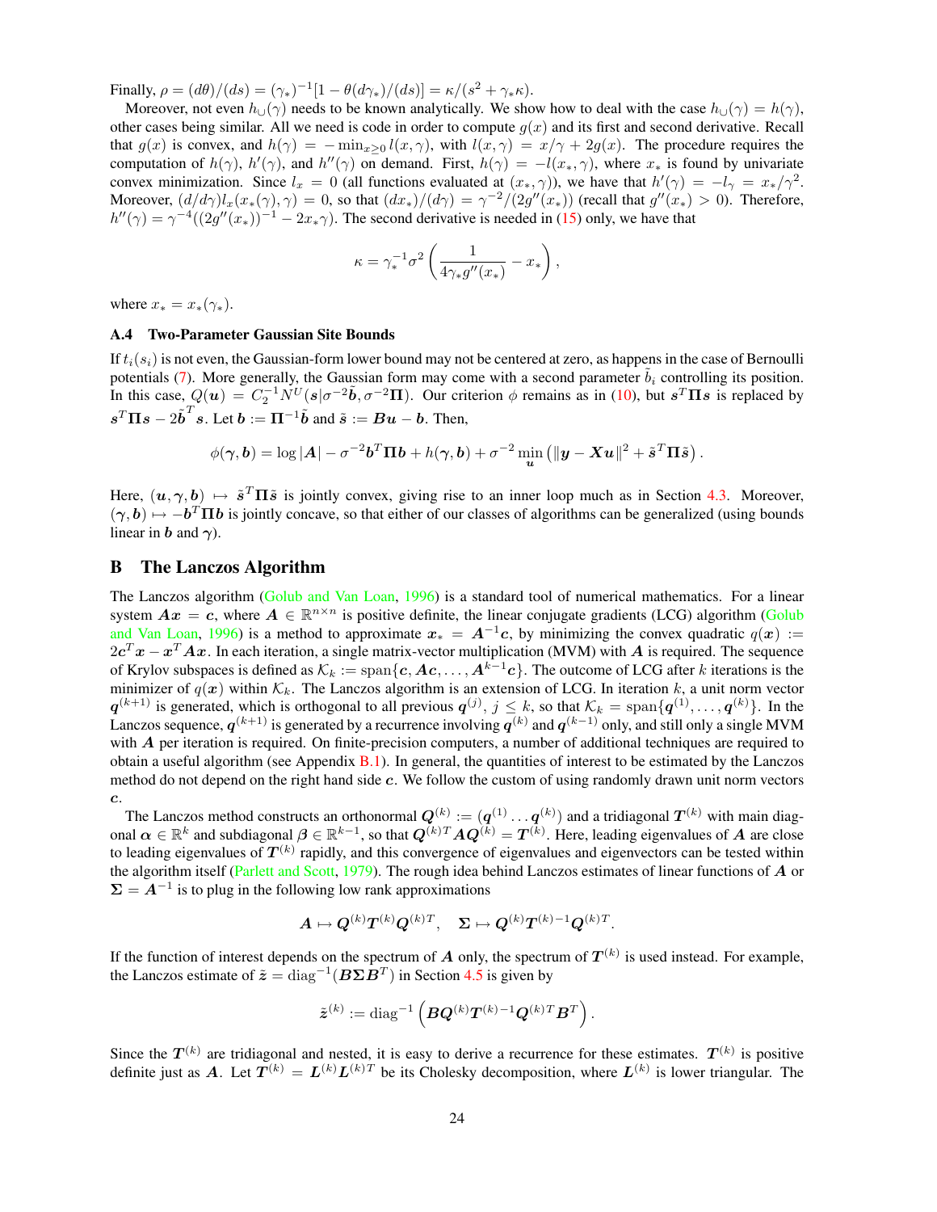Finally, $\rho = (d\theta)/(ds) = (\gamma_*)^{-1}[1 - \theta(d\gamma_*)/(ds)] = \kappa/(s^2 + \gamma_*\kappa)$.

Moreover, not even $h_\cup(\gamma)$ needs to be known analytically. We show how to deal with the case $h_\cup(\gamma) = h(\gamma)$, other cases being similar. All we need is code in order to compute $g(x)$ and its first and second derivative. Recall that $g(x)$ is convex, and $h(\gamma) = -\min_{x \geq 0} l(x, \gamma)$, with $l(x, \gamma) = x/\gamma + 2g(x)$. The procedure requires the computation of $h(\gamma)$, $h'(\gamma)$, and $h''(\gamma)$ on demand. First, $h(\gamma) = -l(x_*, \gamma)$, where $x_*$ is found by univariate convex minimization. Since $l_x = 0$ (all functions evaluated at $(x_*, \gamma)$), we have that $h'(\gamma) = -l_\gamma = x_*/\gamma^2$. Moreover, $(d/d\gamma) l_x(x_*(\gamma), \gamma) = 0$, so that $(dx_*)/(d\gamma) = \gamma^{-2}/(2g''(x_*))$ (recall that $g''(x_*) > 0$). Therefore, $h''(\gamma) = \gamma^{-4}((2g''(x_*))^{-1} - 2x_*\gamma)$. The second derivative is needed in (15) only, we have that

$$
\kappa = \gamma_*^{-1} \sigma^2 \left( \frac{1}{4\gamma_* g''(x_*)} - x_* \right),
$$

where $x_* = x_*(\gamma_*)$.

### A.4 Two-Parameter Gaussian Site Bounds

If $t_i(s_i)$ is not even, the Gaussian-form lower bound may not be centered at zero, as happens in the case of Bernoulli potentials (7). More generally, the Gaussian form may come with a second parameter $\tilde{b}_i$ controlling its position. In this case, $Q(\boldsymbol{u}) = C_2^{-1} N^U(\boldsymbol{s} | \sigma^{-2}\tilde{\boldsymbol{b}}, \sigma^{-2}\boldsymbol{\Pi})$. Our criterion $\phi$ remains as in (10), but $\boldsymbol{s}^T\boldsymbol{\Pi}\boldsymbol{s}$ is replaced by $\boldsymbol{s}^T\boldsymbol{\Pi}\boldsymbol{s} - 2\tilde{\boldsymbol{b}}^T\boldsymbol{s}$. Let $\boldsymbol{b} := \boldsymbol{\Pi}^{-1}\tilde{\boldsymbol{b}}$ and $\tilde{\boldsymbol{s}} := \boldsymbol{B}\boldsymbol{u} - \boldsymbol{b}$. Then,

$$
\phi(\boldsymbol{\gamma}, \boldsymbol{b}) = \log |\boldsymbol{A}| - \sigma^{-2}\boldsymbol{b}^T\boldsymbol{\Pi}\boldsymbol{b} + h(\boldsymbol{\gamma}, \boldsymbol{b}) + \sigma^{-2} \min_{\boldsymbol{u}} \left( \|\boldsymbol{y} - \boldsymbol{X}\boldsymbol{u}\|^2 + \tilde{\boldsymbol{s}}^T\boldsymbol{\Pi}\tilde{\boldsymbol{s}} \right).
$$

Here, $(\boldsymbol{u}, \boldsymbol{\gamma}, \boldsymbol{b}) \mapsto \tilde{\boldsymbol{s}}^T\boldsymbol{\Pi}\tilde{\boldsymbol{s}}$ is jointly convex, giving rise to an inner loop much as in Section 4.3. Moreover, $(\boldsymbol{\gamma}, \boldsymbol{b}) \mapsto -\boldsymbol{b}^T\boldsymbol{\Pi}\boldsymbol{b}$ is jointly concave, so that either of our classes of algorithms can be generalized (using bounds linear in $\boldsymbol{b}$ and $\boldsymbol{\gamma}$).

## B The Lanczos Algorithm

The Lanczos algorithm (Golub and Van Loan, 1996) is a standard tool of numerical mathematics. For a linear system $\boldsymbol{A}\boldsymbol{x} = \boldsymbol{c}$, where $\boldsymbol{A} \in \mathbb{R}^{n \times n}$ is positive definite, the linear conjugate gradients (LCG) algorithm (Golub and Van Loan, 1996) is a method to approximate $\boldsymbol{x}_* = \boldsymbol{A}^{-1}\boldsymbol{c}$, by minimizing the convex quadratic $q(\boldsymbol{x}) := 2\boldsymbol{c}^T\boldsymbol{x} - \boldsymbol{x}^T\boldsymbol{A}\boldsymbol{x}$. In each iteration, a single matrix-vector multiplication (MVM) with $\boldsymbol{A}$ is required. The sequence of Krylov subspaces is defined as $\mathcal{K}_k := \operatorname{span}\{\boldsymbol{c}, \boldsymbol{A}\boldsymbol{c}, \dots, \boldsymbol{A}^{k-1}\boldsymbol{c}\}$. The outcome of LCG after $k$ iterations is the minimizer of $q(\boldsymbol{x})$ within $\mathcal{K}_k$. The Lanczos algorithm is an extension of LCG. In iteration $k$, a unit norm vector $\boldsymbol{q}^{(k+1)}$ is generated, which is orthogonal to all previous $\boldsymbol{q}^{(j)}$, $j \leq k$, so that $\mathcal{K}_k = \operatorname{span}\{\boldsymbol{q}^{(1)}, \dots, \boldsymbol{q}^{(k)}\}$. In the Lanczos sequence, $\boldsymbol{q}^{(k+1)}$ is generated by a recurrence involving $\boldsymbol{q}^{(k)}$ and $\boldsymbol{q}^{(k-1)}$ only, and still only a single MVM with $\boldsymbol{A}$ per iteration is required. On finite-precision computers, a number of additional techniques are required to obtain a useful algorithm (see Appendix B.1). In general, the quantities of interest to be estimated by the Lanczos method do not depend on the right hand side $\boldsymbol{c}$. We follow the custom of using randomly drawn unit norm vectors $\boldsymbol{c}$.

The Lanczos method constructs an orthonormal $\boldsymbol{Q}^{(k)} := (\boldsymbol{q}^{(1)} \dots \boldsymbol{q}^{(k)})$ and a tridiagonal $\boldsymbol{T}^{(k)}$ with main diagonal $\boldsymbol{\alpha} \in \mathbb{R}^k$ and subdiagonal $\boldsymbol{\beta} \in \mathbb{R}^{k-1}$, so that $\boldsymbol{Q}^{(k)T}\boldsymbol{A}\boldsymbol{Q}^{(k)} = \boldsymbol{T}^{(k)}$. Here, leading eigenvalues of $\boldsymbol{A}$ are close to leading eigenvalues of $\boldsymbol{T}^{(k)}$ rapidly, and this convergence of eigenvalues and eigenvectors can be tested within the algorithm itself (Parlett and Scott, 1979). The rough idea behind Lanczos estimates of linear functions of $\boldsymbol{A}$ or $\boldsymbol{\Sigma} = \boldsymbol{A}^{-1}$ is to plug in the following low rank approximations

$$
\boldsymbol{A} \mapsto \boldsymbol{Q}^{(k)}\boldsymbol{T}^{(k)}\boldsymbol{Q}^{(k)T}, \quad \boldsymbol{\Sigma} \mapsto \boldsymbol{Q}^{(k)}\boldsymbol{T}^{(k)-1}\boldsymbol{Q}^{(k)T}.
$$

If the function of interest depends on the spectrum of $\boldsymbol{A}$ only, the spectrum of $\boldsymbol{T}^{(k)}$ is used instead. For example, the Lanczos estimate of $\tilde{\boldsymbol{z}} = \operatorname{diag}^{-1}(\boldsymbol{B}\boldsymbol{\Sigma}\boldsymbol{B}^T)$ in Section 4.5 is given by

$$
\tilde{\boldsymbol{z}}^{(k)} := \operatorname{diag}^{-1}\left( \boldsymbol{B}\boldsymbol{Q}^{(k)}\boldsymbol{T}^{(k)-1}\boldsymbol{Q}^{(k)T}\boldsymbol{B}^T \right).
$$

Since the $\boldsymbol{T}^{(k)}$ are tridiagonal and nested, it is easy to derive a recurrence for these estimates. $\boldsymbol{T}^{(k)}$ is positive definite just as $\boldsymbol{A}$. Let $\boldsymbol{T}^{(k)} = \boldsymbol{L}^{(k)}\boldsymbol{L}^{(k)T}$ be its Cholesky decomposition, where $\boldsymbol{L}^{(k)}$ is lower triangular. The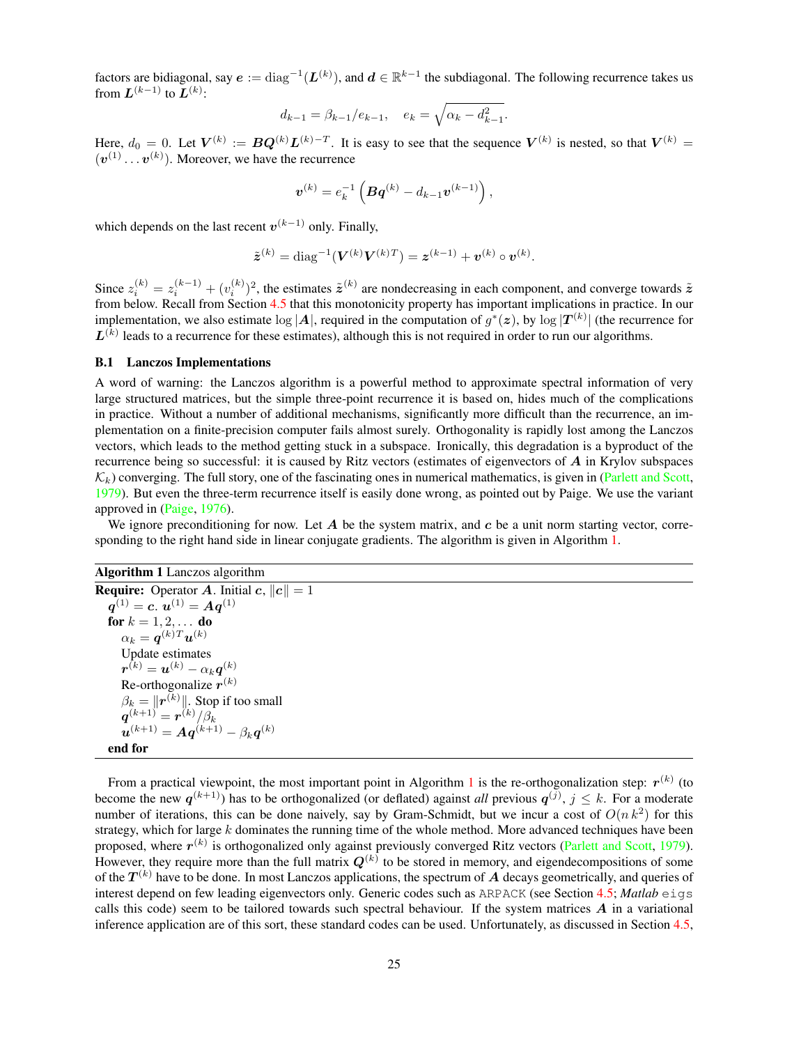factors are bidiagonal, say $\boldsymbol{e} := \mathrm{diag}^{-1}(\boldsymbol{L}^{(k)})$, and $\boldsymbol{d} \in \mathbb{R}^{k-1}$ the subdiagonal. The following recurrence takes us from $\boldsymbol{L}^{(k-1)}$ to $\boldsymbol{L}^{(k)}$:

$$d_{k-1} = \beta_{k-1}/e_{k-1}, \quad e_k = \sqrt{\alpha_k - d_{k-1}^2}.$$

Here, $d_0 = 0$. Let $\boldsymbol{V}^{(k)} := \boldsymbol{B}\boldsymbol{Q}^{(k)}\boldsymbol{L}^{(k)-T}$. It is easy to see that the sequence $\boldsymbol{V}^{(k)}$ is nested, so that $\boldsymbol{V}^{(k)} = (\boldsymbol{v}^{(1)} \dots \boldsymbol{v}^{(k)})$. Moreover, we have the recurrence

$$\boldsymbol{v}^{(k)} = e_k^{-1}\left(\boldsymbol{B}\boldsymbol{q}^{(k)} - d_{k-1}\boldsymbol{v}^{(k-1)}\right),$$

which depends on the last recent $\boldsymbol{v}^{(k-1)}$ only. Finally,

$$\tilde{\boldsymbol{z}}^{(k)} = \mathrm{diag}^{-1}(\boldsymbol{V}^{(k)}\boldsymbol{V}^{(k)T}) = \boldsymbol{z}^{(k-1)} + \boldsymbol{v}^{(k)} \circ \boldsymbol{v}^{(k)}.$$

Since $z_i^{(k)} = z_i^{(k-1)} + (v_i^{(k)})^2$, the estimates $\tilde{\boldsymbol{z}}^{(k)}$ are nondecreasing in each component, and converge towards $\tilde{\boldsymbol{z}}$ from below. Recall from Section 4.5 that this monotonicity property has important implications in practice. In our implementation, we also estimate $\log|\boldsymbol{A}|$, required in the computation of $g^*(\boldsymbol{z})$, by $\log|\boldsymbol{T}^{(k)}|$ (the recurrence for $\boldsymbol{L}^{(k)}$ leads to a recurrence for these estimates), although this is not required in order to run our algorithms.

### B.1 Lanczos Implementations

A word of warning: the Lanczos algorithm is a powerful method to approximate spectral information of very large structured matrices, but the simple three-point recurrence it is based on, hides much of the complications in practice. Without a number of additional mechanisms, significantly more difficult than the recurrence, an implementation on a finite-precision computer fails almost surely. Orthogonality is rapidly lost among the Lanczos vectors, which leads to the method getting stuck in a subspace. Ironically, this degradation is a byproduct of the recurrence being so successful: it is caused by Ritz vectors (estimates of eigenvectors of $\boldsymbol{A}$ in Krylov subspaces $\mathcal{K}_k$) converging. The full story, one of the fascinating ones in numerical mathematics, is given in (Parlett and Scott, 1979). But even the three-term recurrence itself is easily done wrong, as pointed out by Paige. We use the variant approved in (Paige, 1976).

We ignore preconditioning for now. Let $\boldsymbol{A}$ be the system matrix, and $\boldsymbol{c}$ be a unit norm starting vector, corresponding to the right hand side in linear conjugate gradients. The algorithm is given in Algorithm 1.

**Algorithm 1** Lanczos algorithm

**Require:** Operator $\boldsymbol{A}$. Initial $\boldsymbol{c}$, $\|\boldsymbol{c}\| = 1$
  $\boldsymbol{q}^{(1)} = \boldsymbol{c}$. $\boldsymbol{u}^{(1)} = \boldsymbol{A}\boldsymbol{q}^{(1)}$
  **for** $k = 1, 2, \dots$ **do**
    $\alpha_k = \boldsymbol{q}^{(k)T}\boldsymbol{u}^{(k)}$
    Update estimates
    $\boldsymbol{r}^{(k)} = \boldsymbol{u}^{(k)} - \alpha_k\boldsymbol{q}^{(k)}$
    Re-orthogonalize $\boldsymbol{r}^{(k)}$
    $\beta_k = \|\boldsymbol{r}^{(k)}\|$. Stop if too small
    $\boldsymbol{q}^{(k+1)} = \boldsymbol{r}^{(k)}/\beta_k$
    $\boldsymbol{u}^{(k+1)} = \boldsymbol{A}\boldsymbol{q}^{(k+1)} - \beta_k\boldsymbol{q}^{(k)}$
  **end for**

From a practical viewpoint, the most important point in Algorithm 1 is the re-orthogonalization step: $\boldsymbol{r}^{(k)}$ (to become the new $\boldsymbol{q}^{(k+1)}$) has to be orthogonalized (or deflated) against *all* previous $\boldsymbol{q}^{(j)}$, $j \le k$. For a moderate number of iterations, this can be done naively, say by Gram-Schmidt, but we incur a cost of $O(n\,k^2)$ for this strategy, which for large $k$ dominates the running time of the whole method. More advanced techniques have been proposed, where $\boldsymbol{r}^{(k)}$ is orthogonalized only against previously converged Ritz vectors (Parlett and Scott, 1979). However, they require more than the full matrix $\boldsymbol{Q}^{(k)}$ to be stored in memory, and eigendecompositions of some of the $\boldsymbol{T}^{(k)}$ have to be done. In most Lanczos applications, the spectrum of $\boldsymbol{A}$ decays geometrically, and queries of interest depend on few leading eigenvectors only. Generic codes such as ARPACK (see Section 4.5; *Matlab* eigs calls this code) seem to be tailored towards such spectral behaviour. If the system matrices $\boldsymbol{A}$ in a variational inference application are of this sort, these standard codes can be used. Unfortunately, as discussed in Section 4.5,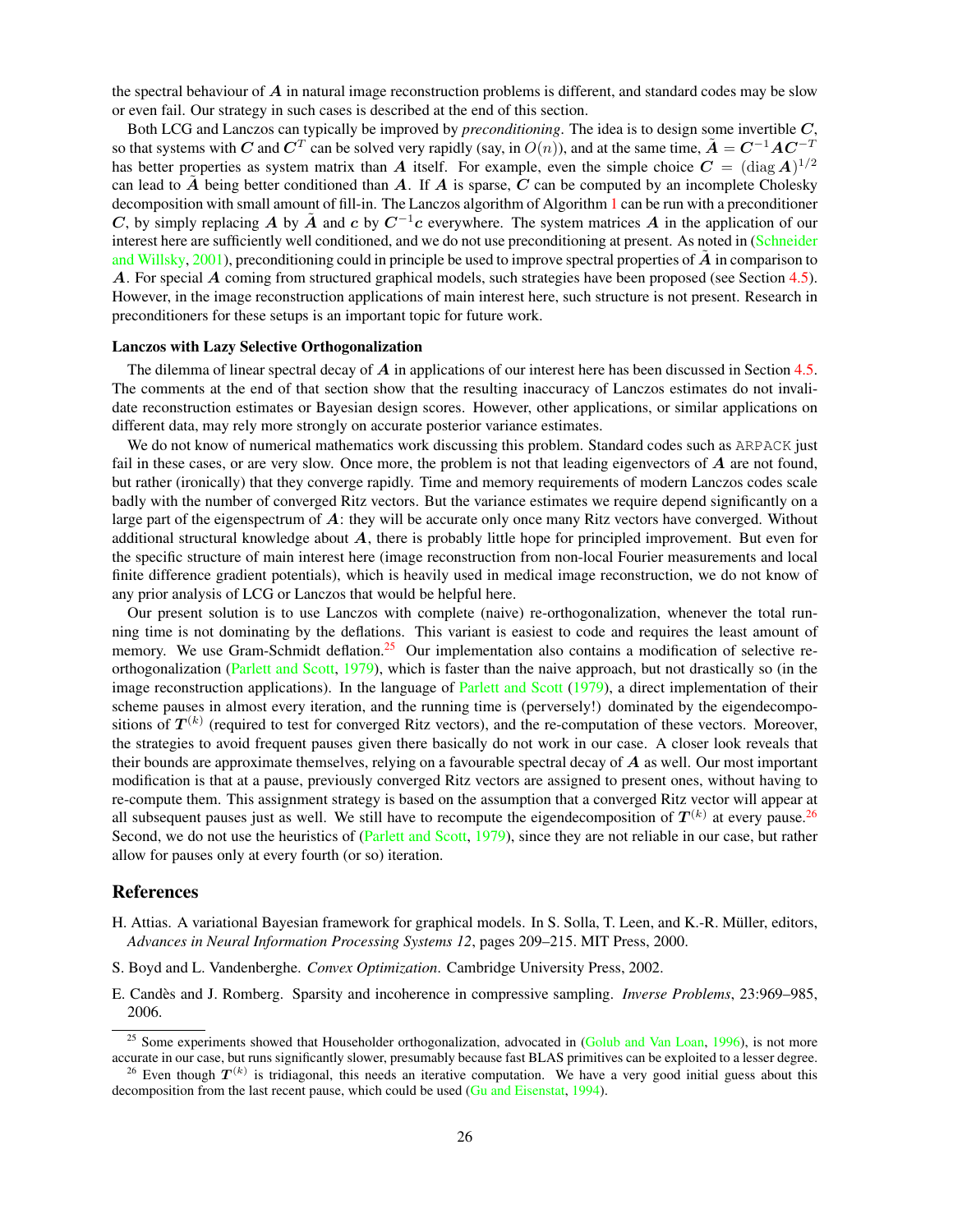the spectral behaviour of $\boldsymbol{A}$ in natural image reconstruction problems is different, and standard codes may be slow or even fail. Our strategy in such cases is described at the end of this section.

Both LCG and Lanczos can typically be improved by *preconditioning*. The idea is to design some invertible $\boldsymbol{C}$, so that systems with $\boldsymbol{C}$ and $\boldsymbol{C}^T$ can be solved very rapidly (say, in $O(n)$), and at the same time, $\tilde{\boldsymbol{A}} = \boldsymbol{C}^{-1}\boldsymbol{A}\boldsymbol{C}^{-T}$ has better properties as system matrix than $\boldsymbol{A}$ itself. For example, even the simple choice $\boldsymbol{C} = (\operatorname{diag} \boldsymbol{A})^{1/2}$ can lead to $\tilde{\boldsymbol{A}}$ being better conditioned than $\boldsymbol{A}$. If $\boldsymbol{A}$ is sparse, $\boldsymbol{C}$ can be computed by an incomplete Cholesky decomposition with small amount of fill-in. The Lanczos algorithm of Algorithm 1 can be run with a preconditioner $\boldsymbol{C}$, by simply replacing $\boldsymbol{A}$ by $\tilde{\boldsymbol{A}}$ and $\boldsymbol{c}$ by $\boldsymbol{C}^{-1}\boldsymbol{c}$ everywhere. The system matrices $\boldsymbol{A}$ in the application of our interest here are sufficiently well conditioned, and we do not use preconditioning at present. As noted in (Schneider and Willsky, 2001), preconditioning could in principle be used to improve spectral properties of $\tilde{\boldsymbol{A}}$ in comparison to $\boldsymbol{A}$. For special $\boldsymbol{A}$ coming from structured graphical models, such strategies have been proposed (see Section 4.5). However, in the image reconstruction applications of main interest here, such structure is not present. Research in preconditioners for these setups is an important topic for future work.

### Lanczos with Lazy Selective Orthogonalization

The dilemma of linear spectral decay of $\boldsymbol{A}$ in applications of our interest here has been discussed in Section 4.5. The comments at the end of that section show that the resulting inaccuracy of Lanczos estimates do not invalidate reconstruction estimates or Bayesian design scores. However, other applications, or similar applications on different data, may rely more strongly on accurate posterior variance estimates.

We do not know of numerical mathematics work discussing this problem. Standard codes such as `ARPACK` just fail in these cases, or are very slow. Once more, the problem is not that leading eigenvectors of $\boldsymbol{A}$ are not found, but rather (ironically) that they converge rapidly. Time and memory requirements of modern Lanczos codes scale badly with the number of converged Ritz vectors. But the variance estimates we require depend significantly on a large part of the eigenspectrum of $\boldsymbol{A}$: they will be accurate only once many Ritz vectors have converged. Without additional structural knowledge about $\boldsymbol{A}$, there is probably little hope for principled improvement. But even for the specific structure of main interest here (image reconstruction from non-local Fourier measurements and local finite difference gradient potentials), which is heavily used in medical image reconstruction, we do not know of any prior analysis of LCG or Lanczos that would be helpful here.

Our present solution is to use Lanczos with complete (naive) re-orthogonalization, whenever the total running time is not dominating by the deflations. This variant is easiest to code and requires the least amount of memory. We use Gram-Schmidt deflation.[25] Our implementation also contains a modification of selective re-orthogonalization (Parlett and Scott, 1979), which is faster than the naive approach, but not drastically so (in the image reconstruction applications). In the language of Parlett and Scott (1979), a direct implementation of their scheme pauses in almost every iteration, and the running time is (perversely!) dominated by the eigendecompositions of $\boldsymbol{T}^{(k)}$ (required to test for converged Ritz vectors), and the re-computation of these vectors. Moreover, the strategies to avoid frequent pauses given there basically do not work in our case. A closer look reveals that their bounds are approximate themselves, relying on a favourable spectral decay of $\boldsymbol{A}$ as well. Our most important modification is that at a pause, previously converged Ritz vectors are assigned to present ones, without having to re-compute them. This assignment strategy is based on the assumption that a converged Ritz vector will appear at all subsequent pauses just as well. We still have to recompute the eigendecomposition of $\boldsymbol{T}^{(k)}$ at every pause.[26] Second, we do not use the heuristics of (Parlett and Scott, 1979), since they are not reliable in our case, but rather allow for pauses only at every fourth (or so) iteration.

## References

H. Attias. A variational Bayesian framework for graphical models. In S. Solla, T. Leen, and K.-R. Müller, editors, *Advances in Neural Information Processing Systems 12*, pages 209–215. MIT Press, 2000.

S. Boyd and L. Vandenberghe. *Convex Optimization*. Cambridge University Press, 2002.

E. Candès and J. Romberg. Sparsity and incoherence in compressive sampling. *Inverse Problems*, 23:969–985, 2006.

---

[25] Some experiments showed that Householder orthogonalization, advocated in (Golub and Van Loan, 1996), is not more accurate in our case, but runs significantly slower, presumably because fast BLAS primitives can be exploited to a lesser degree.

[26] Even though $\boldsymbol{T}^{(k)}$ is tridiagonal, this needs an iterative computation. We have a very good initial guess about this decomposition from the last recent pause, which could be used (Gu and Eisenstat, 1994).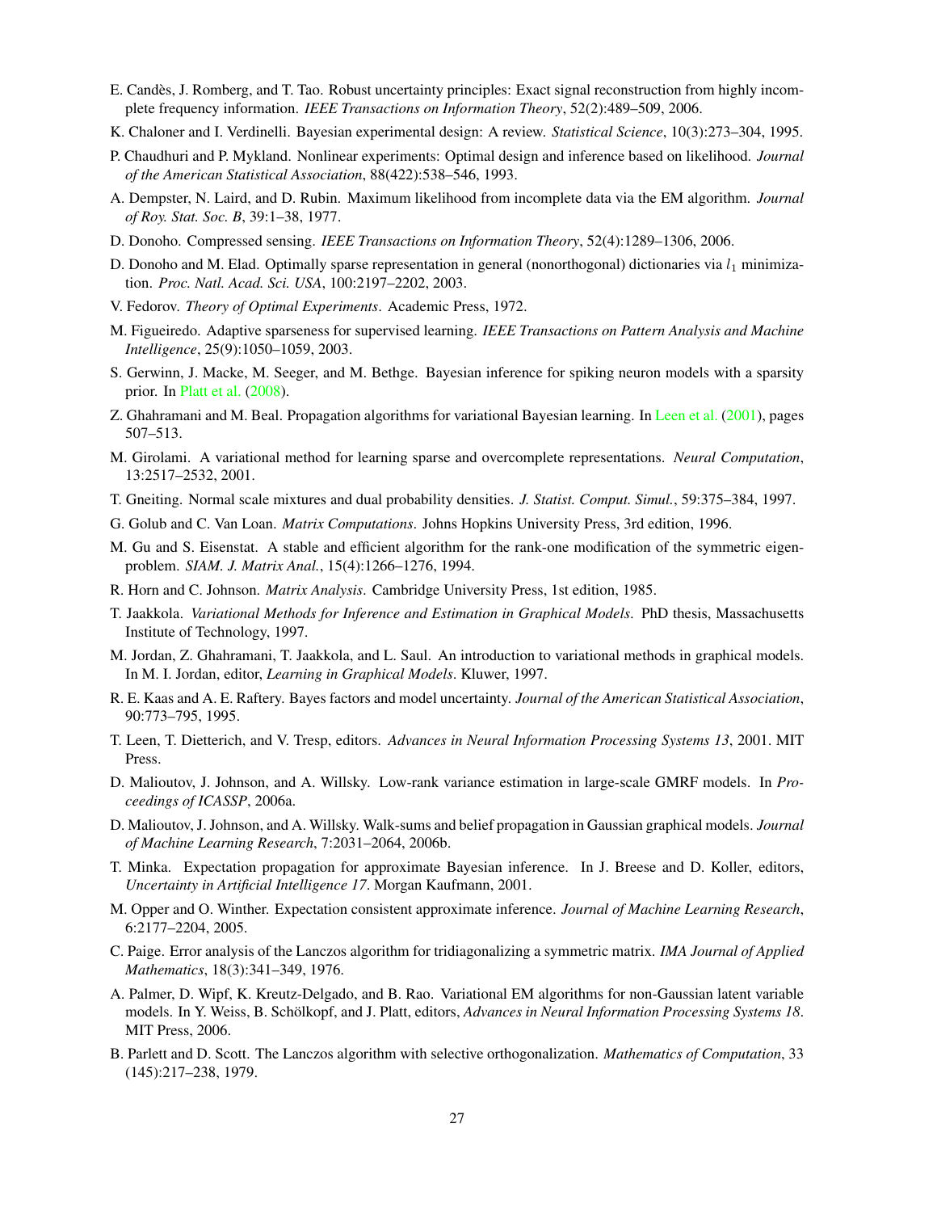E. Candès, J. Romberg, and T. Tao. Robust uncertainty principles: Exact signal reconstruction from highly incomplete frequency information. *IEEE Transactions on Information Theory*, 52(2):489–509, 2006.

K. Chaloner and I. Verdinelli. Bayesian experimental design: A review. *Statistical Science*, 10(3):273–304, 1995.

P. Chaudhuri and P. Mykland. Nonlinear experiments: Optimal design and inference based on likelihood. *Journal of the American Statistical Association*, 88(422):538–546, 1993.

A. Dempster, N. Laird, and D. Rubin. Maximum likelihood from incomplete data via the EM algorithm. *Journal of Roy. Stat. Soc. B*, 39:1–38, 1977.

D. Donoho. Compressed sensing. *IEEE Transactions on Information Theory*, 52(4):1289–1306, 2006.

D. Donoho and M. Elad. Optimally sparse representation in general (nonorthogonal) dictionaries via $l_1$ minimization. *Proc. Natl. Acad. Sci. USA*, 100:2197–2202, 2003.

V. Fedorov. *Theory of Optimal Experiments*. Academic Press, 1972.

M. Figueiredo. Adaptive sparseness for supervised learning. *IEEE Transactions on Pattern Analysis and Machine Intelligence*, 25(9):1050–1059, 2003.

S. Gerwinn, J. Macke, M. Seeger, and M. Bethge. Bayesian inference for spiking neuron models with a sparsity prior. In Platt et al. (2008).

Z. Ghahramani and M. Beal. Propagation algorithms for variational Bayesian learning. In Leen et al. (2001), pages 507–513.

M. Girolami. A variational method for learning sparse and overcomplete representations. *Neural Computation*, 13:2517–2532, 2001.

T. Gneiting. Normal scale mixtures and dual probability densities. *J. Statist. Comput. Simul.*, 59:375–384, 1997.

G. Golub and C. Van Loan. *Matrix Computations*. Johns Hopkins University Press, 3rd edition, 1996.

M. Gu and S. Eisenstat. A stable and efficient algorithm for the rank-one modification of the symmetric eigenproblem. *SIAM. J. Matrix Anal.*, 15(4):1266–1276, 1994.

R. Horn and C. Johnson. *Matrix Analysis*. Cambridge University Press, 1st edition, 1985.

T. Jaakkola. *Variational Methods for Inference and Estimation in Graphical Models*. PhD thesis, Massachusetts Institute of Technology, 1997.

M. Jordan, Z. Ghahramani, T. Jaakkola, and L. Saul. An introduction to variational methods in graphical models. In M. I. Jordan, editor, *Learning in Graphical Models*. Kluwer, 1997.

R. E. Kaas and A. E. Raftery. Bayes factors and model uncertainty. *Journal of the American Statistical Association*, 90:773–795, 1995.

T. Leen, T. Dietterich, and V. Tresp, editors. *Advances in Neural Information Processing Systems 13*, 2001. MIT Press.

D. Malioutov, J. Johnson, and A. Willsky. Low-rank variance estimation in large-scale GMRF models. In *Proceedings of ICASSP*, 2006a.

D. Malioutov, J. Johnson, and A. Willsky. Walk-sums and belief propagation in Gaussian graphical models. *Journal of Machine Learning Research*, 7:2031–2064, 2006b.

T. Minka. Expectation propagation for approximate Bayesian inference. In J. Breese and D. Koller, editors, *Uncertainty in Artificial Intelligence 17*. Morgan Kaufmann, 2001.

M. Opper and O. Winther. Expectation consistent approximate inference. *Journal of Machine Learning Research*, 6:2177–2204, 2005.

C. Paige. Error analysis of the Lanczos algorithm for tridiagonalizing a symmetric matrix. *IMA Journal of Applied Mathematics*, 18(3):341–349, 1976.

A. Palmer, D. Wipf, K. Kreutz-Delgado, and B. Rao. Variational EM algorithms for non-Gaussian latent variable models. In Y. Weiss, B. Schölkopf, and J. Platt, editors, *Advances in Neural Information Processing Systems 18*. MIT Press, 2006.

B. Parlett and D. Scott. The Lanczos algorithm with selective orthogonalization. *Mathematics of Computation*, 33 (145):217–238, 1979.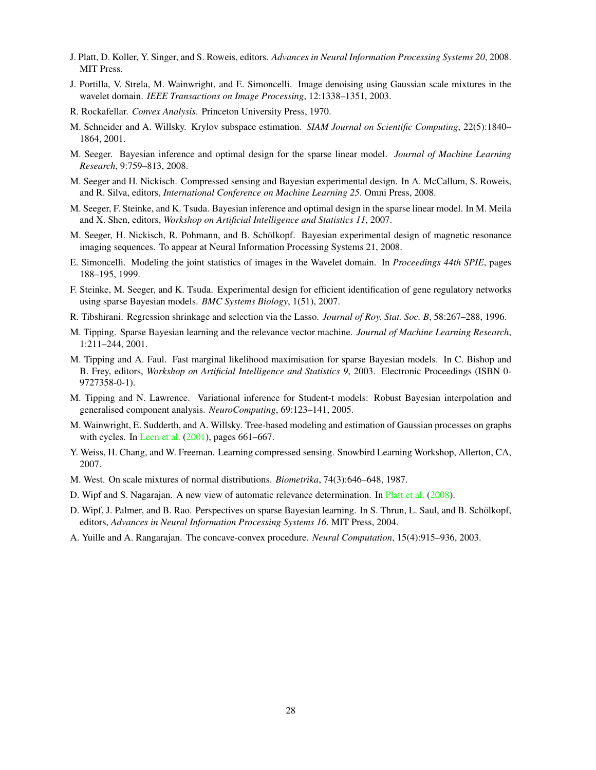J. Platt, D. Koller, Y. Singer, and S. Roweis, editors. *Advances in Neural Information Processing Systems 20*, 2008. MIT Press.

J. Portilla, V. Strela, M. Wainwright, and E. Simoncelli. Image denoising using Gaussian scale mixtures in the wavelet domain. *IEEE Transactions on Image Processing*, 12:1338–1351, 2003.

R. Rockafellar. *Convex Analysis*. Princeton University Press, 1970.

M. Schneider and A. Willsky. Krylov subspace estimation. *SIAM Journal on Scientific Computing*, 22(5):1840–1864, 2001.

M. Seeger. Bayesian inference and optimal design for the sparse linear model. *Journal of Machine Learning Research*, 9:759–813, 2008.

M. Seeger and H. Nickisch. Compressed sensing and Bayesian experimental design. In A. McCallum, S. Roweis, and R. Silva, editors, *International Conference on Machine Learning 25*. Omni Press, 2008.

M. Seeger, F. Steinke, and K. Tsuda. Bayesian inference and optimal design in the sparse linear model. In M. Meila and X. Shen, editors, *Workshop on Artificial Intelligence and Statistics 11*, 2007.

M. Seeger, H. Nickisch, R. Pohmann, and B. Schölkopf. Bayesian experimental design of magnetic resonance imaging sequences. To appear at Neural Information Processing Systems 21, 2008.

E. Simoncelli. Modeling the joint statistics of images in the Wavelet domain. In *Proceedings 44th SPIE*, pages 188–195, 1999.

F. Steinke, M. Seeger, and K. Tsuda. Experimental design for efficient identification of gene regulatory networks using sparse Bayesian models. *BMC Systems Biology*, 1(51), 2007.

R. Tibshirani. Regression shrinkage and selection via the Lasso. *Journal of Roy. Stat. Soc. B*, 58:267–288, 1996.

M. Tipping. Sparse Bayesian learning and the relevance vector machine. *Journal of Machine Learning Research*, 1:211–244, 2001.

M. Tipping and A. Faul. Fast marginal likelihood maximisation for sparse Bayesian models. In C. Bishop and B. Frey, editors, *Workshop on Artificial Intelligence and Statistics 9*, 2003. Electronic Proceedings (ISBN 0-9727358-0-1).

M. Tipping and N. Lawrence. Variational inference for Student-t models: Robust Bayesian interpolation and generalised component analysis. *NeuroComputing*, 69:123–141, 2005.

M. Wainwright, E. Sudderth, and A. Willsky. Tree-based modeling and estimation of Gaussian processes on graphs with cycles. In Leen et al. (2001), pages 661–667.

Y. Weiss, H. Chang, and W. Freeman. Learning compressed sensing. Snowbird Learning Workshop, Allerton, CA, 2007.

M. West. On scale mixtures of normal distributions. *Biometrika*, 74(3):646–648, 1987.

D. Wipf and S. Nagarajan. A new view of automatic relevance determination. In Platt et al. (2008).

D. Wipf, J. Palmer, and B. Rao. Perspectives on sparse Bayesian learning. In S. Thrun, L. Saul, and B. Schölkopf, editors, *Advances in Neural Information Processing Systems 16*. MIT Press, 2004.

A. Yuille and A. Rangarajan. The concave-convex procedure. *Neural Computation*, 15(4):915–936, 2003.